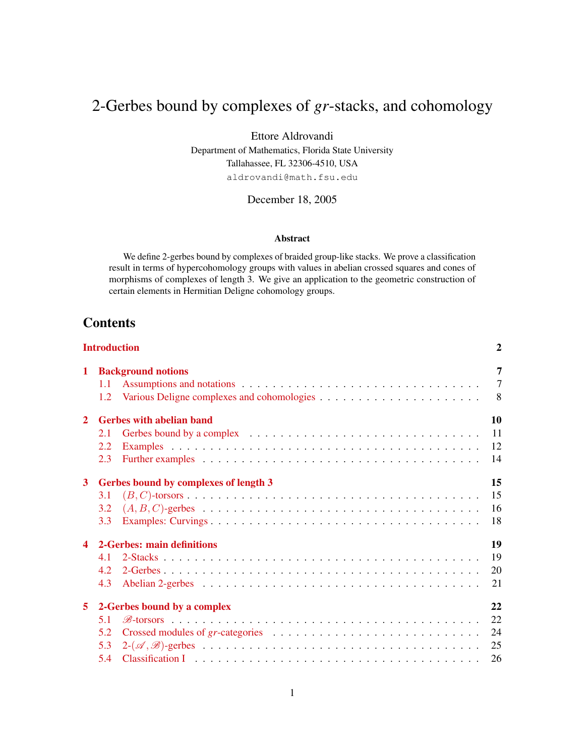# 2-Gerbes bound by complexes of *gr*-stacks, and cohomology

Ettore Aldrovandi

Department of Mathematics, Florida State University
Tallahassee, FL 32306-4510, USA
aldrovandi@math.fsu.edu

December 18, 2005

### Abstract

We define 2-gerbes bound by complexes of braided group-like stacks. We prove a classification result in terms of hypercohomology groups with values in abelian crossed squares and cones of morphisms of complexes of length 3. We give an application to the geometric construction of certain elements in Hermitian Deligne cohomology groups.

## Contents

**Introduction** — 2

**1 Background notions** — 7
- 1.1 Assumptions and notations — 7
- 1.2 Various Deligne complexes and cohomologies — 8

**2 Gerbes with abelian band** — 10
- 2.1 Gerbes bound by a complex — 11
- 2.2 Examples — 12
- 2.3 Further examples — 14

**3 Gerbes bound by complexes of length 3** — 15
- 3.1 $(B, C)$-torsors — 15
- 3.2 $(A, B, C)$-gerbes — 16
- 3.3 Examples: Curvings — 18

**4 2-Gerbes: main definitions** — 19
- 4.1 2-Stacks — 19
- 4.2 2-Gerbes — 20
- 4.3 Abelian 2-gerbes — 21

**5 2-Gerbes bound by a complex** — 22
- 5.1 $\mathscr{B}$-torsors — 22
- 5.2 Crossed modules of *gr*-categories — 24
- 5.3 2-$(\mathscr{A}, \mathscr{B})$-gerbes — 25
- 5.4 Classification I — 26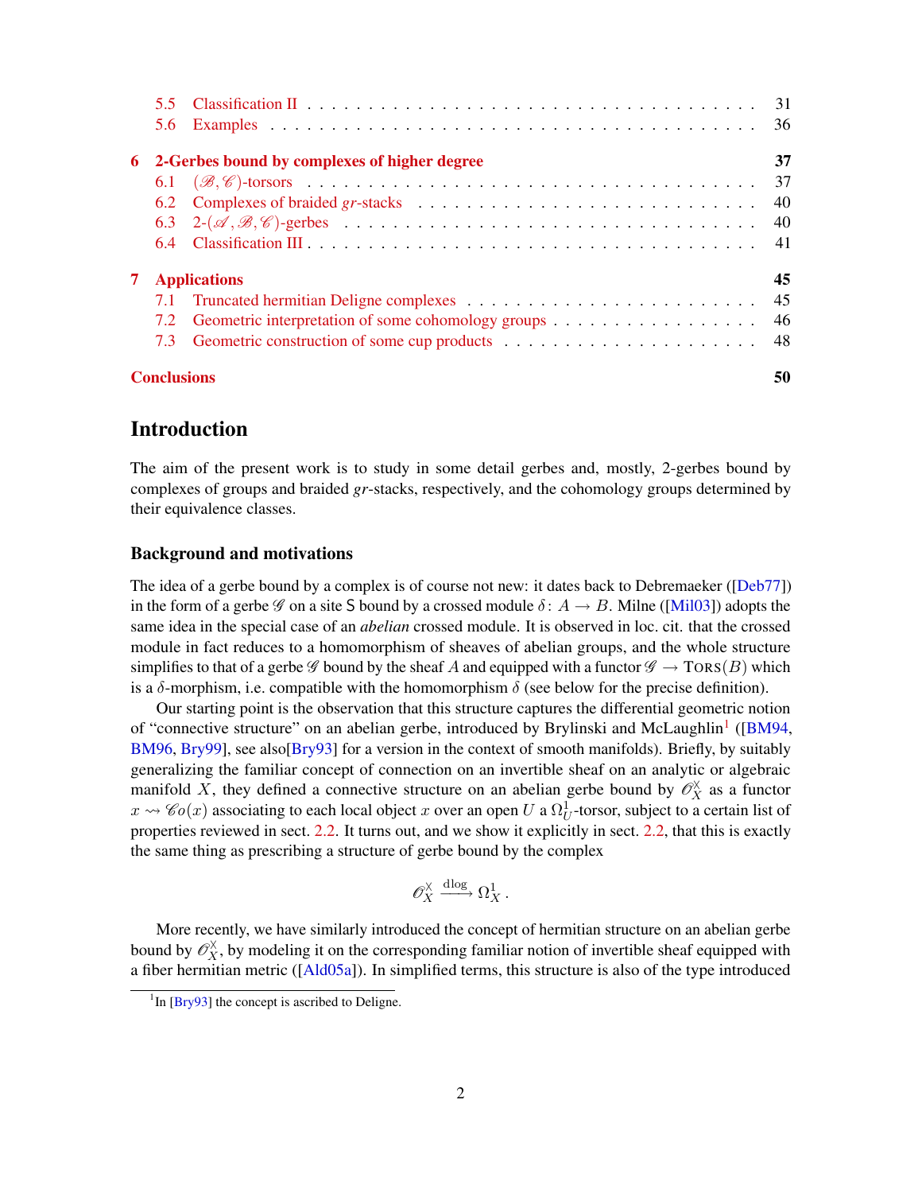5.5 Classification II . . . 31
5.6 Examples . . . 36

**6 2-Gerbes bound by complexes of higher degree** **37**
6.1 $(\mathscr{B},\mathscr{C})$-torsors . . . 37
6.2 Complexes of braided *gr*-stacks . . . 40
6.3 2-$(\mathscr{A},\mathscr{B},\mathscr{C})$-gerbes . . . 40
6.4 Classification III . . . 41

**7 Applications** **45**
7.1 Truncated hermitian Deligne complexes . . . 45
7.2 Geometric interpretation of some cohomology groups . . . 46
7.3 Geometric construction of some cup products . . . 48

**Conclusions** **50**

# Introduction

The aim of the present work is to study in some detail gerbes and, mostly, 2-gerbes bound by complexes of groups and braided *gr*-stacks, respectively, and the cohomology groups determined by their equivalence classes.

### Background and motivations

The idea of a gerbe bound by a complex is of course not new: it dates back to Debremaeker ([Deb77]) in the form of a gerbe $\mathscr{G}$ on a site $\mathsf{S}$ bound by a crossed module $\delta\colon A \to B$. Milne ([Mil03]) adopts the same idea in the special case of an *abelian* crossed module. It is observed in loc. cit. that the crossed module in fact reduces to a homomorphism of sheaves of abelian groups, and the whole structure simplifies to that of a gerbe $\mathscr{G}$ bound by the sheaf $A$ and equipped with a functor $\mathscr{G} \to \mathrm{TORS}(B)$ which is a $\delta$-morphism, i.e. compatible with the homomorphism $\delta$ (see below for the precise definition).

Our starting point is the observation that this structure captures the differential geometric notion of "connective structure" on an abelian gerbe, introduced by Brylinski and McLaughlin[1] ([BM94, BM96, Bry99], see also[Bry93] for a version in the context of smooth manifolds). Briefly, by suitably generalizing the familiar concept of connection on an invertible sheaf on an analytic or algebraic manifold $X$, they defined a connective structure on an abelian gerbe bound by $\mathscr{O}_X^\times$ as a functor $x \rightsquigarrow \mathscr{C}o(x)$ associating to each local object $x$ over an open $U$ a $\Omega^1_U$-torsor, subject to a certain list of properties reviewed in sect. 2.2. It turns out, and we show it explicitly in sect. 2.2, that this is exactly the same thing as prescribing a structure of gerbe bound by the complex

$$\mathscr{O}_X^\times \xrightarrow{\ \mathrm{dlog}\ } \Omega^1_X \, .$$

More recently, we have similarly introduced the concept of hermitian structure on an abelian gerbe bound by $\mathscr{O}_X^\times$, by modeling it on the corresponding familiar notion of invertible sheaf equipped with a fiber hermitian metric ([Ald05a]). In simplified terms, this structure is also of the type introduced

[1] In [Bry93] the concept is ascribed to Deligne.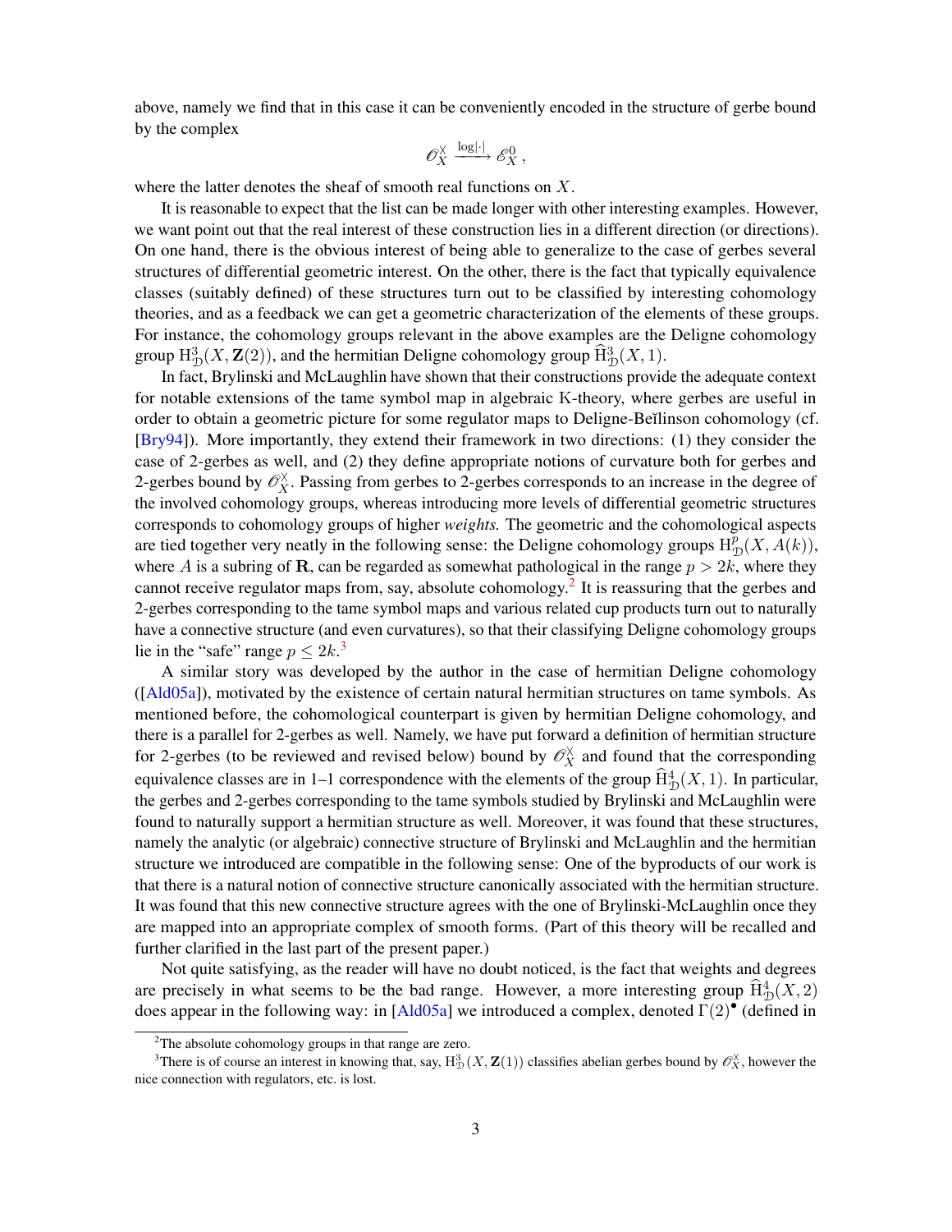above, namely we find that in this case it can be conveniently encoded in the structure of gerbe bound by the complex

$$\mathscr{O}_X^\times \xrightarrow{\log|\cdot|} \mathscr{E}_X^0 ,$$

where the latter denotes the sheaf of smooth real functions on $X$.

It is reasonable to expect that the list can be made longer with other interesting examples. However, we want point out that the real interest of these construction lies in a different direction (or directions). On one hand, there is the obvious interest of being able to generalize to the case of gerbes several structures of differential geometric interest. On the other, there is the fact that typically equivalence classes (suitably defined) of these structures turn out to be classified by interesting cohomology theories, and as a feedback we can get a geometric characterization of the elements of these groups. For instance, the cohomology groups relevant in the above examples are the Deligne cohomology group $\mathrm{H}^3_\mathcal{D}(X, \mathbf{Z}(2))$, and the hermitian Deligne cohomology group $\widehat{\mathrm{H}}^3_\mathcal{D}(X, 1)$.

In fact, Brylinski and McLaughlin have shown that their constructions provide the adequate context for notable extensions of the tame symbol map in algebraic K-theory, where gerbes are useful in order to obtain a geometric picture for some regulator maps to Deligne-Beĭlinson cohomology (cf. [Bry94]). More importantly, they extend their framework in two directions: (1) they consider the case of 2-gerbes as well, and (2) they define appropriate notions of curvature both for gerbes and 2-gerbes bound by $\mathscr{O}_X^\times$. Passing from gerbes to 2-gerbes corresponds to an increase in the degree of the involved cohomology groups, whereas introducing more levels of differential geometric structures corresponds to cohomology groups of higher *weights.* The geometric and the cohomological aspects are tied together very neatly in the following sense: the Deligne cohomology groups $\mathrm{H}^p_\mathcal{D}(X, A(k))$, where $A$ is a subring of $\mathbf{R}$, can be regarded as somewhat pathological in the range $p > 2k$, where they cannot receive regulator maps from, say, absolute cohomology.[2] It is reassuring that the gerbes and 2-gerbes corresponding to the tame symbol maps and various related cup products turn out to naturally have a connective structure (and even curvatures), so that their classifying Deligne cohomology groups lie in the "safe" range $p \leq 2k$.[3]

A similar story was developed by the author in the case of hermitian Deligne cohomology ([Ald05a]), motivated by the existence of certain natural hermitian structures on tame symbols. As mentioned before, the cohomological counterpart is given by hermitian Deligne cohomology, and there is a parallel for 2-gerbes as well. Namely, we have put forward a definition of hermitian structure for 2-gerbes (to be reviewed and revised below) bound by $\mathscr{O}_X^\times$ and found that the corresponding equivalence classes are in 1–1 correspondence with the elements of the group $\widehat{\mathrm{H}}^4_\mathcal{D}(X, 1)$. In particular, the gerbes and 2-gerbes corresponding to the tame symbols studied by Brylinski and McLaughlin were found to naturally support a hermitian structure as well. Moreover, it was found that these structures, namely the analytic (or algebraic) connective structure of Brylinski and McLaughlin and the hermitian structure we introduced are compatible in the following sense: One of the byproducts of our work is that there is a natural notion of connective structure canonically associated with the hermitian structure. It was found that this new connective structure agrees with the one of Brylinski-McLaughlin once they are mapped into an appropriate complex of smooth forms. (Part of this theory will be recalled and further clarified in the last part of the present paper.)

Not quite satisfying, as the reader will have no doubt noticed, is the fact that weights and degrees are precisely in what seems to be the bad range. However, a more interesting group $\widehat{\mathrm{H}}^4_\mathcal{D}(X, 2)$ does appear in the following way: in [Ald05a] we introduced a complex, denoted $\Gamma(2)^\bullet$ (defined in

[2] The absolute cohomology groups in that range are zero.

[3] There is of course an interest in knowing that, say, $\mathrm{H}^3_\mathcal{D}(X, \mathbf{Z}(1))$ classifies abelian gerbes bound by $\mathscr{O}_X^\times$, however the nice connection with regulators, etc. is lost.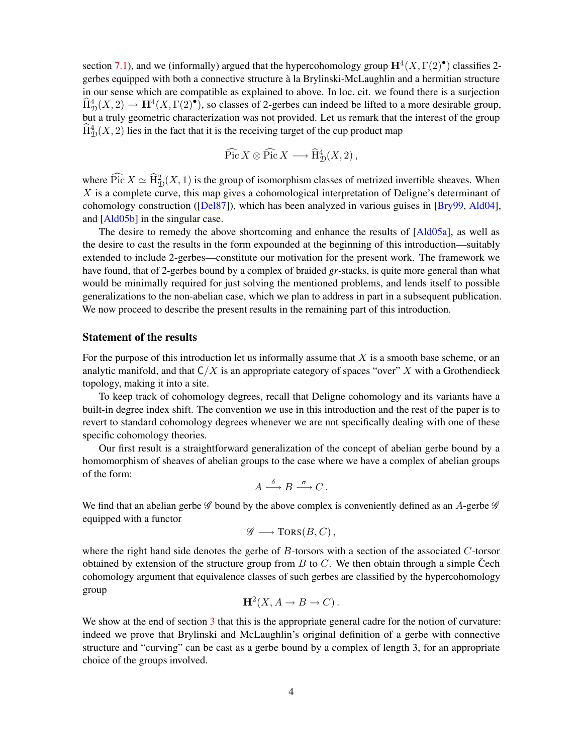section 7.1), and we (informally) argued that the hypercohomology group $\mathbf{H}^4(X, \Gamma(2)^\bullet)$ classifies 2-gerbes equipped with both a connective structure à la Brylinski-McLaughlin and a hermitian structure in our sense which are compatible as explained to above. In loc. cit. we found there is a surjection $\widehat{\mathrm{H}}^4_{\mathcal{D}}(X, 2) \to \mathbf{H}^4(X, \Gamma(2)^\bullet)$, so classes of 2-gerbes can indeed be lifted to a more desirable group, but a truly geometric characterization was not provided. Let us remark that the interest of the group $\widehat{\mathrm{H}}^4_{\mathcal{D}}(X, 2)$ lies in the fact that it is the receiving target of the cup product map

$$\widehat{\operatorname{Pic}}\, X \otimes \widehat{\operatorname{Pic}}\, X \longrightarrow \widehat{\mathrm{H}}^4_{\mathcal{D}}(X, 2)\,,$$

where $\widehat{\operatorname{Pic}}\, X \simeq \widehat{\mathrm{H}}^2_{\mathcal{D}}(X, 1)$ is the group of isomorphism classes of metrized invertible sheaves. When $X$ is a complete curve, this map gives a cohomological interpretation of Deligne's determinant of cohomology construction ([Del87]), which has been analyzed in various guises in [Bry99, Ald04], and [Ald05b] in the singular case.

The desire to remedy the above shortcoming and enhance the results of [Ald05a], as well as the desire to cast the results in the form expounded at the beginning of this introduction—suitably extended to include 2-gerbes—constitute our motivation for the present work. The framework we have found, that of 2-gerbes bound by a complex of braided *gr*-stacks, is quite more general than what would be minimally required for just solving the mentioned problems, and lends itself to possible generalizations to the non-abelian case, which we plan to address in part in a subsequent publication. We now proceed to describe the present results in the remaining part of this introduction.

### Statement of the results

For the purpose of this introduction let us informally assume that $X$ is a smooth base scheme, or an analytic manifold, and that $\mathsf{C}/X$ is an appropriate category of spaces "over" $X$ with a Grothendieck topology, making it into a site.

To keep track of cohomology degrees, recall that Deligne cohomology and its variants have a built-in degree index shift. The convention we use in this introduction and the rest of the paper is to revert to standard cohomology degrees whenever we are not specifically dealing with one of these specific cohomology theories.

Our first result is a straightforward generalization of the concept of abelian gerbe bound by a homomorphism of sheaves of abelian groups to the case where we have a complex of abelian groups of the form:

$$A \xrightarrow{\ \delta\ } B \xrightarrow{\ \sigma\ } C\,.$$

We find that an abelian gerbe $\mathscr{G}$ bound by the above complex is conveniently defined as an $A$-gerbe $\mathscr{G}$ equipped with a functor

$$\mathscr{G} \longrightarrow \textsc{Tors}(B, C)\,,$$

where the right hand side denotes the gerbe of $B$-torsors with a section of the associated $C$-torsor obtained by extension of the structure group from $B$ to $C$. We then obtain through a simple Čech cohomology argument that equivalence classes of such gerbes are classified by the hypercohomology group

$$\mathbf{H}^2(X, A \to B \to C)\,.$$

We show at the end of section 3 that this is the appropriate general cadre for the notion of curvature: indeed we prove that Brylinski and McLaughlin's original definition of a gerbe with connective structure and "curving" can be cast as a gerbe bound by a complex of length 3, for an appropriate choice of the groups involved.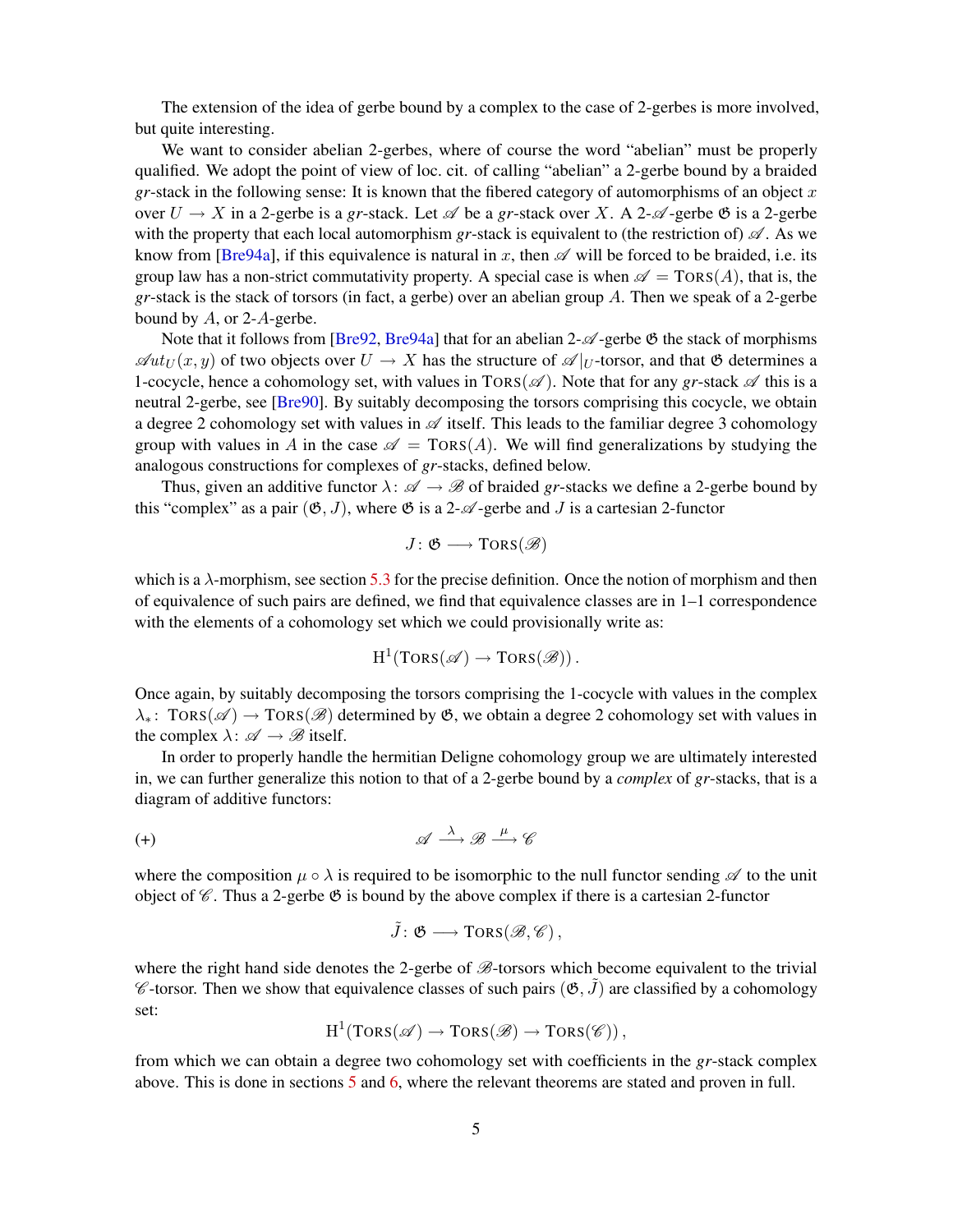The extension of the idea of gerbe bound by a complex to the case of 2-gerbes is more involved, but quite interesting.

We want to consider abelian 2-gerbes, where of course the word "abelian" must be properly qualified. We adopt the point of view of loc. cit. of calling "abelian" a 2-gerbe bound by a braided *gr*-stack in the following sense: It is known that the fibered category of automorphisms of an object $x$ over $U \to X$ in a 2-gerbe is a *gr*-stack. Let $\mathscr{A}$ be a *gr*-stack over $X$. A 2-$\mathscr{A}$-gerbe $\mathfrak{G}$ is a 2-gerbe with the property that each local automorphism *gr*-stack is equivalent to (the restriction of) $\mathscr{A}$. As we know from [Bre94a], if this equivalence is natural in $x$, then $\mathscr{A}$ will be forced to be braided, i.e. its group law has a non-strict commutativity property. A special case is when $\mathscr{A} = \mathrm{TORS}(A)$, that is, the *gr*-stack is the stack of torsors (in fact, a gerbe) over an abelian group $A$. Then we speak of a 2-gerbe bound by $A$, or 2-$A$-gerbe.

Note that it follows from [Bre92, Bre94a] that for an abelian 2-$\mathscr{A}$-gerbe $\mathfrak{G}$ the stack of morphisms $\mathscr{A}ut_U(x,y)$ of two objects over $U \to X$ has the structure of $\mathscr{A}|_U$-torsor, and that $\mathfrak{G}$ determines a 1-cocycle, hence a cohomology set, with values in $\mathrm{TORS}(\mathscr{A})$. Note that for any *gr*-stack $\mathscr{A}$ this is a neutral 2-gerbe, see [Bre90]. By suitably decomposing the torsors comprising this cocycle, we obtain a degree 2 cohomology set with values in $\mathscr{A}$ itself. This leads to the familiar degree 3 cohomology group with values in $A$ in the case $\mathscr{A} = \mathrm{TORS}(A)$. We will find generalizations by studying the analogous constructions for complexes of *gr*-stacks, defined below.

Thus, given an additive functor $\lambda \colon \mathscr{A} \to \mathscr{B}$ of braided *gr*-stacks we define a 2-gerbe bound by this "complex" as a pair $(\mathfrak{G}, J)$, where $\mathfrak{G}$ is a 2-$\mathscr{A}$-gerbe and $J$ is a cartesian 2-functor

$$J \colon \mathfrak{G} \longrightarrow \mathrm{TORS}(\mathscr{B})$$

which is a $\lambda$-morphism, see section 5.3 for the precise definition. Once the notion of morphism and then of equivalence of such pairs are defined, we find that equivalence classes are in 1–1 correspondence with the elements of a cohomology set which we could provisionally write as:

$$\mathrm{H}^1(\mathrm{TORS}(\mathscr{A}) \to \mathrm{TORS}(\mathscr{B}))\,.$$

Once again, by suitably decomposing the torsors comprising the 1-cocycle with values in the complex $\lambda_* \colon \mathrm{TORS}(\mathscr{A}) \to \mathrm{TORS}(\mathscr{B})$ determined by $\mathfrak{G}$, we obtain a degree 2 cohomology set with values in the complex $\lambda \colon \mathscr{A} \to \mathscr{B}$ itself.

In order to properly handle the hermitian Deligne cohomology group we are ultimately interested in, we can further generalize this notion to that of a 2-gerbe bound by a *complex* of *gr*-stacks, that is a diagram of additive functors:

$$\mathscr{A} \xrightarrow{\lambda} \mathscr{B} \xrightarrow{\mu} \mathscr{C} \tag{+}$$

where the composition $\mu \circ \lambda$ is required to be isomorphic to the null functor sending $\mathscr{A}$ to the unit object of $\mathscr{C}$. Thus a 2-gerbe $\mathfrak{G}$ is bound by the above complex if there is a cartesian 2-functor

$$\tilde{J} \colon \mathfrak{G} \longrightarrow \mathrm{TORS}(\mathscr{B}, \mathscr{C})\,,$$

where the right hand side denotes the 2-gerbe of $\mathscr{B}$-torsors which become equivalent to the trivial $\mathscr{C}$-torsor. Then we show that equivalence classes of such pairs $(\mathfrak{G}, \tilde{J})$ are classified by a cohomology set:

$$\mathrm{H}^1(\mathrm{TORS}(\mathscr{A}) \to \mathrm{TORS}(\mathscr{B}) \to \mathrm{TORS}(\mathscr{C}))\,,$$

from which we can obtain a degree two cohomology set with coefficients in the *gr*-stack complex above. This is done in sections 5 and 6, where the relevant theorems are stated and proven in full.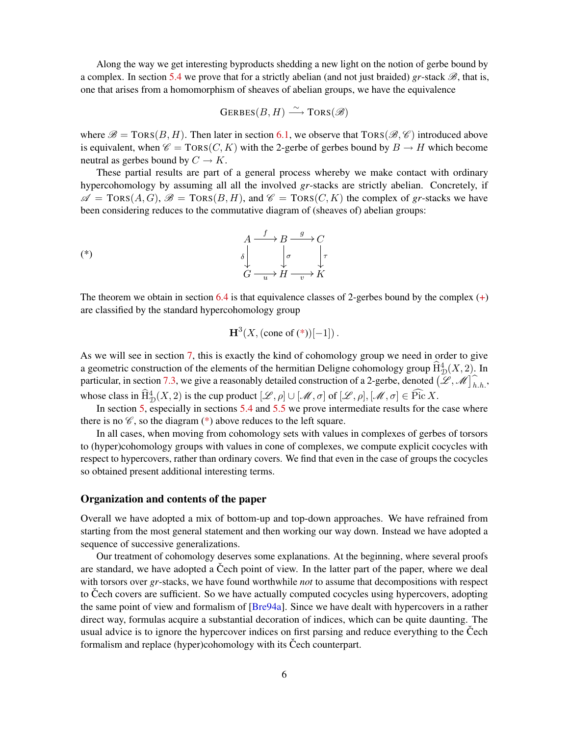Along the way we get interesting byproducts shedding a new light on the notion of gerbe bound by a complex. In section 5.4 we prove that for a strictly abelian (and not just braided) *gr*-stack $\mathscr{B}$, that is, one that arises from a homomorphism of sheaves of abelian groups, we have the equivalence

$$\mathrm{GERBES}(B, H) \xrightarrow{\sim} \mathrm{TORS}(\mathscr{B})$$

where $\mathscr{B} = \mathrm{TORS}(B, H)$. Then later in section 6.1, we observe that $\mathrm{TORS}(\mathscr{B}, \mathscr{C})$ introduced above is equivalent, when $\mathscr{C} = \mathrm{TORS}(C, K)$ with the 2-gerbe of gerbes bound by $B \to H$ which become neutral as gerbes bound by $C \to K$.

These partial results are part of a general process whereby we make contact with ordinary hypercohomology by assuming all all the involved *gr*-stacks are strictly abelian. Concretely, if $\mathscr{A} = \mathrm{TORS}(A, G)$, $\mathscr{B} = \mathrm{TORS}(B, H)$, and $\mathscr{C} = \mathrm{TORS}(C, K)$ the complex of *gr*-stacks we have been considering reduces to the commutative diagram of (sheaves of) abelian groups:

$$(*) \qquad \begin{array}{ccccc} A & \xrightarrow{f} & B & \xrightarrow{g} & C \\ {\scriptstyle\delta}\downarrow & & \downarrow{\scriptstyle\sigma} & & \downarrow{\scriptstyle\tau} \\ G & \xrightarrow[u]{} & H & \xrightarrow[v]{} & K \end{array}$$

The theorem we obtain in section 6.4 is that equivalence classes of 2-gerbes bound by the complex (+) are classified by the standard hypercohomology group

$$\mathbf{H}^3(X, (\text{cone of } (*))[-1]) .$$

As we will see in section 7, this is exactly the kind of cohomology group we need in order to give a geometric construction of the elements of the hermitian Deligne cohomology group $\widehat{\mathrm{H}}^4_{\mathcal{D}}(X, 2)$. In particular, in section 7.3, we give a reasonably detailed construction of a 2-gerbe, denoted $\big(\mathscr{L}, \mathscr{M}\big]^{\widehat{}}_{h.h.}$, whose class in $\widehat{\mathrm{H}}^4_{\mathcal{D}}(X, 2)$ is the cup product $[\mathscr{L}, \rho] \cup [\mathscr{M}, \sigma]$ of $[\mathscr{L}, \rho], [\mathscr{M}, \sigma] \in \widehat{\mathrm{Pic}}\, X$.

In section 5, especially in sections 5.4 and 5.5 we prove intermediate results for the case where there is no $\mathscr{C}$, so the diagram (*) above reduces to the left square.

In all cases, when moving from cohomology sets with values in complexes of gerbes of torsors to (hyper)cohomology groups with values in cone of complexes, we compute explicit cocycles with respect to hypercovers, rather than ordinary covers. We find that even in the case of groups the cocycles so obtained present additional interesting terms.

## Organization and contents of the paper

Overall we have adopted a mix of bottom-up and top-down approaches. We have refrained from starting from the most general statement and then working our way down. Instead we have adopted a sequence of successive generalizations.

Our treatment of cohomology deserves some explanations. At the beginning, where several proofs are standard, we have adopted a Čech point of view. In the latter part of the paper, where we deal with torsors over *gr*-stacks, we have found worthwhile *not* to assume that decompositions with respect to Čech covers are sufficient. So we have actually computed cocycles using hypercovers, adopting the same point of view and formalism of [Bre94a]. Since we have dealt with hypercovers in a rather direct way, formulas acquire a substantial decoration of indices, which can be quite daunting. The usual advice is to ignore the hypercover indices on first parsing and reduce everything to the Čech formalism and replace (hyper)cohomology with its Čech counterpart.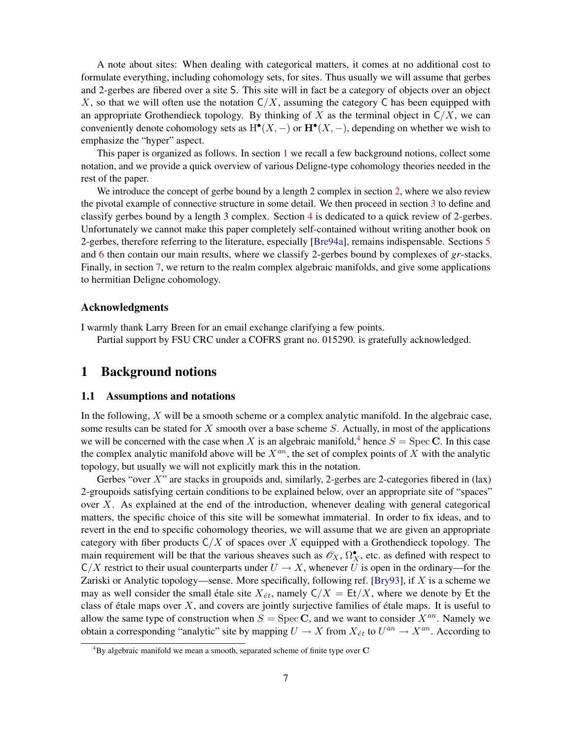A note about sites: When dealing with categorical matters, it comes at no additional cost to formulate everything, including cohomology sets, for sites. Thus usually we will assume that gerbes and 2-gerbes are fibered over a site $\mathsf{S}$. This site will in fact be a category of objects over an object $X$, so that we will often use the notation $\mathsf{C}/X$, assuming the category $\mathsf{C}$ has been equipped with an appropriate Grothendieck topology. By thinking of $X$ as the terminal object in $\mathsf{C}/X$, we can conveniently denote cohomology sets as $\mathrm{H}^\bullet(X,-)$ or $\mathbf{H}^\bullet(X,-)$, depending on whether we wish to emphasize the "hyper" aspect.

This paper is organized as follows. In section 1 we recall a few background notions, collect some notation, and we provide a quick overview of various Deligne-type cohomology theories needed in the rest of the paper.

We introduce the concept of gerbe bound by a length 2 complex in section 2, where we also review the pivotal example of connective structure in some detail. We then proceed in section 3 to define and classify gerbes bound by a length 3 complex. Section 4 is dedicated to a quick review of 2-gerbes. Unfortunately we cannot make this paper completely self-contained without writing another book on 2-gerbes, therefore referring to the literature, especially [Bre94a], remains indispensable. Sections 5 and 6 then contain our main results, where we classify 2-gerbes bound by complexes of *gr*-stacks. Finally, in section 7, we return to the realm complex algebraic manifolds, and give some applications to hermitian Deligne cohomology.

### Acknowledgments

I warmly thank Larry Breen for an email exchange clarifying a few points.

Partial support by FSU CRC under a COFRS grant no. 015290. is gratefully acknowledged.

## 1 Background notions

### 1.1 Assumptions and notations

In the following, $X$ will be a smooth scheme or a complex analytic manifold. In the algebraic case, some results can be stated for $X$ smooth over a base scheme $S$. Actually, in most of the applications we will be concerned with the case when $X$ is an algebraic manifold,[4] hence $S = \operatorname{Spec}\mathbf{C}$. In this case the complex analytic manifold above will be $X^{an}$, the set of complex points of $X$ with the analytic topology, but usually we will not explicitly mark this in the notation.

Gerbes "over $X$" are stacks in groupoids and, similarly, 2-gerbes are 2-categories fibered in (lax) 2-groupoids satisfying certain conditions to be explained below, over an appropriate site of "spaces" over $X$. As explained at the end of the introduction, whenever dealing with general categorical matters, the specific choice of this site will be somewhat immaterial. In order to fix ideas, and to revert in the end to specific cohomology theories, we will assume that we are given an appropriate category with fiber products $\mathsf{C}/X$ of spaces over $X$ equipped with a Grothendieck topology. The main requirement will be that the various sheaves such as $\mathscr{O}_X$, $\Omega^\bullet_X$, etc. as defined with respect to $\mathsf{C}/X$ restrict to their usual counterparts under $U \to X$, whenever $U$ is open in the ordinary—for the Zariski or Analytic topology—sense. More specifically, following ref. [Bry93], if $X$ is a scheme we may as well consider the small étale site $X_{\acute{e}t}$, namely $\mathsf{C}/X = \mathsf{Et}/X$, where we denote by $\mathsf{Et}$ the class of étale maps over $X$, and covers are jointly surjective families of étale maps. It is useful to allow the same type of construction when $S = \operatorname{Spec}\mathbf{C}$, and we want to consider $X^{an}$. Namely we obtain a corresponding "analytic" site by mapping $U \to X$ from $X_{\acute{e}t}$ to $U^{an} \to X^{an}$. According to

[4] By algebraic manifold we mean a smooth, separated scheme of finite type over $\mathbf{C}$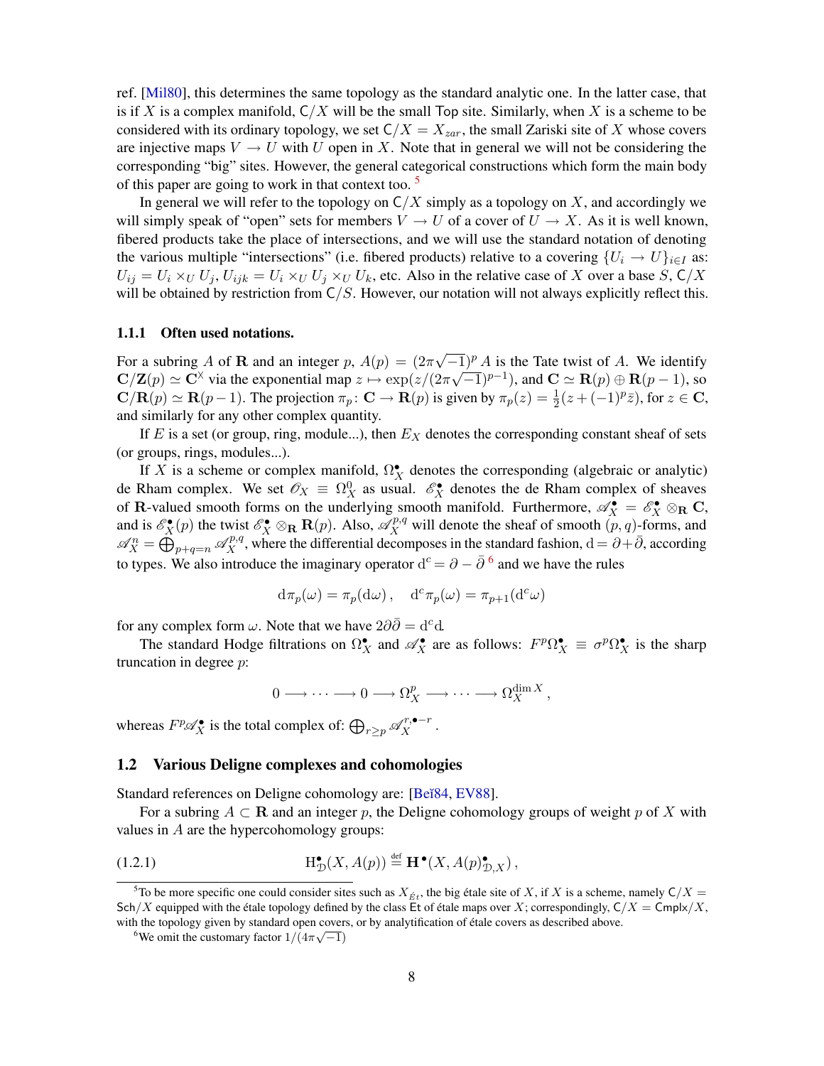ref. [Mil80], this determines the same topology as the standard analytic one. In the latter case, that is if $X$ is a complex manifold, $\mathsf{C}/X$ will be the small Top site. Similarly, when $X$ is a scheme to be considered with its ordinary topology, we set $\mathsf{C}/X = X_{zar}$, the small Zariski site of $X$ whose covers are injective maps $V \to U$ with $U$ open in $X$. Note that in general we will not be considering the corresponding "big" sites. However, the general categorical constructions which form the main body of this paper are going to work in that context too. [5]

In general we will refer to the topology on $\mathsf{C}/X$ simply as a topology on $X$, and accordingly we will simply speak of "open" sets for members $V \to U$ of a cover of $U \to X$. As it is well known, fibered products take the place of intersections, and we will use the standard notation of denoting the various multiple "intersections" (i.e. fibered products) relative to a covering $\{U_i \to U\}_{i\in I}$ as: $U_{ij} = U_i \times_U U_j$, $U_{ijk} = U_i \times_U U_j \times_U U_k$, etc. Also in the relative case of $X$ over a base $S$, $\mathsf{C}/X$ will be obtained by restriction from $\mathsf{C}/S$. However, our notation will not always explicitly reflect this.

### 1.1.1 Often used notations.

For a subring $A$ of $\mathbf{R}$ and an integer $p$, $A(p) = (2\pi\sqrt{-1})^p A$ is the Tate twist of $A$. We identify $\mathbf{C}/\mathbf{Z}(p) \simeq \mathbf{C}^\times$ via the exponential map $z \mapsto \exp(z/(2\pi\sqrt{-1})^{p-1})$, and $\mathbf{C} \simeq \mathbf{R}(p) \oplus \mathbf{R}(p-1)$, so $\mathbf{C}/\mathbf{R}(p) \simeq \mathbf{R}(p-1)$. The projection $\pi_p \colon \mathbf{C} \to \mathbf{R}(p)$ is given by $\pi_p(z) = \frac{1}{2}(z + (-1)^p\bar{z})$, for $z \in \mathbf{C}$, and similarly for any other complex quantity.

If $E$ is a set (or group, ring, module...), then $E_X$ denotes the corresponding constant sheaf of sets (or groups, rings, modules...).

If $X$ is a scheme or complex manifold, $\Omega^\bullet_X$ denotes the corresponding (algebraic or analytic) de Rham complex. We set $\mathscr{O}_X \equiv \Omega^0_X$ as usual. $\mathscr{E}^\bullet_X$ denotes the de Rham complex of sheaves of $\mathbf{R}$-valued smooth forms on the underlying smooth manifold. Furthermore, $\mathscr{A}^\bullet_X = \mathscr{E}^\bullet_X \otimes_{\mathbf{R}} \mathbf{C}$, and is $\mathscr{E}^\bullet_X(p)$ the twist $\mathscr{E}^\bullet_X \otimes_{\mathbf{R}} \mathbf{R}(p)$. Also, $\mathscr{A}^{p,q}_X$ will denote the sheaf of smooth $(p,q)$-forms, and $\mathscr{A}^n_X = \bigoplus_{p+q=n} \mathscr{A}^{p,q}_X$, where the differential decomposes in the standard fashion, $\mathrm{d} = \partial + \bar{\partial}$, according to types. We also introduce the imaginary operator $\mathrm{d}^c = \partial - \bar{\partial}$ [6] and we have the rules

$$\mathrm{d}\pi_p(\omega) = \pi_p(\mathrm{d}\omega)\,, \quad \mathrm{d}^c\pi_p(\omega) = \pi_{p+1}(\mathrm{d}^c\omega)$$

for any complex form $\omega$. Note that we have $2\partial\bar{\partial} = \mathrm{d}^c\mathrm{d}$.

The standard Hodge filtrations on $\Omega^\bullet_X$ and $\mathscr{A}^\bullet_X$ are as follows: $F^p\Omega^\bullet_X \equiv \sigma^p\Omega^\bullet_X$ is the sharp truncation in degree $p$:

$$0 \longrightarrow \cdots \longrightarrow 0 \longrightarrow \Omega^p_X \longrightarrow \cdots \longrightarrow \Omega^{\dim X}_X\,,$$

whereas $F^p\mathscr{A}^\bullet_X$ is the total complex of: $\bigoplus_{r\geq p} \mathscr{A}^{r,\bullet-r}_X$.

## 1.2 Various Deligne complexes and cohomologies

Standard references on Deligne cohomology are: [Beĭ84, EV88].

For a subring $A \subset \mathbf{R}$ and an integer $p$, the Deligne cohomology groups of weight $p$ of $X$ with values in $A$ are the hypercohomology groups:

$$\mathrm{H}^\bullet_{\mathcal{D}}(X, A(p)) \overset{\text{def}}{=} \mathbf{H}^\bullet(X, A(p)^\bullet_{\mathcal{D},X})\,, \tag{1.2.1}$$

---

[5] To be more specific one could consider sites such as $X_{\acute{E}t}$, the big étale site of $X$, if $X$ is a scheme, namely $\mathsf{C}/X = \mathsf{Sch}/X$ equipped with the étale topology defined by the class Ét of étale maps over $X$; correspondingly, $\mathsf{C}/X = \mathsf{Cmplx}/X$, with the topology given by standard open covers, or by analytification of étale covers as described above.

[6] We omit the customary factor $1/(4\pi\sqrt{-1})$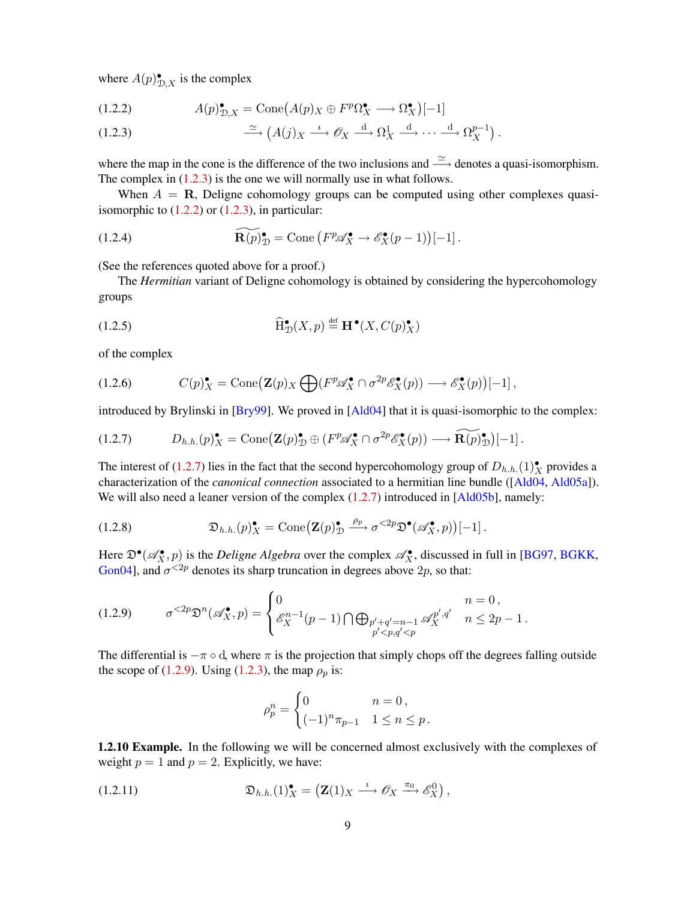where $A(p)^\bullet_{\mathcal{D},X}$ is the complex

$$A(p)^\bullet_{\mathcal{D},X} = \operatorname{Cone}\big(A(p)_X \oplus F^p\Omega^\bullet_X \longrightarrow \Omega^\bullet_X\big)[-1] \tag{1.2.2}$$

$$\xrightarrow{\simeq} \big(A(j)_X \xrightarrow{\imath} \mathscr{O}_X \xrightarrow{\mathrm{d}} \Omega^1_X \xrightarrow{\mathrm{d}} \cdots \xrightarrow{\mathrm{d}} \Omega^{p-1}_X\big)\,. \tag{1.2.3}$$

where the map in the cone is the difference of the two inclusions and $\xrightarrow{\simeq}$ denotes a quasi-isomorphism. The complex in (1.2.3) is the one we will normally use in what follows.

When $A = \mathbf{R}$, Deligne cohomology groups can be computed using other complexes quasi-isomorphic to (1.2.2) or (1.2.3), in particular:

$$\widetilde{\mathbf{R}(p)}^\bullet_{\mathcal{D}} = \operatorname{Cone}\big(F^p\mathscr{A}^\bullet_X \to \mathscr{E}^\bullet_X(p-1)\big)[-1]\,. \tag{1.2.4}$$

(See the references quoted above for a proof.)

The *Hermitian* variant of Deligne cohomology is obtained by considering the hypercohomology groups

$$\widehat{\mathrm{H}}^\bullet_{\mathcal{D}}(X,p) \stackrel{\mathrm{def}}{=} \mathbf{H}^\bullet(X, C(p)^\bullet_X) \tag{1.2.5}$$

of the complex

$$C(p)^\bullet_X = \operatorname{Cone}\big(\mathbf{Z}(p)_X \bigoplus (F^p\mathscr{A}^\bullet_X \cap \sigma^{2p}\mathscr{E}^\bullet_X(p)) \longrightarrow \mathscr{E}^\bullet_X(p)\big)[-1]\,, \tag{1.2.6}$$

introduced by Brylinski in [Bry99]. We proved in [Ald04] that it is quasi-isomorphic to the complex:

$$D_{h.h.}(p)^\bullet_X = \operatorname{Cone}\big(\mathbf{Z}(p)^\bullet_{\mathcal{D}} \oplus (F^p\mathscr{A}^\bullet_X \cap \sigma^{2p}\mathscr{E}^\bullet_X(p)) \longrightarrow \widetilde{\mathbf{R}(p)}^\bullet_{\mathcal{D}}\big)[-1]\,. \tag{1.2.7}$$

The interest of (1.2.7) lies in the fact that the second hypercohomology group of $D_{h.h.}(1)^\bullet_X$ provides a characterization of the *canonical connection* associated to a hermitian line bundle ([Ald04, Ald05a]). We will also need a leaner version of the complex (1.2.7) introduced in [Ald05b], namely:

$$\mathfrak{D}_{h.h.}(p)^\bullet_X = \operatorname{Cone}\big(\mathbf{Z}(p)^\bullet_{\mathcal{D}} \xrightarrow{\rho_p} \sigma^{<2p}\mathfrak{D}^\bullet(\mathscr{A}^\bullet_X, p)\big)[-1]\,. \tag{1.2.8}$$

Here $\mathfrak{D}^\bullet(\mathscr{A}^\bullet_X, p)$ is the *Deligne Algebra* over the complex $\mathscr{A}^\bullet_X$, discussed in full in [BG97, BGKK, Gon04], and $\sigma^{<2p}$ denotes its sharp truncation in degrees above $2p$, so that:

$$\sigma^{<2p}\mathfrak{D}^n(\mathscr{A}^\bullet_X, p) = \begin{cases} 0 & n = 0\,, \\ \mathscr{E}^{n-1}_X(p-1) \bigcap \bigoplus_{\substack{p'+q'=n-1 \\ p'<p, q'<p}} \mathscr{A}^{p',q'}_X & n \leq 2p-1\,. \end{cases} \tag{1.2.9}$$

The differential is $-\pi \circ \mathrm{d}$, where $\pi$ is the projection that simply chops off the degrees falling outside the scope of (1.2.9). Using (1.2.3), the map $\rho_p$ is:

$$\rho^n_p = \begin{cases} 0 & n = 0\,, \\ (-1)^n \pi_{p-1} & 1 \leq n \leq p\,. \end{cases}$$

**1.2.10 Example.** In the following we will be concerned almost exclusively with the complexes of weight $p = 1$ and $p = 2$. Explicitly, we have:

$$\mathfrak{D}_{h.h.}(1)^\bullet_X = \big(\mathbf{Z}(1)_X \xrightarrow{\imath} \mathscr{O}_X \xrightarrow{\pi_0} \mathscr{E}^0_X\big)\,, \tag{1.2.11}$$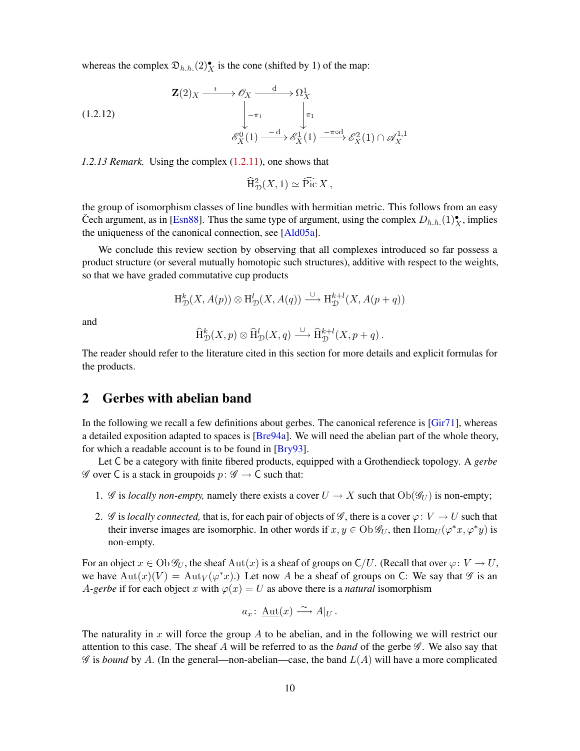whereas the complex $\mathfrak{D}_{h.h.}(2)^\bullet_X$ is the cone (shifted by 1) of the map:

$$
\begin{array}{ccccc}
\mathbf{Z}(2)_X & \xrightarrow{\imath} & \mathscr{O}_X & \xrightarrow{\mathrm{d}} & \Omega^1_X & & \\
& & \Big\downarrow{\scriptstyle -\pi_1} & & \Big\downarrow{\scriptstyle \pi_1} & & \\
& & \mathscr{E}^0_X(1) & \xrightarrow{-\mathrm{d}} & \mathscr{E}^1_X(1) & \xrightarrow{-\pi\circ \mathrm{d}} & \mathscr{E}^2_X(1)\cap \mathscr{A}^{1,1}_X
\end{array}
\tag{1.2.12}
$$

*1.2.13 Remark.* Using the complex (1.2.11), one shows that

$$
\widehat{\mathrm{H}}^2_{\mathcal{D}}(X,1)\simeq \widehat{\operatorname{Pic}}\, X\,,
$$

the group of isomorphism classes of line bundles with hermitian metric. This follows from an easy Čech argument, as in [Esn88]. Thus the same type of argument, using the complex $D_{h.h.}(1)^\bullet_X$, implies the uniqueness of the canonical connection, see [Ald05a].

We conclude this review section by observing that all complexes introduced so far possess a product structure (or several mutually homotopic such structures), additive with respect to the weights, so that we have graded commutative cup products

$$
\mathrm{H}^k_{\mathcal{D}}(X,A(p))\otimes \mathrm{H}^l_{\mathcal{D}}(X,A(q)) \xrightarrow{\ \cup\ } \mathrm{H}^{k+l}_{\mathcal{D}}(X,A(p+q))
$$

and

$$
\widehat{\mathrm{H}}^k_{\mathcal{D}}(X,p)\otimes \widehat{\mathrm{H}}^l_{\mathcal{D}}(X,q) \xrightarrow{\ \cup\ } \widehat{\mathrm{H}}^{k+l}_{\mathcal{D}}(X,p+q)\,.
$$

The reader should refer to the literature cited in this section for more details and explicit formulas for the products.

## 2 Gerbes with abelian band

In the following we recall a few definitions about gerbes. The canonical reference is [Gir71], whereas a detailed exposition adapted to spaces is [Bre94a]. We will need the abelian part of the whole theory, for which a readable account is to be found in [Bry93].

Let $\mathsf{C}$ be a category with finite fibered products, equipped with a Grothendieck topology. A *gerbe* $\mathscr{G}$ over $\mathsf{C}$ is a stack in groupoids $p\colon \mathscr{G}\to \mathsf{C}$ such that:

1. $\mathscr{G}$ is *locally non-empty,* namely there exists a cover $U\to X$ such that $\mathrm{Ob}(\mathscr{G}_U)$ is non-empty;
2. $\mathscr{G}$ is *locally connected,* that is, for each pair of objects of $\mathscr{G}$, there is a cover $\varphi\colon V\to U$ such that their inverse images are isomorphic. In other words if $x,y\in \mathrm{Ob}\,\mathscr{G}_U$, then $\mathrm{Hom}_U(\varphi^*x,\varphi^*y)$ is non-empty.

For an object $x\in \mathrm{Ob}\,\mathscr{G}_U$, the sheaf $\underline{\mathrm{Aut}}(x)$ is a sheaf of groups on $\mathsf{C}/U$. (Recall that over $\varphi\colon V\to U$, we have $\underline{\mathrm{Aut}}(x)(V)=\mathrm{Aut}_V(\varphi^*x)$.) Let now $A$ be a sheaf of groups on $\mathsf{C}$: We say that $\mathscr{G}$ is an *$A$-gerbe* if for each object $x$ with $\varphi(x)=U$ as above there is a *natural* isomorphism

$$
a_x\colon\ \underline{\mathrm{Aut}}(x)\xrightarrow{\ \sim\ } A|_U\,.
$$

The naturality in $x$ will force the group $A$ to be abelian, and in the following we will restrict our attention to this case. The sheaf $A$ will be referred to as the *band* of the gerbe $\mathscr{G}$. We also say that $\mathscr{G}$ is *bound* by $A$. (In the general—non-abelian—case, the band $L(A)$ will have a more complicated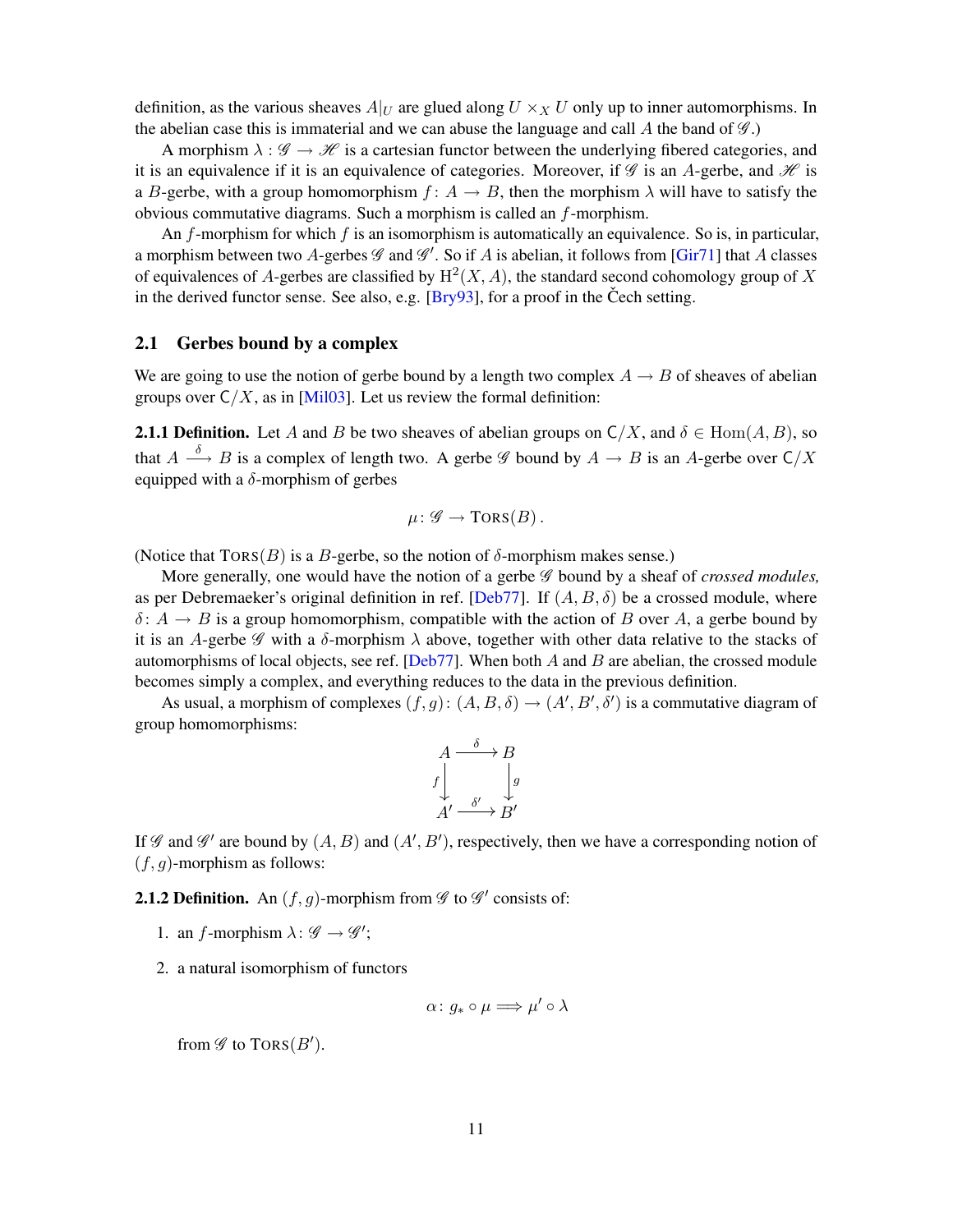definition, as the various sheaves $A|_U$ are glued along $U \times_X U$ only up to inner automorphisms. In the abelian case this is immaterial and we can abuse the language and call $A$ the band of $\mathscr{G}$.)

A morphism $\lambda : \mathscr{G} \to \mathscr{H}$ is a cartesian functor between the underlying fibered categories, and it is an equivalence if it is an equivalence of categories. Moreover, if $\mathscr{G}$ is an $A$-gerbe, and $\mathscr{H}$ is a $B$-gerbe, with a group homomorphism $f \colon A \to B$, then the morphism $\lambda$ will have to satisfy the obvious commutative diagrams. Such a morphism is called an $f$-morphism.

An $f$-morphism for which $f$ is an isomorphism is automatically an equivalence. So is, in particular, a morphism between two $A$-gerbes $\mathscr{G}$ and $\mathscr{G}'$. So if $A$ is abelian, it follows from [Gir71] that $A$ classes of equivalences of $A$-gerbes are classified by $\mathrm{H}^2(X, A)$, the standard second cohomology group of $X$ in the derived functor sense. See also, e.g. [Bry93], for a proof in the Čech setting.

## 2.1 Gerbes bound by a complex

We are going to use the notion of gerbe bound by a length two complex $A \to B$ of sheaves of abelian groups over $\mathsf{C}/X$, as in [Mil03]. Let us review the formal definition:

**2.1.1 Definition.** Let $A$ and $B$ be two sheaves of abelian groups on $\mathsf{C}/X$, and $\delta \in \mathrm{Hom}(A, B)$, so that $A \xrightarrow{\delta} B$ is a complex of length two. A gerbe $\mathscr{G}$ bound by $A \to B$ is an $A$-gerbe over $\mathsf{C}/X$ equipped with a $\delta$-morphism of gerbes

$$\mu \colon \mathscr{G} \to \mathrm{T{\small ORS}}(B)\,.$$

(Notice that $\mathrm{T{\small ORS}}(B)$ is a $B$-gerbe, so the notion of $\delta$-morphism makes sense.)

More generally, one would have the notion of a gerbe $\mathscr{G}$ bound by a sheaf of *crossed modules,* as per Debremaeker's original definition in ref. [Deb77]. If $(A, B, \delta)$ be a crossed module, where $\delta \colon A \to B$ is a group homomorphism, compatible with the action of $B$ over $A$, a gerbe bound by it is an $A$-gerbe $\mathscr{G}$ with a $\delta$-morphism $\lambda$ above, together with other data relative to the stacks of automorphisms of local objects, see ref. [Deb77]. When both $A$ and $B$ are abelian, the crossed module becomes simply a complex, and everything reduces to the data in the previous definition.

As usual, a morphism of complexes $(f, g) \colon (A, B, \delta) \to (A', B', \delta')$ is a commutative diagram of group homomorphisms:

$$\begin{array}{ccc} A & \xrightarrow{\delta} & B \\ {\scriptstyle f}\downarrow & & \downarrow{\scriptstyle g} \\ A' & \xrightarrow{\delta'} & B' \end{array}$$

If $\mathscr{G}$ and $\mathscr{G}'$ are bound by $(A, B)$ and $(A', B')$, respectively, then we have a corresponding notion of $(f, g)$-morphism as follows:

**2.1.2 Definition.** An $(f, g)$-morphism from $\mathscr{G}$ to $\mathscr{G}'$ consists of:

1. an $f$-morphism $\lambda \colon \mathscr{G} \to \mathscr{G}'$;
2. a natural isomorphism of functors

   $$\alpha \colon g_* \circ \mu \Longrightarrow \mu' \circ \lambda$$

   from $\mathscr{G}$ to $\mathrm{T{\small ORS}}(B')$.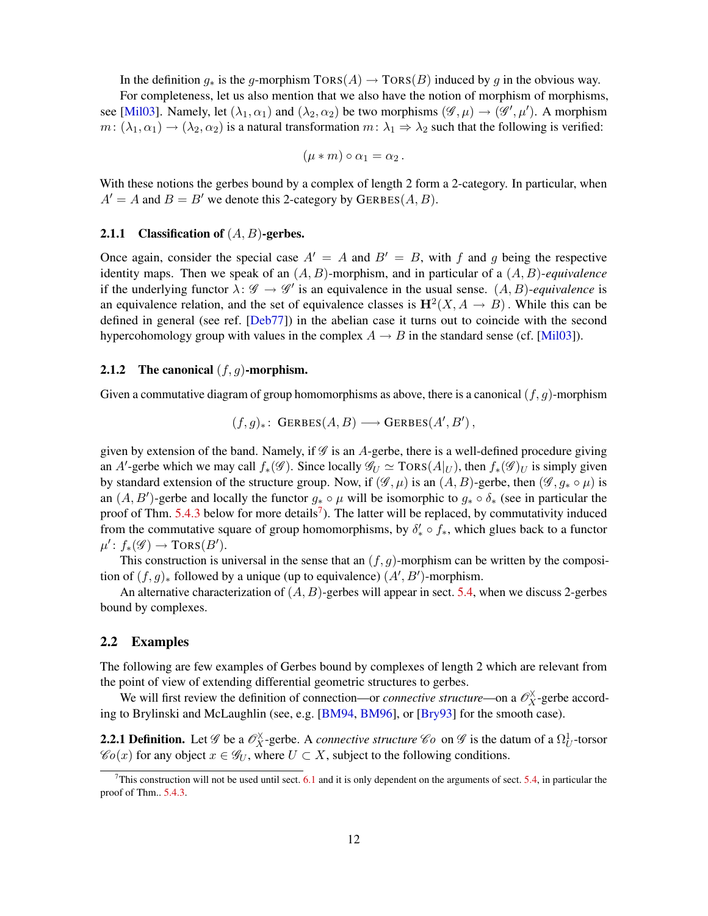In the definition $g_*$ is the $g$-morphism $\mathrm{TORS}(A) \to \mathrm{TORS}(B)$ induced by $g$ in the obvious way.

For completeness, let us also mention that we also have the notion of morphism of morphisms, see [Mil03]. Namely, let $(\lambda_1, \alpha_1)$ and $(\lambda_2, \alpha_2)$ be two morphisms $(\mathscr{G}, \mu) \to (\mathscr{G}', \mu')$. A morphism $m\colon (\lambda_1, \alpha_1) \to (\lambda_2, \alpha_2)$ is a natural transformation $m\colon \lambda_1 \Rightarrow \lambda_2$ such that the following is verified:

$$(\mu * m) \circ \alpha_1 = \alpha_2\,.$$

With these notions the gerbes bound by a complex of length 2 form a 2-category. In particular, when $A' = A$ and $B = B'$ we denote this 2-category by $\mathrm{GERBES}(A, B)$.

### 2.1.1 Classification of $(A, B)$-gerbes.

Once again, consider the special case $A' = A$ and $B' = B$, with $f$ and $g$ being the respective identity maps. Then we speak of an $(A, B)$-morphism, and in particular of a $(A, B)$-*equivalence* if the underlying functor $\lambda\colon \mathscr{G} \to \mathscr{G}'$ is an equivalence in the usual sense. $(A, B)$-*equivalence* is an equivalence relation, and the set of equivalence classes is $\mathbf{H}^2(X, A \to B)$. While this can be defined in general (see ref. [Deb77]) in the abelian case it turns out to coincide with the second hypercohomology group with values in the complex $A \to B$ in the standard sense (cf. [Mil03]).

### 2.1.2 The canonical $(f, g)$-morphism.

Given a commutative diagram of group homomorphisms as above, there is a canonical $(f, g)$-morphism

$$(f, g)_*\colon\ \mathrm{GERBES}(A, B) \longrightarrow \mathrm{GERBES}(A', B')\,,$$

given by extension of the band. Namely, if $\mathscr{G}$ is an $A$-gerbe, there is a well-defined procedure giving an $A'$-gerbe which we may call $f_*(\mathscr{G})$. Since locally $\mathscr{G}_U \simeq \mathrm{TORS}(A|_U)$, then $f_*(\mathscr{G})_U$ is simply given by standard extension of the structure group. Now, if $(\mathscr{G}, \mu)$ is an $(A, B)$-gerbe, then $(\mathscr{G}, g_* \circ \mu)$ is an $(A, B')$-gerbe and locally the functor $g_* \circ \mu$ will be isomorphic to $g_* \circ \delta_*$ (see in particular the proof of Thm. 5.4.3 below for more details[7]). The latter will be replaced, by commutativity induced from the commutative square of group homomorphisms, by $\delta'_* \circ f_*$, which glues back to a functor $\mu'\colon f_*(\mathscr{G}) \to \mathrm{TORS}(B')$.

This construction is universal in the sense that an $(f, g)$-morphism can be written by the composition of $(f, g)_*$ followed by a unique (up to equivalence) $(A', B')$-morphism.

An alternative characterization of $(A, B)$-gerbes will appear in sect. 5.4, when we discuss 2-gerbes bound by complexes.

## 2.2 Examples

The following are few examples of Gerbes bound by complexes of length 2 which are relevant from the point of view of extending differential geometric structures to gerbes.

We will first review the definition of connection—or *connective structure*—on a $\mathscr{O}_X^\times$-gerbe according to Brylinski and McLaughlin (see, e.g. [BM94, BM96], or [Bry93] for the smooth case).

**2.2.1 Definition.** Let $\mathscr{G}$ be a $\mathscr{O}_X^\times$-gerbe. A *connective structure* $\mathscr{C}o$ on $\mathscr{G}$ is the datum of a $\Omega^1_U$-torsor $\mathscr{C}o(x)$ for any object $x \in \mathscr{G}_U$, where $U \subset X$, subject to the following conditions.

[7] This construction will not be used until sect. 6.1 and it is only dependent on the arguments of sect. 5.4, in particular the proof of Thm.. 5.4.3.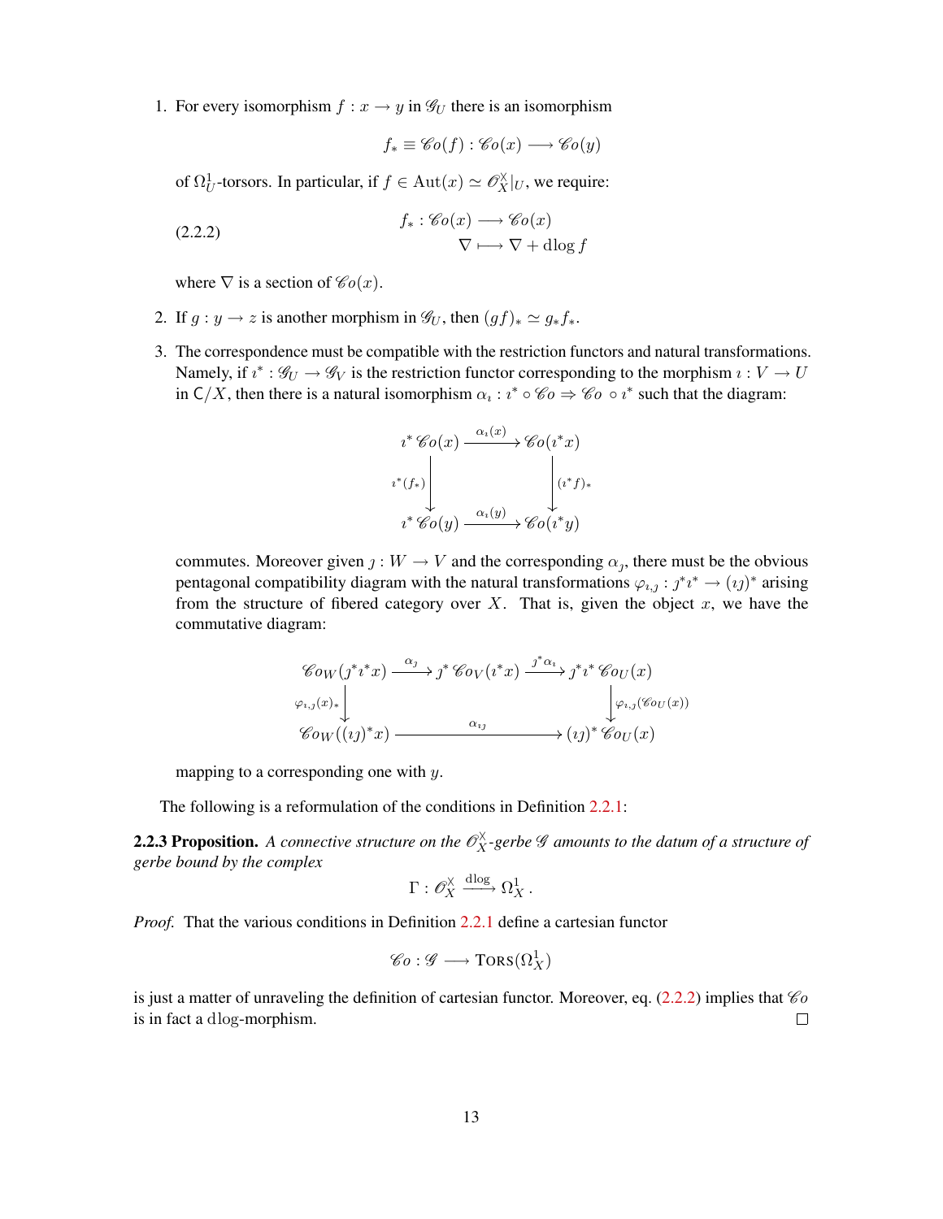1. For every isomorphism $f : x \to y$ in $\mathscr{G}_U$ there is an isomorphism

   $$f_* \equiv \mathscr{C}o(f) : \mathscr{C}o(x) \longrightarrow \mathscr{C}o(y)$$

   of $\Omega^1_U$-torsors. In particular, if $f \in \mathrm{Aut}(x) \simeq \mathscr{O}^\times_X|_U$, we require:

   $$\begin{aligned} f_* : \mathscr{C}o(x) &\longrightarrow \mathscr{C}o(x) \\ \nabla &\longmapsto \nabla + \mathrm{dlog}\, f \end{aligned} \tag{2.2.2}$$

   where $\nabla$ is a section of $\mathscr{C}o(x)$.

2. If $g : y \to z$ is another morphism in $\mathscr{G}_U$, then $(gf)_* \simeq g_* f_*$.

3. The correspondence must be compatible with the restriction functors and natural transformations. Namely, if $\imath^* : \mathscr{G}_U \to \mathscr{G}_V$ is the restriction functor corresponding to the morphism $\imath : V \to U$ in $\mathsf{C}/X$, then there is a natural isomorphism $\alpha_\imath : \imath^* \circ \mathscr{C}o \Rightarrow \mathscr{C}o \circ \imath^*$ such that the diagram:

   $$\begin{array}{ccc} \imath^* \mathscr{C}o(x) & \xrightarrow{\alpha_\imath(x)} & \mathscr{C}o(\imath^* x) \\ {\scriptstyle \imath^*(f_*)} \downarrow & & \downarrow {\scriptstyle (\imath^* f)_*} \\ \imath^* \mathscr{C}o(y) & \xrightarrow{\alpha_\imath(y)} & \mathscr{C}o(\imath^* y) \end{array}$$

   commutes. Moreover given $\jmath : W \to V$ and the corresponding $\alpha_\jmath$, there must be the obvious pentagonal compatibility diagram with the natural transformations $\varphi_{\imath,\jmath} : \jmath^* \imath^* \to (\imath\jmath)^*$ arising from the structure of fibered category over $X$. That is, given the object $x$, we have the commutative diagram:

   $$\begin{array}{ccccc} \mathscr{C}o_W(\jmath^* \imath^* x) & \xrightarrow{\alpha_\jmath} & \jmath^* \mathscr{C}o_V(\imath^* x) & \xrightarrow{\jmath^* \alpha_\imath} & \jmath^* \imath^* \mathscr{C}o_U(x) \\ {\scriptstyle \varphi_{\imath,\jmath}(x)_*} \downarrow & & & & \downarrow {\scriptstyle \varphi_{\imath,\jmath}(\mathscr{C}o_U(x))} \\ \mathscr{C}o_W((\imath\jmath)^* x) & & \xrightarrow{\alpha_{\imath\jmath}} & & (\imath\jmath)^* \mathscr{C}o_U(x) \end{array}$$

   mapping to a corresponding one with $y$.

The following is a reformulation of the conditions in Definition 2.2.1:

**2.2.3 Proposition.** *A connective structure on the $\mathscr{O}^\times_X$-gerbe $\mathscr{G}$ amounts to the datum of a structure of gerbe bound by the complex*

$$\Gamma : \mathscr{O}^\times_X \xrightarrow{\mathrm{dlog}} \Omega^1_X \,.$$

*Proof.* That the various conditions in Definition 2.2.1 define a cartesian functor

$$\mathscr{C}o : \mathscr{G} \longrightarrow \mathrm{T{\scriptsize ORS}}(\Omega^1_X)$$

is just a matter of unraveling the definition of cartesian functor. Moreover, eq. (2.2.2) implies that $\mathscr{C}o$ is in fact a $\mathrm{dlog}$-morphism. ∎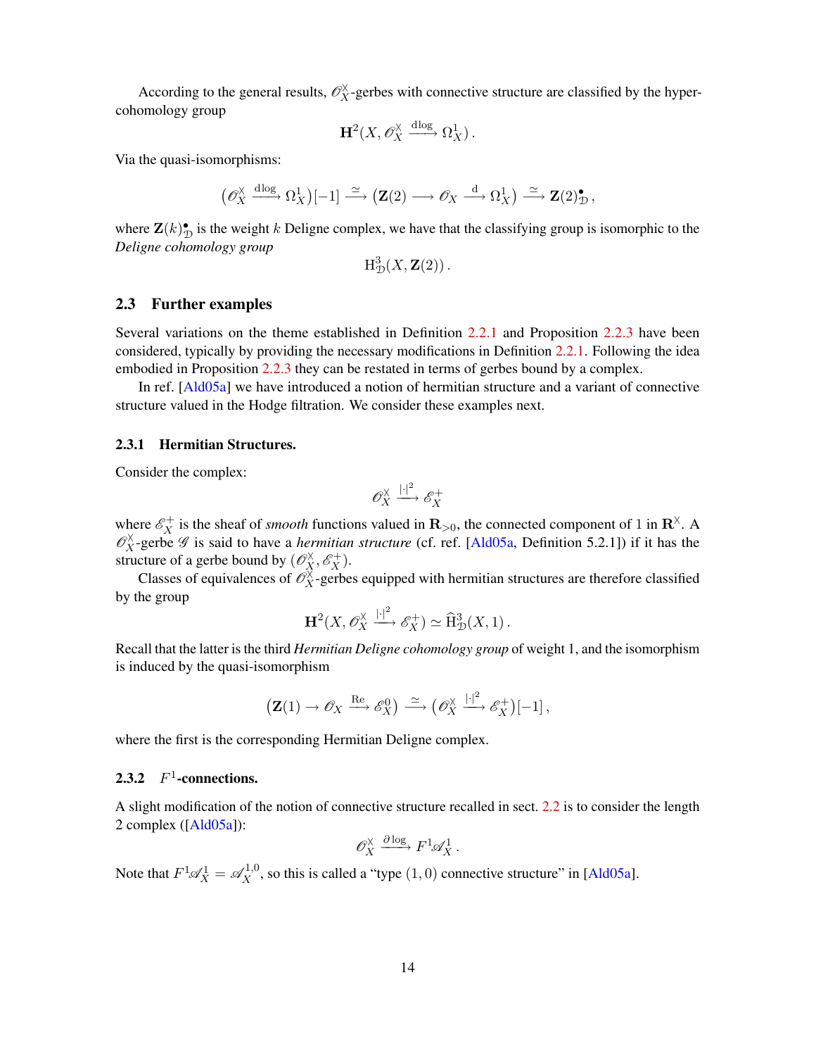According to the general results, $\mathscr{O}_X^\times$-gerbes with connective structure are classified by the hypercohomology group

$$\mathbf{H}^2(X, \mathscr{O}_X^\times \xrightarrow{\mathrm{d}\log} \Omega^1_X)\,.$$

Via the quasi-isomorphisms:

$$\big(\mathscr{O}_X^\times \xrightarrow{\mathrm{d}\log} \Omega^1_X\big)[-1] \xrightarrow{\simeq} \big(\mathbf{Z}(2) \longrightarrow \mathscr{O}_X \xrightarrow{\mathrm{d}} \Omega^1_X\big) \xrightarrow{\simeq} \mathbf{Z}(2)^\bullet_{\mathcal{D}}\,,$$

where $\mathbf{Z}(k)^\bullet_{\mathcal{D}}$ is the weight $k$ Deligne complex, we have that the classifying group is isomorphic to the *Deligne cohomology group*

$$\mathrm{H}^3_{\mathcal{D}}(X, \mathbf{Z}(2))\,.$$

## 2.3 Further examples

Several variations on the theme established in Definition 2.2.1 and Proposition 2.2.3 have been considered, typically by providing the necessary modifications in Definition 2.2.1. Following the idea embodied in Proposition 2.2.3 they can be restated in terms of gerbes bound by a complex.

In ref. [Ald05a] we have introduced a notion of hermitian structure and a variant of connective structure valued in the Hodge filtration. We consider these examples next.

### 2.3.1 Hermitian Structures.

Consider the complex:

$$\mathscr{O}_X^\times \xrightarrow{|\cdot|^2} \mathscr{E}_X^+$$

where $\mathscr{E}_X^+$ is the sheaf of *smooth* functions valued in $\mathbf{R}_{>0}$, the connected component of 1 in $\mathbf{R}^\times$. A $\mathscr{O}_X^\times$-gerbe $\mathscr{G}$ is said to have a *hermitian structure* (cf. ref. [Ald05a, Definition 5.2.1]) if it has the structure of a gerbe bound by $(\mathscr{O}_X^\times, \mathscr{E}_X^+)$.

Classes of equivalences of $\mathscr{O}_X^\times$-gerbes equipped with hermitian structures are therefore classified by the group

$$\mathbf{H}^2(X, \mathscr{O}_X^\times \xrightarrow{|\cdot|^2} \mathscr{E}_X^+) \simeq \widehat{\mathrm{H}}^3_{\mathcal{D}}(X, 1)\,.$$

Recall that the latter is the third *Hermitian Deligne cohomology group* of weight 1, and the isomorphism is induced by the quasi-isomorphism

$$\big(\mathbf{Z}(1) \to \mathscr{O}_X \xrightarrow{\mathrm{Re}} \mathscr{E}^0_X\big) \xrightarrow{\simeq} \big(\mathscr{O}_X^\times \xrightarrow{|\cdot|^2} \mathscr{E}_X^+\big)[-1]\,,$$

where the first is the corresponding Hermitian Deligne complex.

### 2.3.2 $F^1$-connections.

A slight modification of the notion of connective structure recalled in sect. 2.2 is to consider the length 2 complex ([Ald05a]):

$$\mathscr{O}_X^\times \xrightarrow{\partial\log} F^1\mathscr{A}^1_X\,.$$

Note that $F^1\mathscr{A}^1_X = \mathscr{A}^{1,0}_X$, so this is called a "type $(1,0)$ connective structure" in [Ald05a].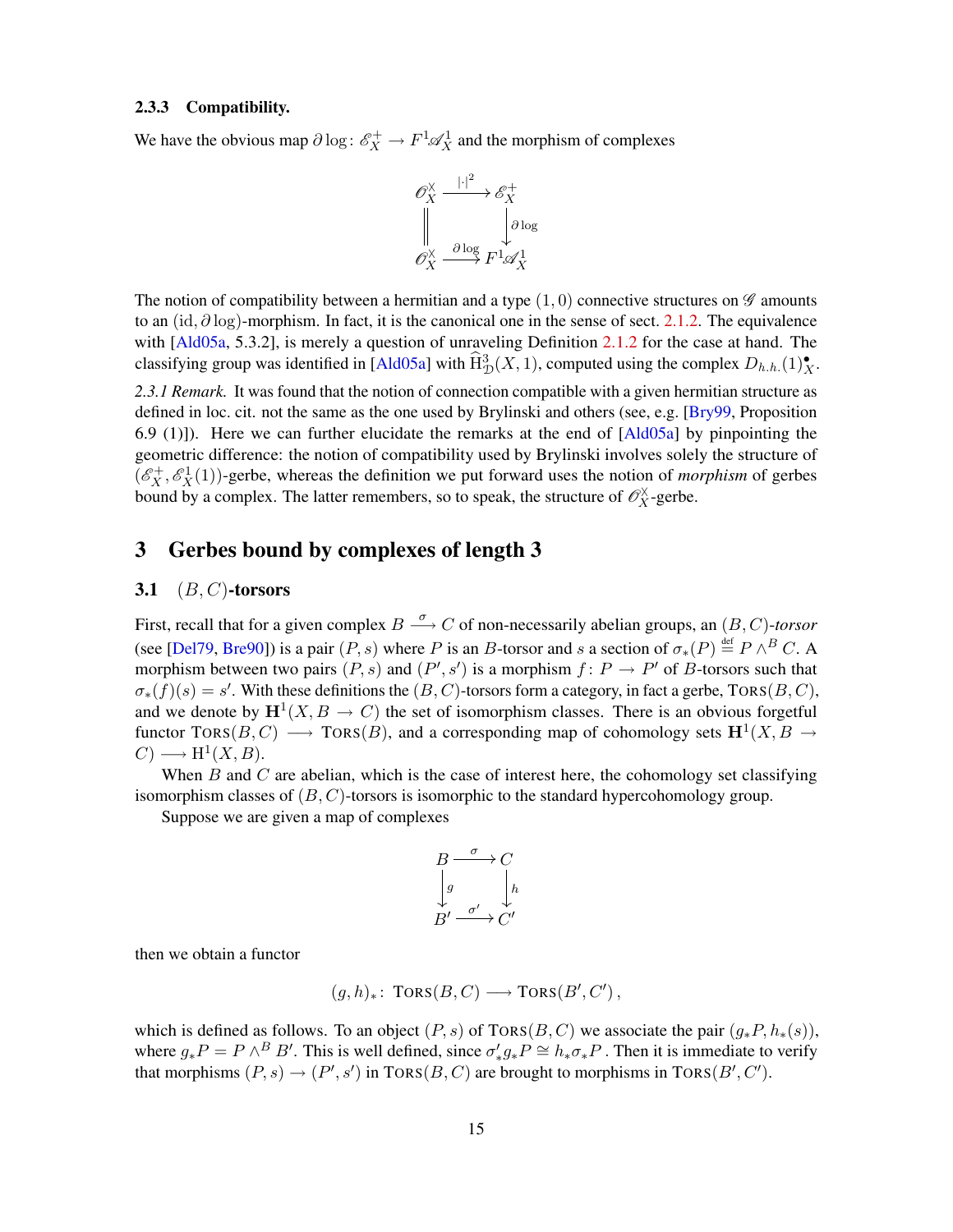### 2.3.3 Compatibility.

We have the obvious map $\partial \log \colon \mathscr{E}^+_X \to F^1\mathscr{A}^1_X$ and the morphism of complexes

$$\begin{array}{ccc} \mathscr{O}^\times_X & \xrightarrow{|\cdot|^2} & \mathscr{E}^+_X \\ \Big\| & & \Big\downarrow{\scriptstyle \partial \log} \\ \mathscr{O}^\times_X & \xrightarrow{\partial \log} & F^1\mathscr{A}^1_X \end{array}$$

The notion of compatibility between a hermitian and a type $(1,0)$ connective structures on $\mathscr{G}$ amounts to an $(\mathrm{id}, \partial \log)$-morphism. In fact, it is the canonical one in the sense of sect. 2.1.2. The equivalence with [Ald05a, 5.3.2], is merely a question of unraveling Definition 2.1.2 for the case at hand. The classifying group was identified in [Ald05a] with $\widehat{\mathrm{H}}^3_{\mathcal{D}}(X,1)$, computed using the complex $D_{h.h.}(1)^\bullet_X$.

*2.3.1 Remark.* It was found that the notion of connection compatible with a given hermitian structure as defined in loc. cit. not the same as the one used by Brylinski and others (see, e.g. [Bry99, Proposition 6.9 (1)]). Here we can further elucidate the remarks at the end of [Ald05a] by pinpointing the geometric difference: the notion of compatibility used by Brylinski involves solely the structure of $(\mathscr{E}^+_X, \mathscr{E}^1_X(1))$-gerbe, whereas the definition we put forward uses the notion of *morphism* of gerbes bound by a complex. The latter remembers, so to speak, the structure of $\mathscr{O}^\times_X$-gerbe.

# 3 Gerbes bound by complexes of length 3

## 3.1 $(B,C)$-torsors

First, recall that for a given complex $B \xrightarrow{\sigma} C$ of non-necessarily abelian groups, an $(B,C)$-*torsor* (see [Del79, Bre90]) is a pair $(P,s)$ where $P$ is an $B$-torsor and $s$ a section of $\sigma_*(P) \stackrel{\text{def}}{=} P \wedge^B C$. A morphism between two pairs $(P,s)$ and $(P',s')$ is a morphism $f \colon P \to P'$ of $B$-torsors such that $\sigma_*(f)(s) = s'$. With these definitions the $(B,C)$-torsors form a category, in fact a gerbe, $\textsc{Tors}(B,C)$, and we denote by $\mathbf{H}^1(X, B \to C)$ the set of isomorphism classes. There is an obvious forgetful functor $\textsc{Tors}(B,C) \longrightarrow \textsc{Tors}(B)$, and a corresponding map of cohomology sets $\mathbf{H}^1(X, B \to C) \longrightarrow \mathrm{H}^1(X,B)$.

When $B$ and $C$ are abelian, which is the case of interest here, the cohomology set classifying isomorphism classes of $(B,C)$-torsors is isomorphic to the standard hypercohomology group.

Suppose we are given a map of complexes

$$\begin{array}{ccc} B & \xrightarrow{\sigma} & C \\ \Big\downarrow{\scriptstyle g} & & \Big\downarrow{\scriptstyle h} \\ B' & \xrightarrow{\sigma'} & C' \end{array}$$

then we obtain a functor

$$(g,h)_* \colon \textsc{Tors}(B,C) \longrightarrow \textsc{Tors}(B',C')\,,$$

which is defined as follows. To an object $(P,s)$ of $\textsc{Tors}(B,C)$ we associate the pair $(g_*P, h_*(s))$, where $g_*P = P \wedge^B B'$. This is well defined, since $\sigma'_* g_* P \cong h_* \sigma_* P$ . Then it is immediate to verify that morphisms $(P,s) \to (P',s')$ in $\textsc{Tors}(B,C)$ are brought to morphisms in $\textsc{Tors}(B',C')$.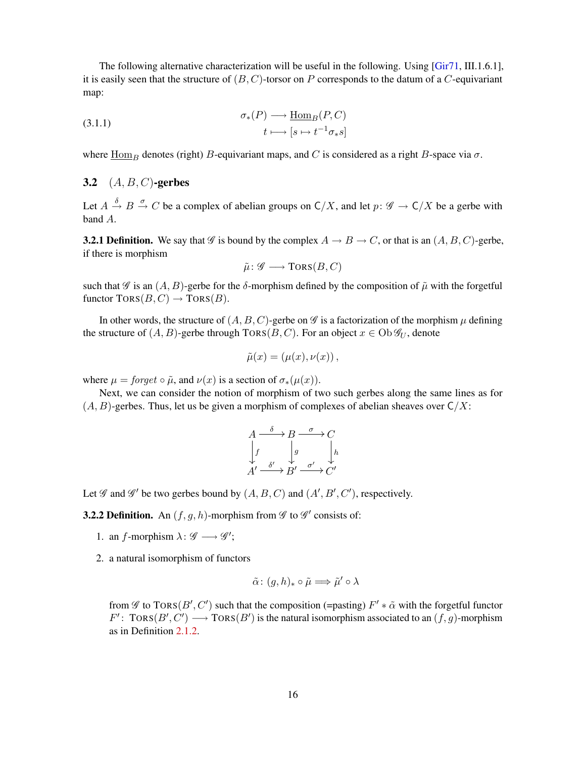The following alternative characterization will be useful in the following. Using [Gir71, III.1.6.1], it is easily seen that the structure of $(B, C)$-torsor on $P$ corresponds to the datum of a $C$-equivariant map:

$$
\begin{aligned}
\sigma_*(P) &\longrightarrow \underline{\mathrm{Hom}}_B(P, C) \\
t &\longmapsto [s \mapsto t^{-1}\sigma_* s]
\end{aligned}
\tag{3.1.1}
$$

where $\underline{\mathrm{Hom}}_B$ denotes (right) $B$-equivariant maps, and $C$ is considered as a right $B$-space via $\sigma$.

## 3.2 $(A, B, C)$-gerbes

Let $A \xrightarrow{\delta} B \xrightarrow{\sigma} C$ be a complex of abelian groups on $\mathsf{C}/X$, and let $p\colon \mathscr{G} \to \mathsf{C}/X$ be a gerbe with band $A$.

**3.2.1 Definition.** We say that $\mathscr{G}$ is bound by the complex $A \to B \to C$, or that is an $(A, B, C)$-gerbe, if there is morphism

$$\tilde{\mu}\colon \mathscr{G} \longrightarrow \mathrm{T{\scriptsize ORS}}(B, C)$$

such that $\mathscr{G}$ is an $(A, B)$-gerbe for the $\delta$-morphism defined by the composition of $\tilde{\mu}$ with the forgetful functor $\mathrm{T{\scriptsize ORS}}(B, C) \to \mathrm{T{\scriptsize ORS}}(B)$.

In other words, the structure of $(A, B, C)$-gerbe on $\mathscr{G}$ is a factorization of the morphism $\mu$ defining the structure of $(A, B)$-gerbe through $\mathrm{T{\scriptsize ORS}}(B, C)$. For an object $x \in \mathrm{Ob}\,\mathscr{G}_U$, denote

$$\tilde{\mu}(x) = (\mu(x), \nu(x)) ,$$

where $\mu = \mathit{forget} \circ \tilde{\mu}$, and $\nu(x)$ is a section of $\sigma_*(\mu(x))$.

Next, we can consider the notion of morphism of two such gerbes along the same lines as for $(A, B)$-gerbes. Thus, let us be given a morphism of complexes of abelian sheaves over $\mathsf{C}/X$:

$$
\begin{array}{ccccc}
A & \xrightarrow{\delta} & B & \xrightarrow{\sigma} & C \\
\downarrow{\scriptstyle f} & & \downarrow{\scriptstyle g} & & \downarrow{\scriptstyle h} \\
A' & \xrightarrow{\delta'} & B' & \xrightarrow{\sigma'} & C'
\end{array}
$$

Let $\mathscr{G}$ and $\mathscr{G}'$ be two gerbes bound by $(A, B, C)$ and $(A', B', C')$, respectively.

**3.2.2 Definition.** An $(f, g, h)$-morphism from $\mathscr{G}$ to $\mathscr{G}'$ consists of:

1. an $f$-morphism $\lambda\colon \mathscr{G} \longrightarrow \mathscr{G}'$;
2. a natural isomorphism of functors

   $$\tilde{\alpha}\colon (g, h)_* \circ \tilde{\mu} \Longrightarrow \tilde{\mu}' \circ \lambda$$

   from $\mathscr{G}$ to $\mathrm{T{\scriptsize ORS}}(B', C')$ such that the composition (=pasting) $F' * \tilde{\alpha}$ with the forgetful functor $F'\colon\ \mathrm{T{\scriptsize ORS}}(B', C') \longrightarrow \mathrm{T{\scriptsize ORS}}(B')$ is the natural isomorphism associated to an $(f, g)$-morphism as in Definition 2.1.2.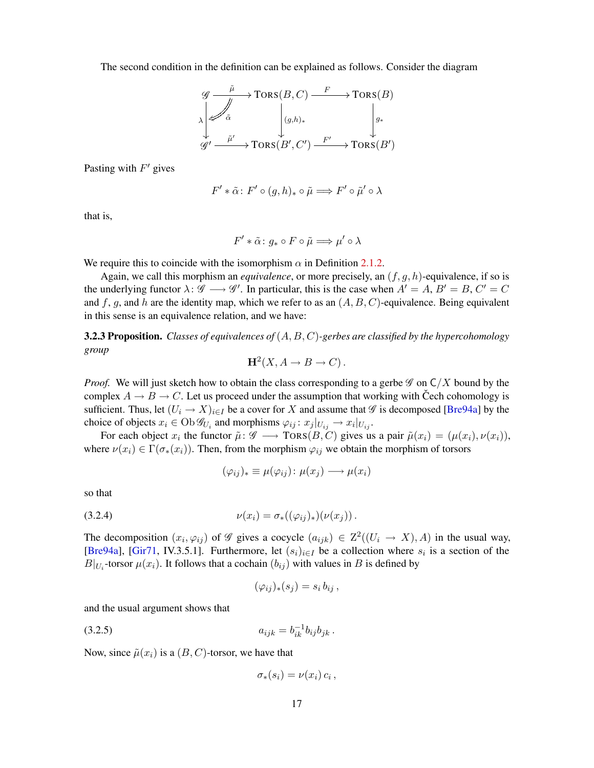The second condition in the definition can be explained as follows. Consider the diagram

$$
\begin{array}{ccccc}
\mathscr{G} & \xrightarrow{\tilde{\mu}} & \mathrm{TORS}(B,C) & \xrightarrow{F} & \mathrm{TORS}(B) \\
{\scriptstyle\lambda}\downarrow & \overset{\tilde{\alpha}}{\swarrow} & \downarrow{\scriptstyle (g,h)_*} & & \downarrow{\scriptstyle g_*} \\
\mathscr{G}' & \xrightarrow{\tilde{\mu}'} & \mathrm{TORS}(B',C') & \xrightarrow{F'} & \mathrm{TORS}(B')
\end{array}
$$

Pasting with $F'$ gives

$$F' * \tilde{\alpha} \colon F' \circ (g,h)_* \circ \tilde{\mu} \Longrightarrow F' \circ \tilde{\mu}' \circ \lambda$$

that is,

$$F' * \tilde{\alpha} \colon g_* \circ F \circ \tilde{\mu} \Longrightarrow \mu' \circ \lambda$$

We require this to coincide with the isomorphism $\alpha$ in Definition 2.1.2.

Again, we call this morphism an *equivalence*, or more precisely, an $(f,g,h)$-equivalence, if so is the underlying functor $\lambda \colon \mathscr{G} \longrightarrow \mathscr{G}'$. In particular, this is the case when $A' = A$, $B' = B$, $C' = C$ and $f$, $g$, and $h$ are the identity map, which we refer to as an $(A,B,C)$-equivalence. Being equivalent in this sense is an equivalence relation, and we have:

**3.2.3 Proposition.** *Classes of equivalences of $(A,B,C)$-gerbes are classified by the hypercohomology group*

$$\mathbf{H}^2(X, A \to B \to C)\,.$$

*Proof.* We will just sketch how to obtain the class corresponding to a gerbe $\mathscr{G}$ on $\mathsf{C}/X$ bound by the complex $A \to B \to C$. Let us proceed under the assumption that working with Čech cohomology is sufficient. Thus, let $(U_i \to X)_{i \in I}$ be a cover for $X$ and assume that $\mathscr{G}$ is decomposed [Bre94a] by the choice of objects $x_i \in \mathrm{Ob}\,\mathscr{G}_{U_i}$ and morphisms $\varphi_{ij} \colon x_j|_{U_{ij}} \to x_i|_{U_{ij}}$.

For each object $x_i$ the functor $\tilde{\mu} \colon \mathscr{G} \longrightarrow \mathrm{TORS}(B,C)$ gives us a pair $\tilde{\mu}(x_i) = (\mu(x_i), \nu(x_i))$, where $\nu(x_i) \in \Gamma(\sigma_*(x_i))$. Then, from the morphism $\varphi_{ij}$ we obtain the morphism of torsors

$$(\varphi_{ij})_* \equiv \mu(\varphi_{ij}) \colon \mu(x_j) \longrightarrow \mu(x_i)$$

so that

$$\nu(x_i) = \sigma_*((\varphi_{ij})_*)(\nu(x_j))\,. \tag{3.2.4}$$

The decomposition $(x_i, \varphi_{ij})$ of $\mathscr{G}$ gives a cocycle $(a_{ijk}) \in \mathrm{Z}^2((U_i \to X), A)$ in the usual way, [Bre94a], [Gir71, IV.3.5.1]. Furthermore, let $(s_i)_{i \in I}$ be a collection where $s_i$ is a section of the $B|_{U_i}$-torsor $\mu(x_i)$. It follows that a cochain $(b_{ij})$ with values in $B$ is defined by

$$(\varphi_{ij})_*(s_j) = s_i\, b_{ij}\,,$$

and the usual argument shows that

$$a_{ijk} = b_{ik}^{-1} b_{ij} b_{jk}\,. \tag{3.2.5}$$

Now, since $\tilde{\mu}(x_i)$ is a $(B,C)$-torsor, we have that

$$\sigma_*(s_i) = \nu(x_i)\, c_i\,,$$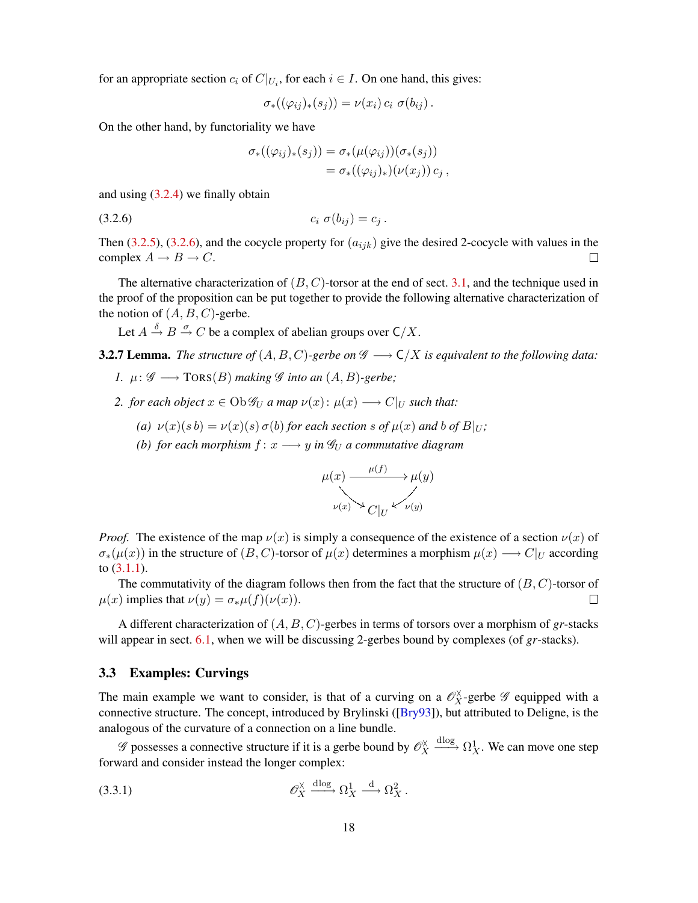for an appropriate section $c_i$ of $C|_{U_i}$, for each $i \in I$. On one hand, this gives:

$$\sigma_*((\varphi_{ij})_*(s_j)) = \nu(x_i)\, c_i\ \sigma(b_{ij})\,.$$

On the other hand, by functoriality we have

$$\begin{aligned}\sigma_*((\varphi_{ij})_*(s_j)) &= \sigma_*(\mu(\varphi_{ij}))(\sigma_*(s_j)) \\ &= \sigma_*((\varphi_{ij})_*)(\nu(x_j))\, c_j\,,\end{aligned}$$

and using (3.2.4) we finally obtain

$$c_i\ \sigma(b_{ij}) = c_j\,. \tag{3.2.6}$$

Then (3.2.5), (3.2.6), and the cocycle property for $(a_{ijk})$ give the desired 2-cocycle with values in the complex $A \to B \to C$. □

The alternative characterization of $(B, C)$-torsor at the end of sect. 3.1, and the technique used in the proof of the proposition can be put together to provide the following alternative characterization of the notion of $(A, B, C)$-gerbe.

Let $A \xrightarrow{\delta} B \xrightarrow{\sigma} C$ be a complex of abelian groups over $\mathsf{C}/X$.

**3.2.7 Lemma.** *The structure of $(A, B, C)$-gerbe on $\mathscr{G} \longrightarrow \mathsf{C}/X$ is equivalent to the following data:*

1. *$\mu\colon \mathscr{G} \longrightarrow \mathrm{TORS}(B)$ making $\mathscr{G}$ into an $(A, B)$-gerbe;*
2. *for each object $x \in \mathrm{Ob}\,\mathscr{G}_U$ a map $\nu(x)\colon \mu(x) \longrightarrow C|_U$ such that:*
   - *(a) $\nu(x)(s\, b) = \nu(x)(s)\, \sigma(b)$ for each section $s$ of $\mu(x)$ and $b$ of $B|_U$;*
   - *(b) for each morphism $f\colon x \longrightarrow y$ in $\mathscr{G}_U$ a commutative diagram*

$$\begin{array}{ccc} \mu(x) & \xrightarrow{\mu(f)} & \mu(y) \\ & {\scriptstyle \nu(x)} \searrow \quad \swarrow {\scriptstyle \nu(y)} & \\ & C|_U & \end{array}$$

*Proof.* The existence of the map $\nu(x)$ is simply a consequence of the existence of a section $\nu(x)$ of $\sigma_*(\mu(x))$ in the structure of $(B, C)$-torsor of $\mu(x)$ determines a morphism $\mu(x) \longrightarrow C|_U$ according to (3.1.1).

The commutativity of the diagram follows then from the fact that the structure of $(B, C)$-torsor of $\mu(x)$ implies that $\nu(y) = \sigma_*\mu(f)(\nu(x))$. □

A different characterization of $(A, B, C)$-gerbes in terms of torsors over a morphism of *gr*-stacks will appear in sect. 6.1, when we will be discussing 2-gerbes bound by complexes (of *gr*-stacks).

## 3.3 Examples: Curvings

The main example we want to consider, is that of a curving on a $\mathscr{O}_X^\times$-gerbe $\mathscr{G}$ equipped with a connective structure. The concept, introduced by Brylinski ([Bry93]), but attributed to Deligne, is the analogous of the curvature of a connection on a line bundle.

$\mathscr{G}$ possesses a connective structure if it is a gerbe bound by $\mathscr{O}_X^\times \xrightarrow{\mathrm{dlog}} \Omega_X^1$. We can move one step forward and consider instead the longer complex:

$$\mathscr{O}_X^\times \xrightarrow{\mathrm{dlog}} \Omega_X^1 \xrightarrow{\mathrm{d}} \Omega_X^2\,. \tag{3.3.1}$$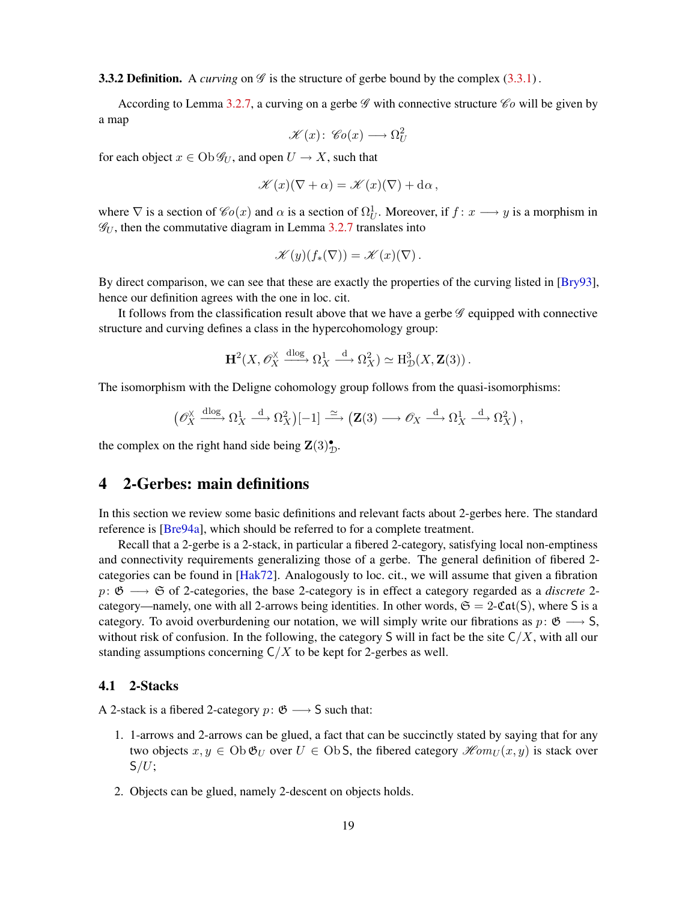**3.3.2 Definition.** A *curving* on $\mathscr{G}$ is the structure of gerbe bound by the complex (3.3.1).

According to Lemma 3.2.7, a curving on a gerbe $\mathscr{G}$ with connective structure $\mathscr{C}o$ will be given by a map

$$\mathscr{K}(x) \colon \mathscr{C}o(x) \longrightarrow \Omega^2_U$$

for each object $x \in \operatorname{Ob} \mathscr{G}_U$, and open $U \to X$, such that

$$\mathscr{K}(x)(\nabla + \alpha) = \mathscr{K}(x)(\nabla) + \mathrm{d}\alpha \,,$$

where $\nabla$ is a section of $\mathscr{C}o(x)$ and $\alpha$ is a section of $\Omega^1_U$. Moreover, if $f \colon x \longrightarrow y$ is a morphism in $\mathscr{G}_U$, then the commutative diagram in Lemma 3.2.7 translates into

$$\mathscr{K}(y)(f_*(\nabla)) = \mathscr{K}(x)(\nabla)\,.$$

By direct comparison, we can see that these are exactly the properties of the curving listed in [Bry93], hence our definition agrees with the one in loc. cit.

It follows from the classification result above that we have a gerbe $\mathscr{G}$ equipped with connective structure and curving defines a class in the hypercohomology group:

$$\mathbf{H}^2(X, \mathscr{O}_X^\times \xrightarrow{\mathrm{dlog}} \Omega^1_X \xrightarrow{\mathrm{d}} \Omega^2_X) \simeq \mathrm{H}^3_{\mathcal{D}}(X, \mathbf{Z}(3))\,.$$

The isomorphism with the Deligne cohomology group follows from the quasi-isomorphisms:

$$(\mathscr{O}_X^\times \xrightarrow{\mathrm{dlog}} \Omega^1_X \xrightarrow{\mathrm{d}} \Omega^2_X)[-1] \xrightarrow{\simeq} (\mathbf{Z}(3) \longrightarrow \mathscr{O}_X \xrightarrow{\mathrm{d}} \Omega^1_X \xrightarrow{\mathrm{d}} \Omega^2_X)\,,$$

the complex on the right hand side being $\mathbf{Z}(3)^\bullet_{\mathcal{D}}$.

# 4 2-Gerbes: main definitions

In this section we review some basic definitions and relevant facts about 2-gerbes here. The standard reference is [Bre94a], which should be referred to for a complete treatment.

Recall that a 2-gerbe is a 2-stack, in particular a fibered 2-category, satisfying local non-emptiness and connectivity requirements generalizing those of a gerbe. The general definition of fibered 2-categories can be found in [Hak72]. Analogously to loc. cit., we will assume that given a fibration $p \colon \mathfrak{G} \longrightarrow \mathfrak{S}$ of 2-categories, the base 2-category is in effect a category regarded as a *discrete* 2-category—namely, one with all 2-arrows being identities. In other words, $\mathfrak{S} = 2\text{-}\mathfrak{Cat}(\mathsf{S})$, where $\mathsf{S}$ is a category. To avoid overburdening our notation, we will simply write our fibrations as $p \colon \mathfrak{G} \longrightarrow \mathsf{S}$, without risk of confusion. In the following, the category $\mathsf{S}$ will in fact be the site $\mathsf{C}/X$, with all our standing assumptions concerning $\mathsf{C}/X$ to be kept for 2-gerbes as well.

## 4.1 2-Stacks

A 2-stack is a fibered 2-category $p \colon \mathfrak{G} \longrightarrow \mathsf{S}$ such that:

1. 1-arrows and 2-arrows can be glued, a fact that can be succinctly stated by saying that for any two objects $x, y \in \operatorname{Ob} \mathfrak{G}_U$ over $U \in \operatorname{Ob} \mathsf{S}$, the fibered category $\mathscr{H}om_U(x, y)$ is stack over $\mathsf{S}/U$;
2. Objects can be glued, namely 2-descent on objects holds.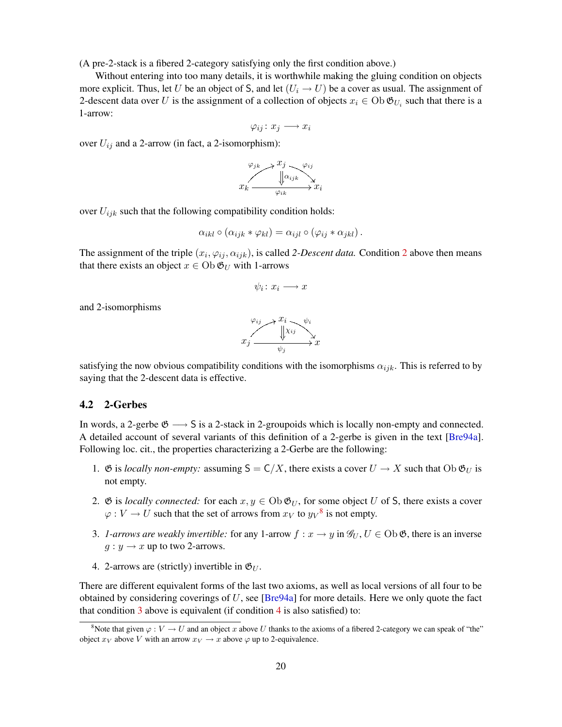(A pre-2-stack is a fibered 2-category satisfying only the first condition above.)

Without entering into too many details, it is worthwhile making the gluing condition on objects more explicit. Thus, let $U$ be an object of $\mathsf{S}$, and let $(U_i \to U)$ be a cover as usual. The assignment of 2-descent data over $U$ is the assignment of a collection of objects $x_i \in \operatorname{Ob} \mathfrak{G}_{U_i}$ such that there is a 1-arrow:

$$\varphi_{ij} \colon x_j \longrightarrow x_i$$

over $U_{ij}$ and a 2-arrow (in fact, a 2-isomorphism):

$$\begin{array}{ccccc} & & x_j & & \\ & \overset{\varphi_{jk}}{\nearrow} & \Downarrow \alpha_{ijk} & \overset{\varphi_{ij}}{\searrow} & \\ x_k & & \xrightarrow[\varphi_{ik}]{} & & x_i \end{array}$$

over $U_{ijk}$ such that the following compatibility condition holds:

$$\alpha_{ikl} \circ (\alpha_{ijk} * \varphi_{kl}) = \alpha_{ijl} \circ (\varphi_{ij} * \alpha_{jkl}) \, .$$

The assignment of the triple $(x_i, \varphi_{ij}, \alpha_{ijk})$, is called *2-Descent data.* Condition 2 above then means that there exists an object $x \in \operatorname{Ob} \mathfrak{G}_U$ with 1-arrows

$$\psi_i \colon x_i \longrightarrow x$$

and 2-isomorphisms

$$\begin{array}{ccccc} & & x_i & & \\ & \overset{\varphi_{ij}}{\nearrow} & \Downarrow \chi_{ij} & \overset{\psi_i}{\searrow} & \\ x_j & & \xrightarrow[\psi_j]{} & & x \end{array}$$

satisfying the now obvious compatibility conditions with the isomorphisms $\alpha_{ijk}$. This is referred to by saying that the 2-descent data is effective.

### 4.2 2-Gerbes

In words, a 2-gerbe $\mathfrak{G} \longrightarrow \mathsf{S}$ is a 2-stack in 2-groupoids which is locally non-empty and connected. A detailed account of several variants of this definition of a 2-gerbe is given in the text [Bre94a]. Following loc. cit., the properties characterizing a 2-Gerbe are the following:

1. $\mathfrak{G}$ is *locally non-empty:* assuming $\mathsf{S} = \mathsf{C}/X$, there exists a cover $U \to X$ such that $\operatorname{Ob} \mathfrak{G}_U$ is not empty.
2. $\mathfrak{G}$ is *locally connected:* for each $x, y \in \operatorname{Ob} \mathfrak{G}_U$, for some object $U$ of $\mathsf{S}$, there exists a cover $\varphi : V \to U$ such that the set of arrows from $x_V$ to $y_V$[8] is not empty.
3. *1-arrows are weakly invertible:* for any 1-arrow $f : x \to y$ in $\mathscr{G}_U$, $U \in \operatorname{Ob} \mathfrak{G}$, there is an inverse $g : y \to x$ up to two 2-arrows.
4. 2-arrows are (strictly) invertible in $\mathfrak{G}_U$.

There are different equivalent forms of the last two axioms, as well as local versions of all four to be obtained by considering coverings of $U$, see [Bre94a] for more details. Here we only quote the fact that condition 3 above is equivalent (if condition 4 is also satisfied) to:

[8] Note that given $\varphi : V \to U$ and an object $x$ above $U$ thanks to the axioms of a fibered 2-category we can speak of "the" object $x_V$ above $V$ with an arrow $x_V \to x$ above $\varphi$ up to 2-equivalence.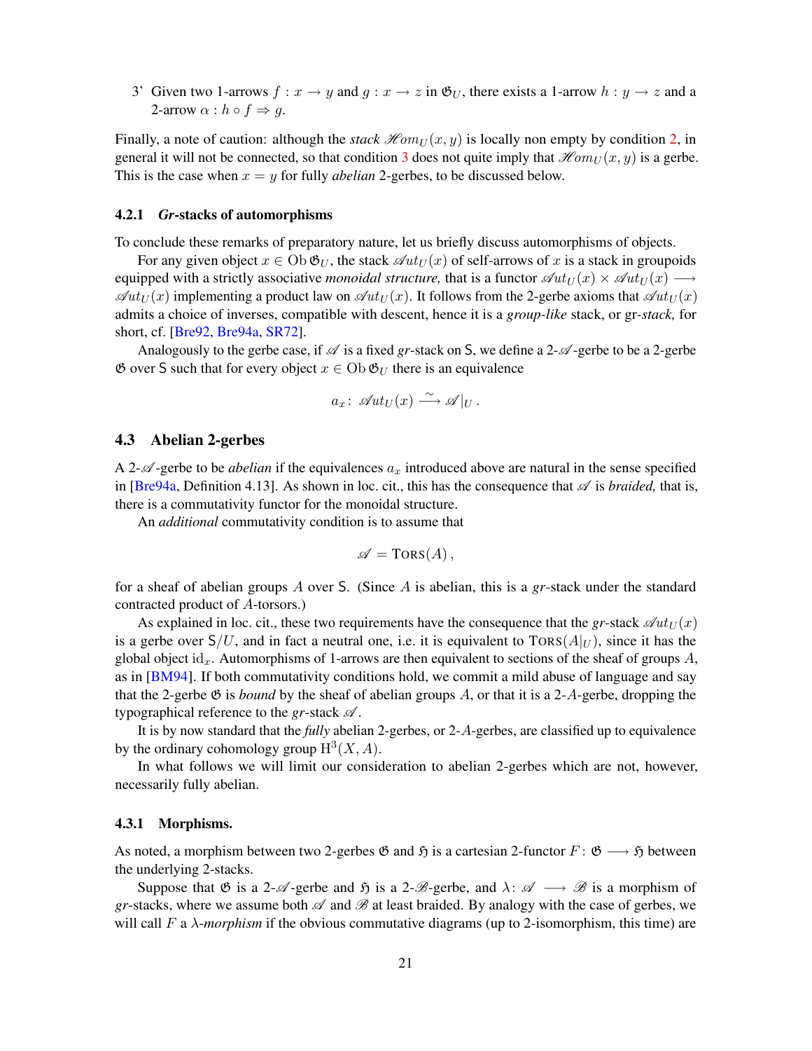3' Given two 1-arrows $f : x \to y$ and $g : x \to z$ in $\mathfrak{G}_U$, there exists a 1-arrow $h : y \to z$ and a 2-arrow $\alpha : h \circ f \Rightarrow g$.

Finally, a note of caution: although the *stack* $\mathscr{H}om_U(x, y)$ is locally non empty by condition 2, in general it will not be connected, so that condition 3 does not quite imply that $\mathscr{H}om_U(x, y)$ is a gerbe. This is the case when $x = y$ for fully *abelian* 2-gerbes, to be discussed below.

#### 4.2.1 *Gr*-stacks of automorphisms

To conclude these remarks of preparatory nature, let us briefly discuss automorphisms of objects.

For any given object $x \in \operatorname{Ob} \mathfrak{G}_U$, the stack $\mathscr{A}ut_U(x)$ of self-arrows of $x$ is a stack in groupoids equipped with a strictly associative *monoidal structure,* that is a functor $\mathscr{A}ut_U(x) \times \mathscr{A}ut_U(x) \longrightarrow \mathscr{A}ut_U(x)$ implementing a product law on $\mathscr{A}ut_U(x)$. It follows from the 2-gerbe axioms that $\mathscr{A}ut_U(x)$ admits a choice of inverses, compatible with descent, hence it is a *group-like* stack, or *gr-stack,* for short, cf. [Bre92, Bre94a, SR72].

Analogously to the gerbe case, if $\mathscr{A}$ is a fixed *gr*-stack on $\mathsf{S}$, we define a 2-$\mathscr{A}$-gerbe to be a 2-gerbe $\mathfrak{G}$ over $\mathsf{S}$ such that for every object $x \in \operatorname{Ob} \mathfrak{G}_U$ there is an equivalence

$$a_x \colon \mathscr{A}ut_U(x) \xrightarrow{\sim} \mathscr{A}|_U .$$

### 4.3 Abelian 2-gerbes

A 2-$\mathscr{A}$-gerbe to be *abelian* if the equivalences $a_x$ introduced above are natural in the sense specified in [Bre94a, Definition 4.13]. As shown in loc. cit., this has the consequence that $\mathscr{A}$ is *braided,* that is, there is a commutativity functor for the monoidal structure.

An *additional* commutativity condition is to assume that

$$\mathscr{A} = \textsc{Tors}(A) ,$$

for a sheaf of abelian groups $A$ over $\mathsf{S}$. (Since $A$ is abelian, this is a *gr*-stack under the standard contracted product of $A$-torsors.)

As explained in loc. cit., these two requirements have the consequence that the *gr*-stack $\mathscr{A}ut_U(x)$ is a gerbe over $\mathsf{S}/U$, and in fact a neutral one, i.e. it is equivalent to $\textsc{Tors}(A|_U)$, since it has the global object $\mathrm{id}_x$. Automorphisms of 1-arrows are then equivalent to sections of the sheaf of groups $A$, as in [BM94]. If both commutativity conditions hold, we commit a mild abuse of language and say that the 2-gerbe $\mathfrak{G}$ is *bound* by the sheaf of abelian groups $A$, or that it is a 2-$A$-gerbe, dropping the typographical reference to the *gr*-stack $\mathscr{A}$.

It is by now standard that the *fully* abelian 2-gerbes, or 2-$A$-gerbes, are classified up to equivalence by the ordinary cohomology group $\mathrm{H}^3(X, A)$.

In what follows we will limit our consideration to abelian 2-gerbes which are not, however, necessarily fully abelian.

#### 4.3.1 Morphisms.

As noted, a morphism between two 2-gerbes $\mathfrak{G}$ and $\mathfrak{H}$ is a cartesian 2-functor $F \colon \mathfrak{G} \longrightarrow \mathfrak{H}$ between the underlying 2-stacks.

Suppose that $\mathfrak{G}$ is a 2-$\mathscr{A}$-gerbe and $\mathfrak{H}$ is a 2-$\mathscr{B}$-gerbe, and $\lambda \colon \mathscr{A} \longrightarrow \mathscr{B}$ is a morphism of *gr*-stacks, where we assume both $\mathscr{A}$ and $\mathscr{B}$ at least braided. By analogy with the case of gerbes, we will call $F$ a $\lambda$*-morphism* if the obvious commutative diagrams (up to 2-isomorphism, this time) are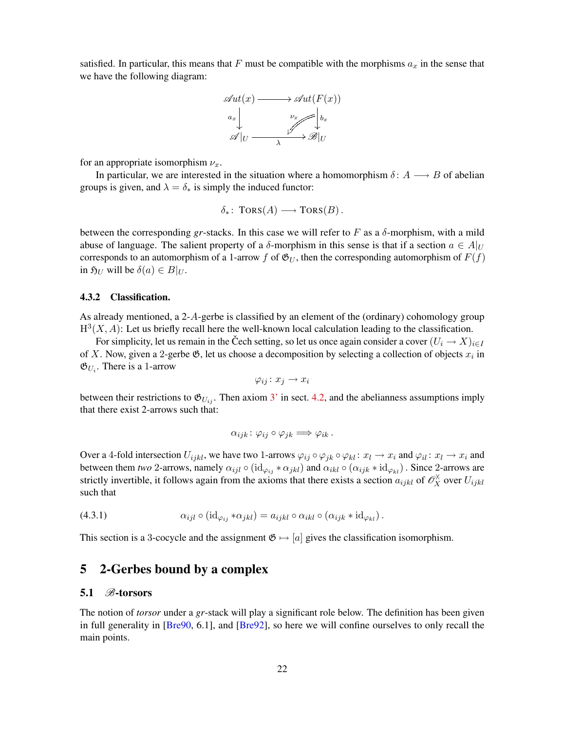satisfied. In particular, this means that $F$ must be compatible with the morphisms $a_x$ in the sense that we have the following diagram:

$$
\begin{array}{ccc}
\mathscr{A}ut(x) & \longrightarrow & \mathscr{A}ut(F(x)) \\
{\scriptstyle a_x}\downarrow & \overset{\nu_x}{\swarrow\!\!\!\!\!\!\swarrow} & \downarrow{\scriptstyle b_x} \\
\mathscr{A}|_U & \underset{\lambda}{\longrightarrow} & \mathscr{B}|_U
\end{array}
$$

for an appropriate isomorphism $\nu_x$.

In particular, we are interested in the situation where a homomorphism $\delta\colon A \longrightarrow B$ of abelian groups is given, and $\lambda = \delta_*$ is simply the induced functor:

$$\delta_*\colon \operatorname{TORS}(A) \longrightarrow \operatorname{TORS}(B)\,.$$

between the corresponding *gr*-stacks. In this case we will refer to $F$ as a $\delta$-morphism, with a mild abuse of language. The salient property of a $\delta$-morphism in this sense is that if a section $a \in A|_U$ corresponds to an automorphism of a 1-arrow $f$ of $\mathfrak{G}_U$, then the corresponding automorphism of $F(f)$ in $\mathfrak{H}_U$ will be $\delta(a) \in B|_U$.

### 4.3.2 Classification.

As already mentioned, a 2-$A$-gerbe is classified by an element of the (ordinary) cohomology group $\mathrm{H}^3(X, A)$: Let us briefly recall here the well-known local calculation leading to the classification.

For simplicity, let us remain in the Čech setting, so let us once again consider a cover $(U_i \to X)_{i\in I}$ of $X$. Now, given a 2-gerbe $\mathfrak{G}$, let us choose a decomposition by selecting a collection of objects $x_i$ in $\mathfrak{G}_{U_i}$. There is a 1-arrow

$$\varphi_{ij}\colon x_j \to x_i$$

between their restrictions to $\mathfrak{G}_{U_{ij}}$. Then axiom 3' in sect. 4.2, and the abelianness assumptions imply that there exist 2-arrows such that:

$$\alpha_{ijk}\colon \varphi_{ij} \circ \varphi_{jk} \Longrightarrow \varphi_{ik}\,.$$

Over a 4-fold intersection $U_{ijkl}$, we have two 1-arrows $\varphi_{ij} \circ \varphi_{jk} \circ \varphi_{kl}\colon x_l \to x_i$ and $\varphi_{il}\colon x_l \to x_i$ and between them *two* 2-arrows, namely $\alpha_{ijl} \circ (\mathrm{id}_{\varphi_{ij}} * \alpha_{jkl})$ and $\alpha_{ikl} \circ (\alpha_{ijk} * \mathrm{id}_{\varphi_{kl}})$ . Since 2-arrows are strictly invertible, it follows again from the axioms that there exists a section $a_{ijkl}$ of $\mathscr{O}_X^\times$ over $U_{ijkl}$ such that

$$\alpha_{ijl} \circ (\mathrm{id}_{\varphi_{ij}} * \alpha_{jkl}) = a_{ijkl} \circ \alpha_{ikl} \circ (\alpha_{ijk} * \mathrm{id}_{\varphi_{kl}})\,. \tag{4.3.1}$$

This section is a 3-cocycle and the assignment $\mathfrak{G} \mapsto [a]$ gives the classification isomorphism.

## 5 2-Gerbes bound by a complex

### 5.1 $\mathscr{B}$-torsors

The notion of *torsor* under a *gr*-stack will play a significant role below. The definition has been given in full generality in [Bre90, 6.1], and [Bre92], so here we will confine ourselves to only recall the main points.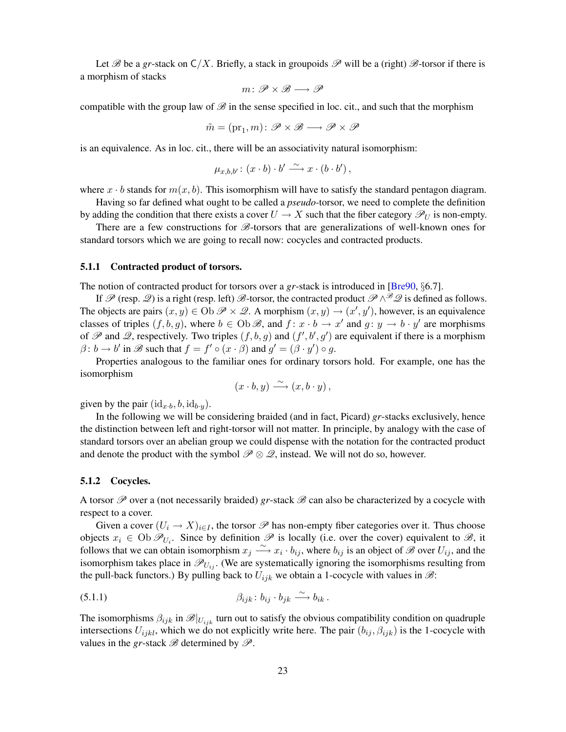Let $\mathscr{B}$ be a *gr*-stack on $\mathsf{C}/X$. Briefly, a stack in groupoids $\mathscr{P}$ will be a (right) $\mathscr{B}$-torsor if there is a morphism of stacks

$$m\colon \mathscr{P} \times \mathscr{B} \longrightarrow \mathscr{P}$$

compatible with the group law of $\mathscr{B}$ in the sense specified in loc. cit., and such that the morphism

$$\tilde{m} = (\mathrm{pr}_1, m)\colon \mathscr{P} \times \mathscr{B} \longrightarrow \mathscr{P} \times \mathscr{P}$$

is an equivalence. As in loc. cit., there will be an associativity natural isomorphism:

$$\mu_{x,b,b'}\colon (x \cdot b) \cdot b' \xrightarrow{\sim} x \cdot (b \cdot b')\,,$$

where $x \cdot b$ stands for $m(x, b)$. This isomorphism will have to satisfy the standard pentagon diagram.

Having so far defined what ought to be called a *pseudo*-torsor, we need to complete the definition by adding the condition that there exists a cover $U \to X$ such that the fiber category $\mathscr{P}_U$ is non-empty.

There are a few constructions for $\mathscr{B}$-torsors that are generalizations of well-known ones for standard torsors which we are going to recall now: cocycles and contracted products.

### 5.1.1 Contracted product of torsors.

The notion of contracted product for torsors over a *gr*-stack is introduced in [Bre90, §6.7].

If $\mathscr{P}$ (resp. $\mathscr{Q}$) is a right (resp. left) $\mathscr{B}$-torsor, the contracted product $\mathscr{P} \wedge^{\mathscr{B}} \mathscr{Q}$ is defined as follows. The objects are pairs $(x, y) \in \operatorname{Ob} \mathscr{P} \times \mathscr{Q}$. A morphism $(x, y) \to (x', y')$, however, is an equivalence classes of triples $(f, b, g)$, where $b \in \operatorname{Ob} \mathscr{B}$, and $f\colon x \cdot b \to x'$ and $g\colon y \to b \cdot y'$ are morphisms of $\mathscr{P}$ and $\mathscr{Q}$, respectively. Two triples $(f, b, g)$ and $(f', b', g')$ are equivalent if there is a morphism $\beta\colon b \to b'$ in $\mathscr{B}$ such that $f = f' \circ (x \cdot \beta)$ and $g' = (\beta \cdot y') \circ g$.

Properties analogous to the familiar ones for ordinary torsors hold. For example, one has the isomorphism

$$(x \cdot b, y) \xrightarrow{\sim} (x, b \cdot y)\,,$$

given by the pair $(\mathrm{id}_{x \cdot b}, b, \mathrm{id}_{b \cdot y})$.

In the following we will be considering braided (and in fact, Picard) *gr*-stacks exclusively, hence the distinction between left and right-torsor will not matter. In principle, by analogy with the case of standard torsors over an abelian group we could dispense with the notation for the contracted product and denote the product with the symbol $\mathscr{P} \otimes \mathscr{Q}$, instead. We will not do so, however.

### 5.1.2 Cocycles.

A torsor $\mathscr{P}$ over a (not necessarily braided) *gr*-stack $\mathscr{B}$ can also be characterized by a cocycle with respect to a cover.

Given a cover $(U_i \to X)_{i \in I}$, the torsor $\mathscr{P}$ has non-empty fiber categories over it. Thus choose objects $x_i \in \operatorname{Ob} \mathscr{P}_{U_i}$. Since by definition $\mathscr{P}$ is locally (i.e. over the cover) equivalent to $\mathscr{B}$, it follows that we can obtain isomorphism $x_j \xrightarrow{\sim} x_i \cdot b_{ij}$, where $b_{ij}$ is an object of $\mathscr{B}$ over $U_{ij}$, and the isomorphism takes place in $\mathscr{P}_{U_{ij}}$. (We are systematically ignoring the isomorphisms resulting from the pull-back functors.) By pulling back to $U_{ijk}$ we obtain a 1-cocycle with values in $\mathscr{B}$:

$$\beta_{ijk}\colon b_{ij} \cdot b_{jk} \xrightarrow{\sim} b_{ik}\,. \tag{5.1.1}$$

The isomorphisms $\beta_{ijk}$ in $\mathscr{B}|_{U_{ijk}}$ turn out to satisfy the obvious compatibility condition on quadruple intersections $U_{ijkl}$, which we do not explicitly write here. The pair $(b_{ij}, \beta_{ijk})$ is the 1-cocycle with values in the *gr*-stack $\mathscr{B}$ determined by $\mathscr{P}$.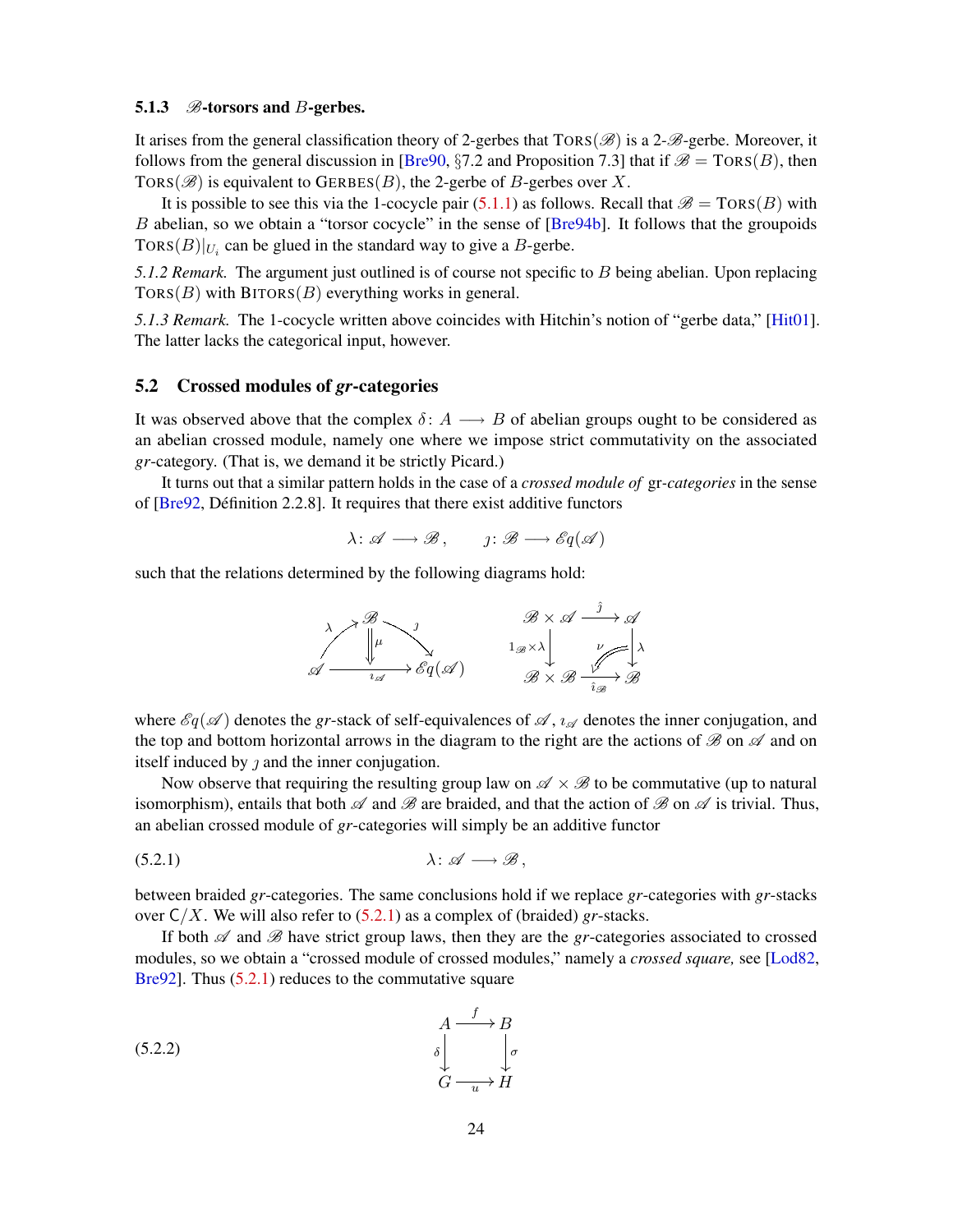### 5.1.3 $\mathscr{B}$-torsors and $B$-gerbes.

It arises from the general classification theory of 2-gerbes that $\text{TORS}(\mathscr{B})$ is a 2-$\mathscr{B}$-gerbe. Moreover, it follows from the general discussion in [Bre90, §7.2 and Proposition 7.3] that if $\mathscr{B} = \text{TORS}(B)$, then $\text{TORS}(\mathscr{B})$ is equivalent to $\text{GERBES}(B)$, the 2-gerbe of $B$-gerbes over $X$.

It is possible to see this via the 1-cocycle pair (5.1.1) as follows. Recall that $\mathscr{B} = \text{TORS}(B)$ with $B$ abelian, so we obtain a "torsor cocycle" in the sense of [Bre94b]. It follows that the groupoids $\text{TORS}(B)|_{U_i}$ can be glued in the standard way to give a $B$-gerbe.

*5.1.2 Remark.* The argument just outlined is of course not specific to $B$ being abelian. Upon replacing $\text{TORS}(B)$ with $\text{BITORS}(B)$ everything works in general.

*5.1.3 Remark.* The 1-cocycle written above coincides with Hitchin's notion of "gerbe data," [Hit01]. The latter lacks the categorical input, however.

## 5.2 Crossed modules of *gr*-categories

It was observed above that the complex $\delta\colon A \longrightarrow B$ of abelian groups ought to be considered as an abelian crossed module, namely one where we impose strict commutativity on the associated *gr*-category. (That is, we demand it be strictly Picard.)

It turns out that a similar pattern holds in the case of a *crossed module of* gr*-categories* in the sense of [Bre92, Définition 2.2.8]. It requires that there exist additive functors

$$\lambda\colon \mathscr{A} \longrightarrow \mathscr{B}\,, \qquad \jmath\colon \mathscr{B} \longrightarrow \mathscr{E}q(\mathscr{A})$$

such that the relations determined by the following diagrams hold:

$$\begin{array}{ccc}
 & \mathscr{B} & \\
{\scriptstyle\lambda}\nearrow & \Downarrow\mu & \searrow{\scriptstyle\jmath} \\
\mathscr{A} & \xrightarrow[\imath_{\mathscr{A}}]{} & \mathscr{E}q(\mathscr{A})
\end{array}
\qquad\qquad
\begin{array}{ccc}
\mathscr{B}\times\mathscr{A} & \xrightarrow{\hat{\jmath}} & \mathscr{A} \\
{\scriptstyle 1_{\mathscr{B}}\times\lambda}\downarrow & \swArrow\nu & \downarrow{\scriptstyle\lambda} \\
\mathscr{B}\times\mathscr{B} & \xrightarrow[\hat{\imath}_{\mathscr{B}}]{} & \mathscr{B}
\end{array}$$

where $\mathscr{E}q(\mathscr{A})$ denotes the *gr*-stack of self-equivalences of $\mathscr{A}$, $\imath_{\mathscr{A}}$ denotes the inner conjugation, and the top and bottom horizontal arrows in the diagram to the right are the actions of $\mathscr{B}$ on $\mathscr{A}$ and on itself induced by $\jmath$ and the inner conjugation.

Now observe that requiring the resulting group law on $\mathscr{A} \times \mathscr{B}$ to be commutative (up to natural isomorphism), entails that both $\mathscr{A}$ and $\mathscr{B}$ are braided, and that the action of $\mathscr{B}$ on $\mathscr{A}$ is trivial. Thus, an abelian crossed module of *gr*-categories will simply be an additive functor

$$\lambda\colon \mathscr{A} \longrightarrow \mathscr{B}\,, \tag{5.2.1}$$

between braided *gr*-categories. The same conclusions hold if we replace *gr*-categories with *gr*-stacks over $\mathsf{C}/X$. We will also refer to (5.2.1) as a complex of (braided) *gr*-stacks.

If both $\mathscr{A}$ and $\mathscr{B}$ have strict group laws, then they are the *gr*-categories associated to crossed modules, so we obtain a "crossed module of crossed modules," namely a *crossed square,* see [Lod82, Bre92]. Thus (5.2.1) reduces to the commutative square

$$\begin{array}{ccc}
A & \xrightarrow{f} & B \\
{\scriptstyle\delta}\downarrow & & \downarrow{\scriptstyle\sigma} \\
G & \xrightarrow[u]{} & H
\end{array} \tag{5.2.2}$$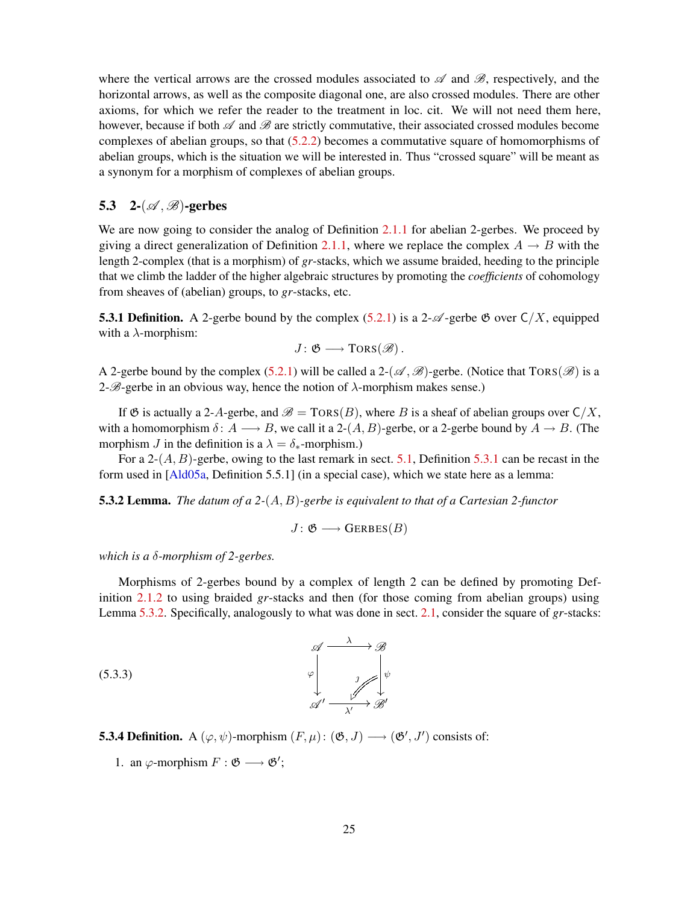where the vertical arrows are the crossed modules associated to $\mathscr{A}$ and $\mathscr{B}$, respectively, and the horizontal arrows, as well as the composite diagonal one, are also crossed modules. There are other axioms, for which we refer the reader to the treatment in loc. cit. We will not need them here, however, because if both $\mathscr{A}$ and $\mathscr{B}$ are strictly commutative, their associated crossed modules become complexes of abelian groups, so that (5.2.2) becomes a commutative square of homomorphisms of abelian groups, which is the situation we will be interested in. Thus "crossed square" will be meant as a synonym for a morphism of complexes of abelian groups.

## 5.3 2-$(\mathscr{A},\mathscr{B})$-gerbes

We are now going to consider the analog of Definition 2.1.1 for abelian 2-gerbes. We proceed by giving a direct generalization of Definition 2.1.1, where we replace the complex $A \to B$ with the length 2-complex (that is a morphism) of *gr*-stacks, which we assume braided, heeding to the principle that we climb the ladder of the higher algebraic structures by promoting the *coefficients* of cohomology from sheaves of (abelian) groups, to *gr*-stacks, etc.

**5.3.1 Definition.** A 2-gerbe bound by the complex (5.2.1) is a 2-$\mathscr{A}$-gerbe $\mathfrak{G}$ over $\mathsf{C}/X$, equipped with a $\lambda$-morphism:

$$J\colon \mathfrak{G} \longrightarrow \mathrm{TORS}(\mathscr{B})\,.$$

A 2-gerbe bound by the complex (5.2.1) will be called a 2-$(\mathscr{A},\mathscr{B})$-gerbe. (Notice that $\mathrm{TORS}(\mathscr{B})$ is a 2-$\mathscr{B}$-gerbe in an obvious way, hence the notion of $\lambda$-morphism makes sense.)

If $\mathfrak{G}$ is actually a 2-$A$-gerbe, and $\mathscr{B} = \mathrm{TORS}(B)$, where $B$ is a sheaf of abelian groups over $\mathsf{C}/X$, with a homomorphism $\delta\colon A \longrightarrow B$, we call it a 2-$(A,B)$-gerbe, or a 2-gerbe bound by $A \to B$. (The morphism $J$ in the definition is a $\lambda = \delta_*$-morphism.)

For a 2-$(A,B)$-gerbe, owing to the last remark in sect. 5.1, Definition 5.3.1 can be recast in the form used in [Ald05a, Definition 5.5.1] (in a special case), which we state here as a lemma:

**5.3.2 Lemma.** *The datum of a 2-$(A,B)$-gerbe is equivalent to that of a Cartesian 2-functor*

$$J\colon \mathfrak{G} \longrightarrow \mathrm{GERBES}(B)$$

*which is a $\delta$-morphism of 2-gerbes.*

Morphisms of 2-gerbes bound by a complex of length 2 can be defined by promoting Definition 2.1.2 to using braided *gr*-stacks and then (for those coming from abelian groups) using Lemma 5.3.2. Specifically, analogously to what was done in sect. 2.1, consider the square of *gr*-stacks:

$$\begin{array}{ccc} \mathscr{A} & \xrightarrow{\ \lambda\ } & \mathscr{B} \\ {\scriptstyle\varphi}\downarrow & \overset{\jmath}{\swarrow} & \downarrow{\scriptstyle\psi} \\ \mathscr{A}' & \xrightarrow[\ \lambda'\ ]{} & \mathscr{B}' \end{array} \tag{5.3.3}$$

**5.3.4 Definition.** A $(\varphi,\psi)$-morphism $(F,\mu)\colon (\mathfrak{G},J) \longrightarrow (\mathfrak{G}',J')$ consists of:

1. an $\varphi$-morphism $F : \mathfrak{G} \longrightarrow \mathfrak{G}'$;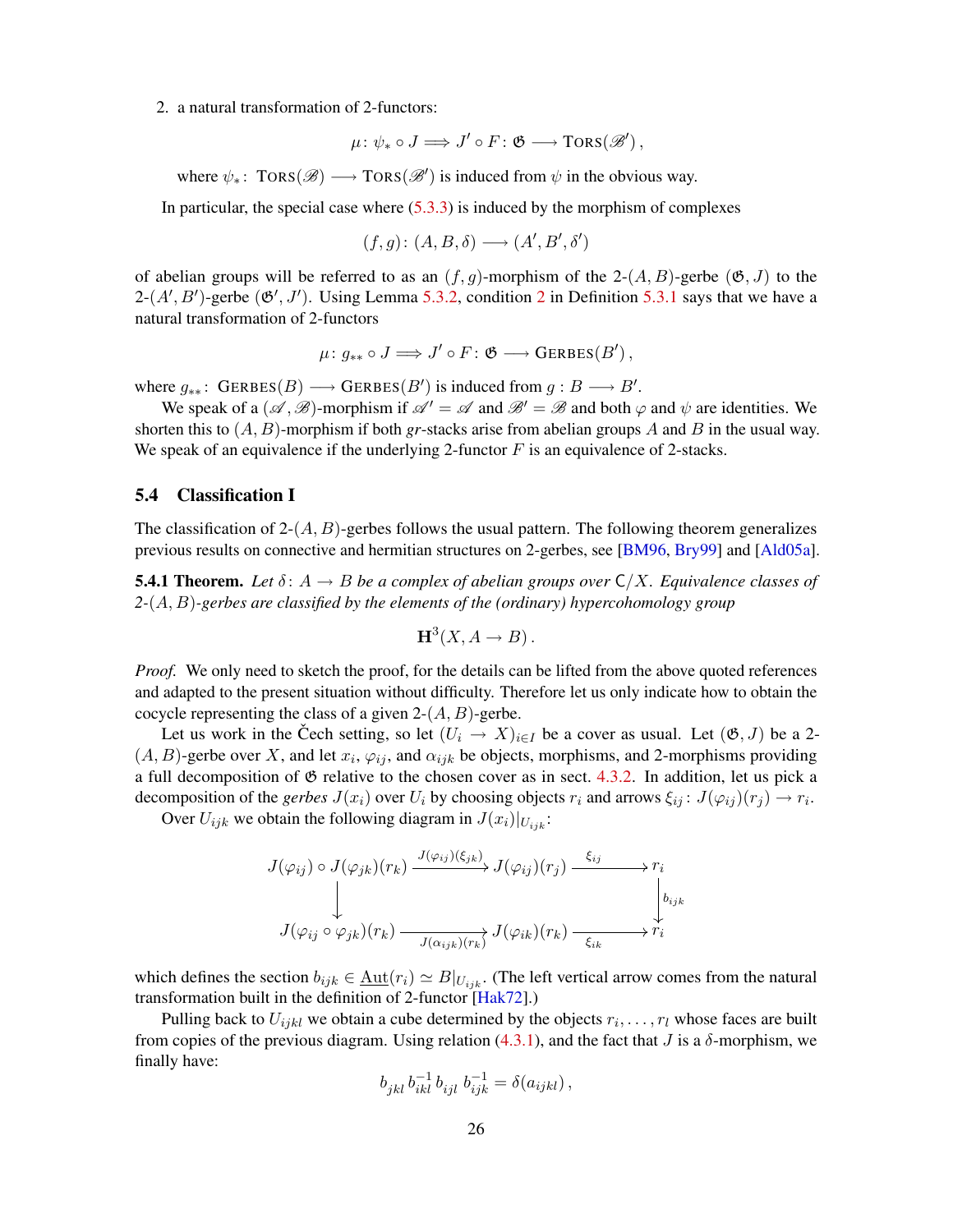2. a natural transformation of 2-functors:

$$\mu \colon \psi_* \circ J \Longrightarrow J' \circ F \colon \mathfrak{G} \longrightarrow \textsc{Tors}(\mathscr{B}')\,,$$

where $\psi_* \colon \textsc{Tors}(\mathscr{B}) \longrightarrow \textsc{Tors}(\mathscr{B}')$ is induced from $\psi$ in the obvious way.

In particular, the special case where (5.3.3) is induced by the morphism of complexes

$$(f,g) \colon (A,B,\delta) \longrightarrow (A',B',\delta')$$

of abelian groups will be referred to as an $(f,g)$-morphism of the 2-$(A,B)$-gerbe $(\mathfrak{G},J)$ to the 2-$(A',B')$-gerbe $(\mathfrak{G}',J')$. Using Lemma 5.3.2, condition 2 in Definition 5.3.1 says that we have a natural transformation of 2-functors

$$\mu \colon g_{**} \circ J \Longrightarrow J' \circ F \colon \mathfrak{G} \longrightarrow \textsc{Gerbes}(B')\,,$$

where $g_{**} \colon \textsc{Gerbes}(B) \longrightarrow \textsc{Gerbes}(B')$ is induced from $g \colon B \longrightarrow B'$.

We speak of a $(\mathscr{A},\mathscr{B})$-morphism if $\mathscr{A}' = \mathscr{A}$ and $\mathscr{B}' = \mathscr{B}$ and both $\varphi$ and $\psi$ are identities. We shorten this to $(A,B)$-morphism if both *gr*-stacks arise from abelian groups $A$ and $B$ in the usual way. We speak of an equivalence if the underlying 2-functor $F$ is an equivalence of 2-stacks.

## 5.4 Classification I

The classification of 2-$(A,B)$-gerbes follows the usual pattern. The following theorem generalizes previous results on connective and hermitian structures on 2-gerbes, see [BM96, Bry99] and [Ald05a].

**5.4.1 Theorem.** *Let $\delta \colon A \to B$ be a complex of abelian groups over $\mathsf{C}/X$. Equivalence classes of 2-$(A,B)$-gerbes are classified by the elements of the (ordinary) hypercohomology group*

$$\mathbf{H}^3(X, A \to B)\,.$$

*Proof.* We only need to sketch the proof, for the details can be lifted from the above quoted references and adapted to the present situation without difficulty. Therefore let us only indicate how to obtain the cocycle representing the class of a given 2-$(A,B)$-gerbe.

Let us work in the Čech setting, so let $(U_i \to X)_{i\in I}$ be a cover as usual. Let $(\mathfrak{G},J)$ be a 2-$(A,B)$-gerbe over $X$, and let $x_i$, $\varphi_{ij}$, and $\alpha_{ijk}$ be objects, morphisms, and 2-morphisms providing a full decomposition of $\mathfrak{G}$ relative to the chosen cover as in sect. 4.3.2. In addition, let us pick a decomposition of the *gerbes* $J(x_i)$ over $U_i$ by choosing objects $r_i$ and arrows $\xi_{ij} \colon J(\varphi_{ij})(r_j) \to r_i$.

Over $U_{ijk}$ we obtain the following diagram in $J(x_i)|_{U_{ijk}}$:

$$\begin{array}{ccccc}
J(\varphi_{ij}) \circ J(\varphi_{jk})(r_k) & \xrightarrow{J(\varphi_{ij})(\xi_{jk})} & J(\varphi_{ij})(r_j) & \xrightarrow{\xi_{ij}} & r_i \\
\downarrow & & & & \downarrow{\scriptstyle b_{ijk}} \\
J(\varphi_{ij} \circ \varphi_{jk})(r_k) & \xrightarrow[J(\alpha_{ijk})(r_k)]{} & J(\varphi_{ik})(r_k) & \xrightarrow[\xi_{ik}]{} & r_i
\end{array}$$

which defines the section $b_{ijk} \in \underline{\mathrm{Aut}}(r_i) \simeq B|_{U_{ijk}}$. (The left vertical arrow comes from the natural transformation built in the definition of 2-functor [Hak72].)

Pulling back to $U_{ijkl}$ we obtain a cube determined by the objects $r_i, \dots, r_l$ whose faces are built from copies of the previous diagram. Using relation (4.3.1), and the fact that $J$ is a $\delta$-morphism, we finally have:

$$b_{jkl}\, b_{ikl}^{-1}\, b_{ijl}\, b_{ijk}^{-1} = \delta(a_{ijkl})\,,$$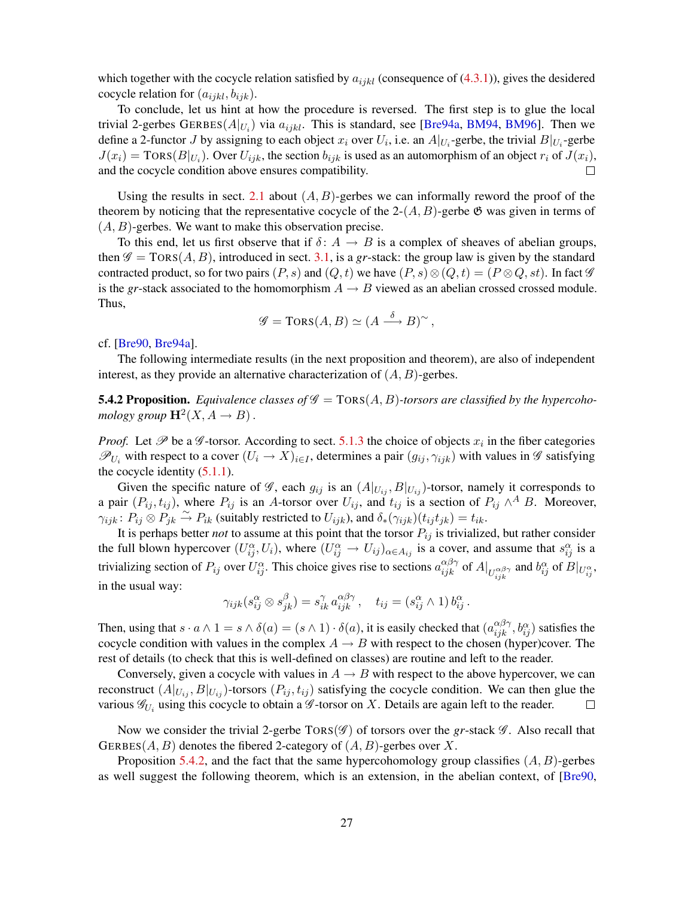which together with the cocycle relation satisfied by $a_{ijkl}$ (consequence of (4.3.1)), gives the desidered cocycle relation for $(a_{ijkl}, b_{ijk})$.

To conclude, let us hint at how the procedure is reversed. The first step is to glue the local trivial 2-gerbes $\mathrm{GERBES}(A|_{U_i})$ via $a_{ijkl}$. This is standard, see [Bre94a, BM94, BM96]. Then we define a 2-functor $J$ by assigning to each object $x_i$ over $U_i$, i.e. an $A|_{U_i}$-gerbe, the trivial $B|_{U_i}$-gerbe $J(x_i) = \mathrm{TORS}(B|_{U_i})$. Over $U_{ijk}$, the section $b_{ijk}$ is used as an automorphism of an object $r_i$ of $J(x_i)$, and the cocycle condition above ensures compatibility. □

Using the results in sect. 2.1 about $(A, B)$-gerbes we can informally reword the proof of the theorem by noticing that the representative cocycle of the 2-$(A, B)$-gerbe $\mathfrak{G}$ was given in terms of $(A, B)$-gerbes. We want to make this observation precise.

To this end, let us first observe that if $\delta \colon A \to B$ is a complex of sheaves of abelian groups, then $\mathscr{G} = \mathrm{TORS}(A, B)$, introduced in sect. 3.1, is a *gr*-stack: the group law is given by the standard contracted product, so for two pairs $(P, s)$ and $(Q, t)$ we have $(P, s) \otimes (Q, t) = (P \otimes Q, st)$. In fact $\mathscr{G}$ is the *gr*-stack associated to the homomorphism $A \to B$ viewed as an abelian crossed crossed module. Thus,

$$\mathscr{G} = \mathrm{TORS}(A, B) \simeq (A \xrightarrow{\delta} B)^{\sim} ,$$

cf. [Bre90, Bre94a].

The following intermediate results (in the next proposition and theorem), are also of independent interest, as they provide an alternative characterization of $(A, B)$-gerbes.

**5.4.2 Proposition.** *Equivalence classes of $\mathscr{G} = \mathrm{TORS}(A, B)$-torsors are classified by the hypercohomology group $\mathbf{H}^2(X, A \to B)$.*

*Proof.* Let $\mathscr{P}$ be a $\mathscr{G}$-torsor. According to sect. 5.1.3 the choice of objects $x_i$ in the fiber categories $\mathscr{P}_{U_i}$ with respect to a cover $(U_i \to X)_{i \in I}$, determines a pair $(g_{ij}, \gamma_{ijk})$ with values in $\mathscr{G}$ satisfying the cocycle identity (5.1.1).

Given the specific nature of $\mathscr{G}$, each $g_{ij}$ is an $(A|_{U_{ij}}, B|_{U_{ij}})$-torsor, namely it corresponds to a pair $(P_{ij}, t_{ij})$, where $P_{ij}$ is an $A$-torsor over $U_{ij}$, and $t_{ij}$ is a section of $P_{ij} \wedge^A B$. Moreover, $\gamma_{ijk} \colon P_{ij} \otimes P_{jk} \xrightarrow{\sim} P_{ik}$ (suitably restricted to $U_{ijk}$), and $\delta_*(\gamma_{ijk})(t_{ij} t_{jk}) = t_{ik}$.

It is perhaps better *not* to assume at this point that the torsor $P_{ij}$ is trivialized, but rather consider the full blown hypercover $(U_{ij}^\alpha, U_i)$, where $(U_{ij}^\alpha \to U_{ij})_{\alpha \in A_{ij}}$ is a cover, and assume that $s_{ij}^\alpha$ is a trivializing section of $P_{ij}$ over $U_{ij}^\alpha$. This choice gives rise to sections $a_{ijk}^{\alpha\beta\gamma}$ of $A|_{U_{ijk}^{\alpha\beta\gamma}}$ and $b_{ij}^\alpha$ of $B|_{U_{ij}^\alpha}$, in the usual way:

$$\gamma_{ijk}(s_{ij}^\alpha \otimes s_{jk}^\beta) = s_{ik}^\gamma \, a_{ijk}^{\alpha\beta\gamma} , \quad t_{ij} = (s_{ij}^\alpha \wedge 1) \, b_{ij}^\alpha .$$

Then, using that $s \cdot a \wedge 1 = s \wedge \delta(a) = (s \wedge 1) \cdot \delta(a)$, it is easily checked that $(a_{ijk}^{\alpha\beta\gamma}, b_{ij}^\alpha)$ satisfies the cocycle condition with values in the complex $A \to B$ with respect to the chosen (hyper)cover. The rest of details (to check that this is well-defined on classes) are routine and left to the reader.

Conversely, given a cocycle with values in $A \to B$ with respect to the above hypercover, we can reconstruct $(A|_{U_{ij}}, B|_{U_{ij}})$-torsors $(P_{ij}, t_{ij})$ satisfying the cocycle condition. We can then glue the various $\mathscr{G}_{U_i}$ using this cocycle to obtain a $\mathscr{G}$-torsor on $X$. Details are again left to the reader. □

Now we consider the trivial 2-gerbe $\mathrm{TORS}(\mathscr{G})$ of torsors over the *gr*-stack $\mathscr{G}$. Also recall that $\mathrm{GERBES}(A, B)$ denotes the fibered 2-category of $(A, B)$-gerbes over $X$.

Proposition 5.4.2, and the fact that the same hypercohomology group classifies $(A, B)$-gerbes as well suggest the following theorem, which is an extension, in the abelian context, of [Bre90,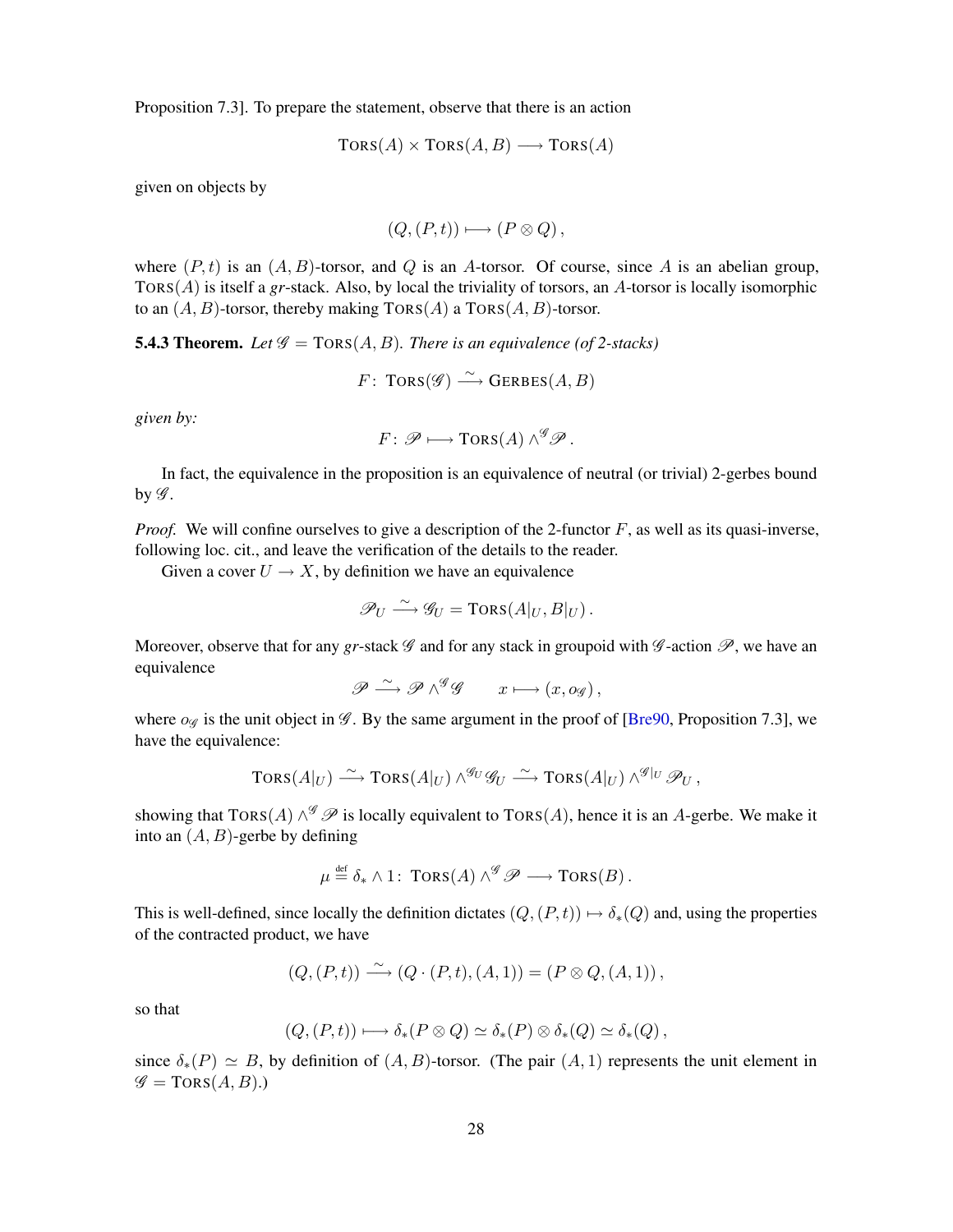Proposition 7.3]. To prepare the statement, observe that there is an action

$$\textsc{Tors}(A) \times \textsc{Tors}(A,B) \longrightarrow \textsc{Tors}(A)$$

given on objects by

$$(Q,(P,t)) \longmapsto (P \otimes Q)\,,$$

where $(P,t)$ is an $(A,B)$-torsor, and $Q$ is an $A$-torsor. Of course, since $A$ is an abelian group, $\textsc{Tors}(A)$ is itself a *gr*-stack. Also, by local the triviality of torsors, an $A$-torsor is locally isomorphic to an $(A,B)$-torsor, thereby making $\textsc{Tors}(A)$ a $\textsc{Tors}(A,B)$-torsor.

**5.4.3 Theorem.** *Let $\mathscr{G} = \textsc{Tors}(A,B)$. There is an equivalence (of 2-stacks)*

$$F\colon\ \textsc{Tors}(\mathscr{G}) \xrightarrow{\ \sim\ } \textsc{Gerbes}(A,B)$$

*given by:*

$$F\colon\ \mathscr{P} \longmapsto \textsc{Tors}(A) \wedge^{\mathscr{G}} \mathscr{P}\,.$$

In fact, the equivalence in the proposition is an equivalence of neutral (or trivial) 2-gerbes bound by $\mathscr{G}$.

*Proof.* We will confine ourselves to give a description of the 2-functor $F$, as well as its quasi-inverse, following loc. cit., and leave the verification of the details to the reader.

Given a cover $U \to X$, by definition we have an equivalence

$$\mathscr{P}_U \xrightarrow{\ \sim\ } \mathscr{G}_U = \textsc{Tors}(A|_U, B|_U)\,.$$

Moreover, observe that for any *gr*-stack $\mathscr{G}$ and for any stack in groupoid with $\mathscr{G}$-action $\mathscr{P}$, we have an equivalence

$$\mathscr{P} \xrightarrow{\ \sim\ } \mathscr{P} \wedge^{\mathscr{G}} \mathscr{G} \qquad x \longmapsto (x, o_{\mathscr{G}})\,,$$

where $o_{\mathscr{G}}$ is the unit object in $\mathscr{G}$. By the same argument in the proof of [Bre90, Proposition 7.3], we have the equivalence:

$$\textsc{Tors}(A|_U) \xrightarrow{\ \sim\ } \textsc{Tors}(A|_U) \wedge^{\mathscr{G}_U} \mathscr{G}_U \xrightarrow{\ \sim\ } \textsc{Tors}(A|_U) \wedge^{\mathscr{G}|_U} \mathscr{P}_U\,,$$

showing that $\textsc{Tors}(A) \wedge^{\mathscr{G}} \mathscr{P}$ is locally equivalent to $\textsc{Tors}(A)$, hence it is an $A$-gerbe. We make it into an $(A,B)$-gerbe by defining

$$\mu \overset{\text{def}}{=} \delta_* \wedge 1\colon\ \textsc{Tors}(A) \wedge^{\mathscr{G}} \mathscr{P} \longrightarrow \textsc{Tors}(B)\,.$$

This is well-defined, since locally the definition dictates $(Q,(P,t)) \mapsto \delta_*(Q)$ and, using the properties of the contracted product, we have

$$(Q,(P,t)) \xrightarrow{\ \sim\ } (Q\cdot(P,t),(A,1)) = (P \otimes Q, (A,1))\,,$$

so that

$$(Q,(P,t)) \longmapsto \delta_*(P \otimes Q) \simeq \delta_*(P) \otimes \delta_*(Q) \simeq \delta_*(Q)\,,$$

since $\delta_*(P) \simeq B$, by definition of $(A,B)$-torsor. (The pair $(A,1)$ represents the unit element in $\mathscr{G} = \textsc{Tors}(A,B)$.)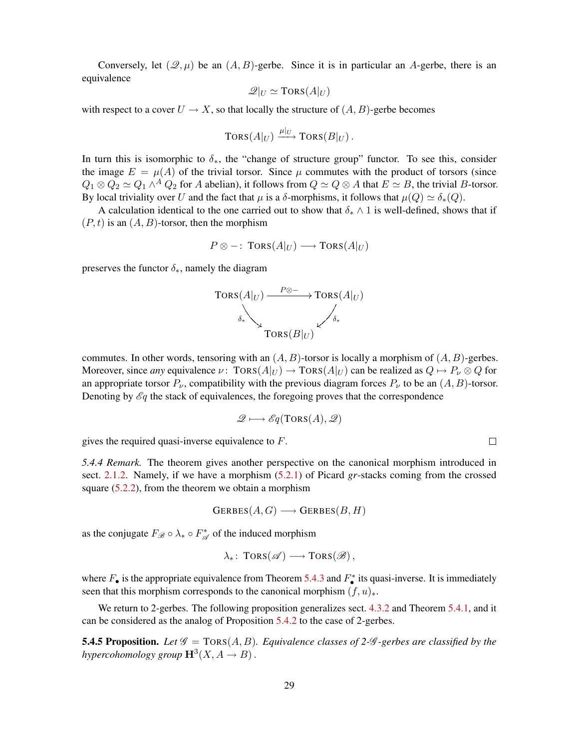Conversely, let $(\mathscr{Q}, \mu)$ be an $(A, B)$-gerbe. Since it is in particular an $A$-gerbe, there is an equivalence

$$\mathscr{Q}|_U \simeq \textsc{Tors}(A|_U)$$

with respect to a cover $U \to X$, so that locally the structure of $(A, B)$-gerbe becomes

$$\textsc{Tors}(A|_U) \xrightarrow{\mu|_U} \textsc{Tors}(B|_U)\,.$$

In turn this is isomorphic to $\delta_*$, the "change of structure group" functor. To see this, consider the image $E = \mu(A)$ of the trivial torsor. Since $\mu$ commutes with the product of torsors (since $Q_1 \otimes Q_2 \simeq Q_1 \wedge^A Q_2$ for $A$ abelian), it follows from $Q \simeq Q \otimes A$ that $E \simeq B$, the trivial $B$-torsor. By local triviality over $U$ and the fact that $\mu$ is a $\delta$-morphisms, it follows that $\mu(Q) \simeq \delta_*(Q)$.

A calculation identical to the one carried out to show that $\delta_* \wedge 1$ is well-defined, shows that if $(P, t)$ is an $(A, B)$-torsor, then the morphism

$$P \otimes - \colon \textsc{Tors}(A|_U) \longrightarrow \textsc{Tors}(A|_U)$$

preserves the functor $\delta_*$, namely the diagram

$$\begin{array}{ccc} \textsc{Tors}(A|_U) & \xrightarrow{P\otimes -} & \textsc{Tors}(A|_U) \\ & {\scriptstyle\delta_*}\searrow \quad \swarrow{\scriptstyle\delta_*} & \\ & \textsc{Tors}(B|_U) & \end{array}$$

commutes. In other words, tensoring with an $(A, B)$-torsor is locally a morphism of $(A, B)$-gerbes. Moreover, since *any* equivalence $\nu\colon \textsc{Tors}(A|_U) \to \textsc{Tors}(A|_U)$ can be realized as $Q \mapsto P_\nu \otimes Q$ for an appropriate torsor $P_\nu$, compatibility with the previous diagram forces $P_\nu$ to be an $(A, B)$-torsor. Denoting by $\mathscr{E}q$ the stack of equivalences, the foregoing proves that the correspondence

$$\mathscr{Q} \longmapsto \mathscr{E}q(\textsc{Tors}(A), \mathscr{Q})$$

gives the required quasi-inverse equivalence to $F$. □

*5.4.4 Remark.* The theorem gives another perspective on the canonical morphism introduced in sect. 2.1.2. Namely, if we have a morphism (5.2.1) of Picard *gr*-stacks coming from the crossed square (5.2.2), from the theorem we obtain a morphism

$$\textsc{Gerbes}(A, G) \longrightarrow \textsc{Gerbes}(B, H)$$

as the conjugate $F_{\mathscr{B}} \circ \lambda_* \circ F^*_{\mathscr{A}}$ of the induced morphism

$$\lambda_*\colon \textsc{Tors}(\mathscr{A}) \longrightarrow \textsc{Tors}(\mathscr{B})\,,$$

where $F_\bullet$ is the appropriate equivalence from Theorem 5.4.3 and $F^*_\bullet$ its quasi-inverse. It is immediately seen that this morphism corresponds to the canonical morphism $(f, u)_*$.

We return to 2-gerbes. The following proposition generalizes sect. 4.3.2 and Theorem 5.4.1, and it can be considered as the analog of Proposition 5.4.2 to the case of 2-gerbes.

**5.4.5 Proposition.** *Let $\mathscr{G} = \textsc{Tors}(A, B)$. Equivalence classes of 2-$\mathscr{G}$-gerbes are classified by the hypercohomology group $\mathbf{H}^3(X, A \to B)$.*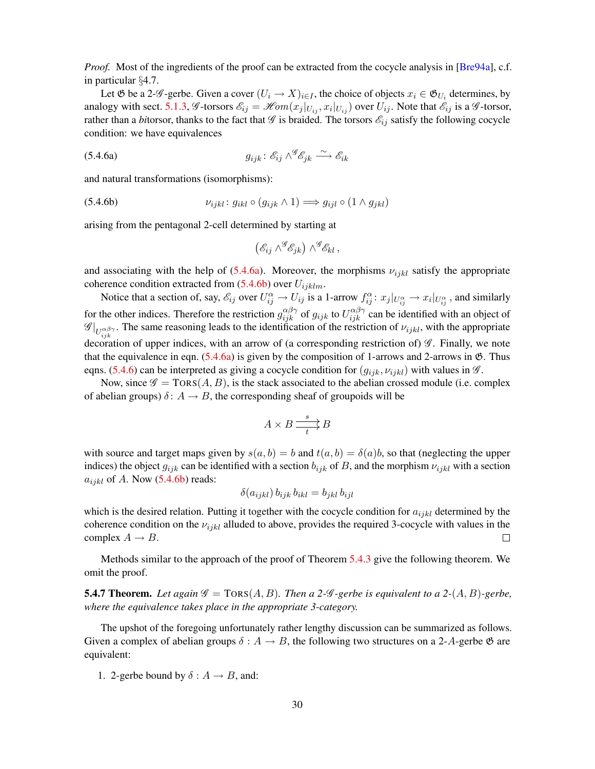*Proof.* Most of the ingredients of the proof can be extracted from the cocycle analysis in [Bre94a], c.f. in particular §4.7.

Let $\mathfrak{G}$ be a 2-$\mathscr{G}$-gerbe. Given a cover $(U_i \to X)_{i\in I}$, the choice of objects $x_i \in \mathfrak{G}_{U_i}$ determines, by analogy with sect. 5.1.3, $\mathscr{G}$-torsors $\mathscr{E}_{ij} = \mathscr{H}om(x_j|_{U_{ij}}, x_i|_{U_{ij}})$ over $U_{ij}$. Note that $\mathscr{E}_{ij}$ is a $\mathscr{G}$-torsor, rather than a *bi*torsor, thanks to the fact that $\mathscr{G}$ is braided. The torsors $\mathscr{E}_{ij}$ satisfy the following cocycle condition: we have equivalences

$$g_{ijk} \colon \mathscr{E}_{ij} \wedge^{\mathscr{G}} \mathscr{E}_{jk} \xrightarrow{\sim} \mathscr{E}_{ik} \tag{5.4.6a}$$

and natural transformations (isomorphisms):

$$\nu_{ijkl} \colon g_{ikl} \circ (g_{ijk} \wedge 1) \Longrightarrow g_{ijl} \circ (1 \wedge g_{jkl}) \tag{5.4.6b}$$

arising from the pentagonal 2-cell determined by starting at

$$\big(\mathscr{E}_{ij} \wedge^{\mathscr{G}} \mathscr{E}_{jk}\big) \wedge^{\mathscr{G}} \mathscr{E}_{kl}\,,$$

and associating with the help of (5.4.6a). Moreover, the morphisms $\nu_{ijkl}$ satisfy the appropriate coherence condition extracted from (5.4.6b) over $U_{ijklm}$.

Notice that a section of, say, $\mathscr{E}_{ij}$ over $U^{\alpha}_{ij} \to U_{ij}$ is a 1-arrow $f^{\alpha}_{ij} \colon x_j|_{U^{\alpha}_{ij}} \to x_i|_{U^{\alpha}_{ij}}$, and similarly for the other indices. Therefore the restriction $g^{\alpha\beta\gamma}_{ijk}$ of $g_{ijk}$ to $U^{\alpha\beta\gamma}_{ijk}$ can be identified with an object of $\mathscr{G}|_{U^{\alpha\beta\gamma}_{ijk}}$. The same reasoning leads to the identification of the restriction of $\nu_{ijkl}$, with the appropriate decoration of upper indices, with an arrow of (a corresponding restriction of) $\mathscr{G}$. Finally, we note that the equivalence in eqn. (5.4.6a) is given by the composition of 1-arrows and 2-arrows in $\mathfrak{G}$. Thus eqns. (5.4.6) can be interpreted as giving a cocycle condition for $(g_{ijk}, \nu_{ijkl})$ with values in $\mathscr{G}$.

Now, since $\mathscr{G} = \textsc{Tors}(A,B)$, is the stack associated to the abelian crossed module (i.e. complex of abelian groups) $\delta \colon A \to B$, the corresponding sheaf of groupoids will be

$$A \times B \underset{t}{\overset{s}{\rightrightarrows}} B$$

with source and target maps given by $s(a,b) = b$ and $t(a,b) = \delta(a)b$, so that (neglecting the upper indices) the object $g_{ijk}$ can be identified with a section $b_{ijk}$ of $B$, and the morphism $\nu_{ijkl}$ with a section $a_{ijkl}$ of $A$. Now (5.4.6b) reads:

$$\delta(a_{ijkl})\, b_{ijk}\, b_{ikl} = b_{jkl}\, b_{ijl}$$

which is the desired relation. Putting it together with the cocycle condition for $a_{ijkl}$ determined by the coherence condition on the $\nu_{ijkl}$ alluded to above, provides the required 3-cocycle with values in the complex $A \to B$. $\square$

Methods similar to the approach of the proof of Theorem 5.4.3 give the following theorem. We omit the proof.

**5.4.7 Theorem.** *Let again $\mathscr{G} = \textsc{Tors}(A,B)$. Then a 2-$\mathscr{G}$-gerbe is equivalent to a 2-$(A,B)$-gerbe, where the equivalence takes place in the appropriate 3-category.*

The upshot of the foregoing unfortunately rather lengthy discussion can be summarized as follows. Given a complex of abelian groups $\delta : A \to B$, the following two structures on a 2-$A$-gerbe $\mathfrak{G}$ are equivalent:

1. 2-gerbe bound by $\delta : A \to B$, and: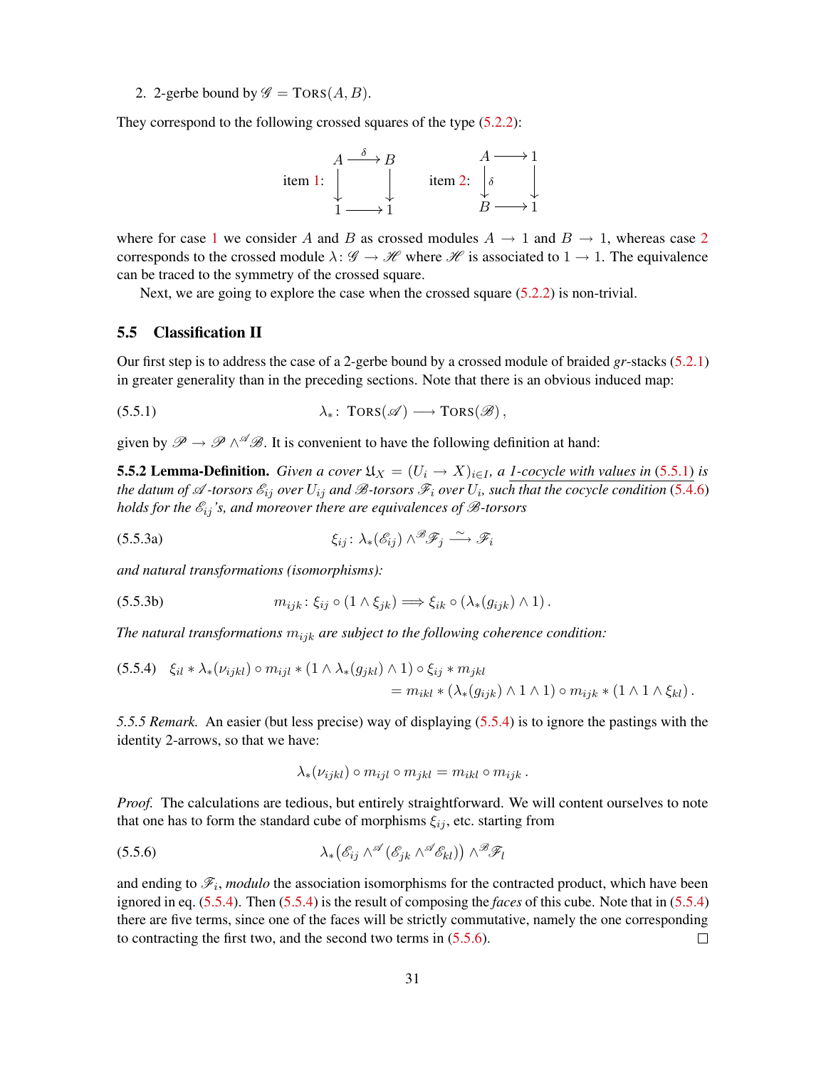2. 2-gerbe bound by $\mathscr{G} = \mathrm{T{\small ORS}}(A, B)$.

They correspond to the following crossed squares of the type (5.2.2):

$$
\text{item 1:}\quad
\begin{array}{ccc}
A & \xrightarrow{\delta} & B \\
\big\downarrow & & \big\downarrow \\
1 & \longrightarrow & 1
\end{array}
\qquad\qquad
\text{item 2:}\quad
\begin{array}{ccc}
A & \longrightarrow & 1 \\
\big\downarrow{\scriptstyle\delta} & & \big\downarrow \\
B & \longrightarrow & 1
\end{array}
$$

where for case 1 we consider $A$ and $B$ as crossed modules $A \to 1$ and $B \to 1$, whereas case 2 corresponds to the crossed module $\lambda\colon \mathscr{G} \to \mathscr{H}$ where $\mathscr{H}$ is associated to $1 \to 1$. The equivalence can be traced to the symmetry of the crossed square.

Next, we are going to explore the case when the crossed square (5.2.2) is non-trivial.

## 5.5 Classification II

Our first step is to address the case of a 2-gerbe bound by a crossed module of braided *gr*-stacks (5.2.1) in greater generality than in the preceding sections. Note that there is an obvious induced map:

$$
\lambda_*\colon \mathrm{T{\small ORS}}(\mathscr{A}) \longrightarrow \mathrm{T{\small ORS}}(\mathscr{B}), \tag{5.5.1}
$$

given by $\mathscr{P} \to \mathscr{P} \wedge^{\mathscr{A}} \mathscr{B}$. It is convenient to have the following definition at hand:

**5.5.2 Lemma-Definition.** *Given a cover $\mathfrak{U}_X = (U_i \to X)_{i\in I}$, a 1-cocycle with values in (5.5.1) is the datum of $\mathscr{A}$-torsors $\mathscr{E}_{ij}$ over $U_{ij}$ and $\mathscr{B}$-torsors $\mathscr{F}_i$ over $U_i$, such that the cocycle condition (5.4.6) holds for the $\mathscr{E}_{ij}$'s, and moreover there are equivalences of $\mathscr{B}$-torsors*

$$
\xi_{ij}\colon \lambda_*(\mathscr{E}_{ij}) \wedge^{\mathscr{B}} \mathscr{F}_j \xrightarrow{\sim} \mathscr{F}_i \tag{5.5.3a}
$$

*and natural transformations (isomorphisms):*

$$
m_{ijk}\colon \xi_{ij} \circ (1 \wedge \xi_{jk}) \Longrightarrow \xi_{ik} \circ (\lambda_*(g_{ijk}) \wedge 1). \tag{5.5.3b}
$$

*The natural transformations $m_{ijk}$ are subject to the following coherence condition:*

$$
\begin{aligned}
\xi_{il} * \lambda_*(\nu_{ijkl}) \circ m_{ijl} * (1 \wedge \lambda_*(g_{jkl}) \wedge 1) \circ \xi_{ij} * m_{jkl} \qquad & \\
= m_{ikl} * (\lambda_*(g_{ijk}) \wedge 1 \wedge 1) \circ m_{ijk} * (1 \wedge 1 \wedge \xi_{kl})&.
\end{aligned} \tag{5.5.4}
$$

*5.5.5 Remark.* An easier (but less precise) way of displaying (5.5.4) is to ignore the pastings with the identity 2-arrows, so that we have:

$$
\lambda_*(\nu_{ijkl}) \circ m_{ijl} \circ m_{jkl} = m_{ikl} \circ m_{ijk}\,.
$$

*Proof.* The calculations are tedious, but entirely straightforward. We will content ourselves to note that one has to form the standard cube of morphisms $\xi_{ij}$, etc. starting from

$$
\lambda_*\big(\mathscr{E}_{ij} \wedge^{\mathscr{A}} (\mathscr{E}_{jk} \wedge^{\mathscr{A}} \mathscr{E}_{kl})\big) \wedge^{\mathscr{B}} \mathscr{F}_l \tag{5.5.6}
$$

and ending to $\mathscr{F}_i$, *modulo* the association isomorphisms for the contracted product, which have been ignored in eq. (5.5.4). Then (5.5.4) is the result of composing the *faces* of this cube. Note that in (5.5.4) there are five terms, since one of the faces will be strictly commutative, namely the one corresponding to contracting the first two, and the second two terms in (5.5.6). ∎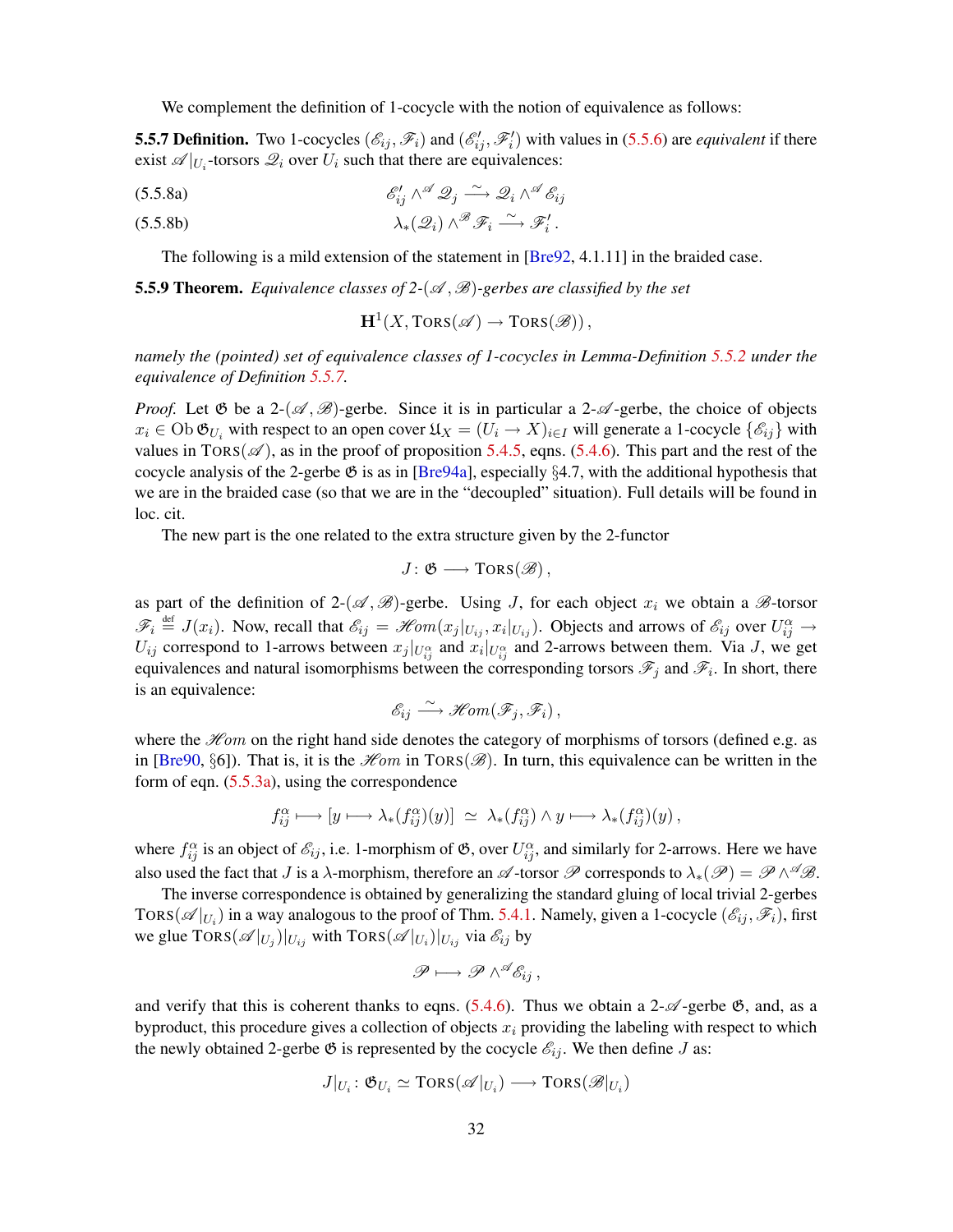We complement the definition of 1-cocycle with the notion of equivalence as follows:

**5.5.7 Definition.** Two 1-cocycles $(\mathscr{E}_{ij}, \mathscr{F}_i)$ and $(\mathscr{E}'_{ij}, \mathscr{F}'_i)$ with values in (5.5.6) are *equivalent* if there exist $\mathscr{A}|_{U_i}$-torsors $\mathscr{Q}_i$ over $U_i$ such that there are equivalences:

$$\mathscr{E}'_{ij} \wedge^{\mathscr{A}} \mathscr{Q}_j \xrightarrow{\sim} \mathscr{Q}_i \wedge^{\mathscr{A}} \mathscr{E}_{ij} \tag{5.5.8a}$$

$$\lambda_*(\mathscr{Q}_i) \wedge^{\mathscr{B}} \mathscr{F}_i \xrightarrow{\sim} \mathscr{F}'_i \,. \tag{5.5.8b}$$

The following is a mild extension of the statement in [Bre92, 4.1.11] in the braided case.

**5.5.9 Theorem.** *Equivalence classes of 2-$(\mathscr{A}, \mathscr{B})$-gerbes are classified by the set*

$$\mathbf{H}^1(X, \mathrm{T{\small ORS}}(\mathscr{A}) \to \mathrm{T{\small ORS}}(\mathscr{B}))\,,$$

*namely the (pointed) set of equivalence classes of 1-cocycles in Lemma-Definition 5.5.2 under the equivalence of Definition 5.5.7.*

*Proof.* Let $\mathfrak{G}$ be a 2-$(\mathscr{A}, \mathscr{B})$-gerbe. Since it is in particular a 2-$\mathscr{A}$-gerbe, the choice of objects $x_i \in \operatorname{Ob} \mathfrak{G}_{U_i}$ with respect to an open cover $\mathfrak{U}_X = (U_i \to X)_{i \in I}$ will generate a 1-cocycle $\{\mathscr{E}_{ij}\}$ with values in $\mathrm{T{\small ORS}}(\mathscr{A})$, as in the proof of proposition 5.4.5, eqns. (5.4.6). This part and the rest of the cocycle analysis of the 2-gerbe $\mathfrak{G}$ is as in [Bre94a], especially §4.7, with the additional hypothesis that we are in the braided case (so that we are in the "decoupled" situation). Full details will be found in loc. cit.

The new part is the one related to the extra structure given by the 2-functor

$$J \colon \mathfrak{G} \longrightarrow \mathrm{T{\small ORS}}(\mathscr{B})\,,$$

as part of the definition of 2-$(\mathscr{A}, \mathscr{B})$-gerbe. Using $J$, for each object $x_i$ we obtain a $\mathscr{B}$-torsor $\mathscr{F}_i \overset{\text{def}}{=} J(x_i)$. Now, recall that $\mathscr{E}_{ij} = \mathscr{H}om(x_j|_{U_{ij}}, x_i|_{U_{ij}})$. Objects and arrows of $\mathscr{E}_{ij}$ over $U^\alpha_{ij} \to U_{ij}$ correspond to 1-arrows between $x_j|_{U^\alpha_{ij}}$ and $x_i|_{U^\alpha_{ij}}$ and 2-arrows between them. Via $J$, we get equivalences and natural isomorphisms between the corresponding torsors $\mathscr{F}_j$ and $\mathscr{F}_i$. In short, there is an equivalence:

$$\mathscr{E}_{ij} \xrightarrow{\sim} \mathscr{H}om(\mathscr{F}_j, \mathscr{F}_i)\,,$$

where the $\mathscr{H}om$ on the right hand side denotes the category of morphisms of torsors (defined e.g. as in [Bre90, §6]). That is, it is the $\mathscr{H}om$ in $\mathrm{T{\small ORS}}(\mathscr{B})$. In turn, this equivalence can be written in the form of eqn. (5.5.3a), using the correspondence

$$f^\alpha_{ij} \longmapsto [y \longmapsto \lambda_*(f^\alpha_{ij})(y)] \;\simeq\; \lambda_*(f^\alpha_{ij}) \wedge y \longmapsto \lambda_*(f^\alpha_{ij})(y)\,,$$

where $f^\alpha_{ij}$ is an object of $\mathscr{E}_{ij}$, i.e. 1-morphism of $\mathfrak{G}$, over $U^\alpha_{ij}$, and similarly for 2-arrows. Here we have also used the fact that $J$ is a $\lambda$-morphism, therefore an $\mathscr{A}$-torsor $\mathscr{P}$ corresponds to $\lambda_*(\mathscr{P}) = \mathscr{P} \wedge^{\mathscr{A}} \mathscr{B}$.

The inverse correspondence is obtained by generalizing the standard gluing of local trivial 2-gerbes $\mathrm{T{\small ORS}}(\mathscr{A}|_{U_i})$ in a way analogous to the proof of Thm. 5.4.1. Namely, given a 1-cocycle $(\mathscr{E}_{ij}, \mathscr{F}_i)$, first we glue $\mathrm{T{\small ORS}}(\mathscr{A}|_{U_j})|_{U_{ij}}$ with $\mathrm{T{\small ORS}}(\mathscr{A}|_{U_i})|_{U_{ij}}$ via $\mathscr{E}_{ij}$ by

$$\mathscr{P} \longmapsto \mathscr{P} \wedge^{\mathscr{A}} \mathscr{E}_{ij}\,,$$

and verify that this is coherent thanks to eqns. (5.4.6). Thus we obtain a 2-$\mathscr{A}$-gerbe $\mathfrak{G}$, and, as a byproduct, this procedure gives a collection of objects $x_i$ providing the labeling with respect to which the newly obtained 2-gerbe $\mathfrak{G}$ is represented by the cocycle $\mathscr{E}_{ij}$. We then define $J$ as:

$$J|_{U_i} \colon \mathfrak{G}_{U_i} \simeq \mathrm{T{\small ORS}}(\mathscr{A}|_{U_i}) \longrightarrow \mathrm{T{\small ORS}}(\mathscr{B}|_{U_i})$$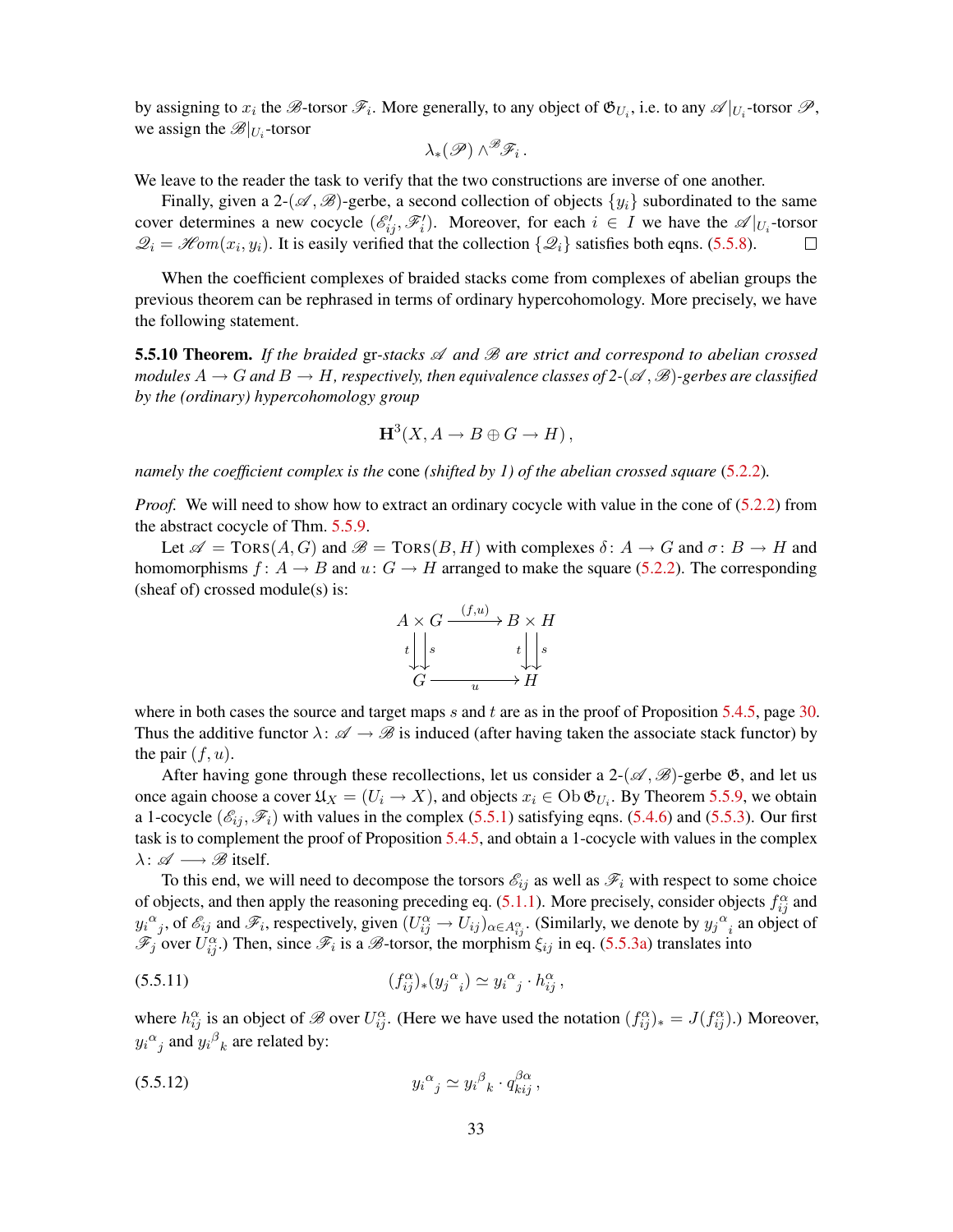by assigning to $x_i$ the $\mathscr{B}$-torsor $\mathscr{F}_i$. More generally, to any object of $\mathfrak{G}_{U_i}$, i.e. to any $\mathscr{A}|_{U_i}$-torsor $\mathscr{P}$, we assign the $\mathscr{B}|_{U_i}$-torsor

$$\lambda_*(\mathscr{P}) \wedge^{\mathscr{B}} \mathscr{F}_i \,.$$

We leave to the reader the task to verify that the two constructions are inverse of one another.

Finally, given a 2-$(\mathscr{A},\mathscr{B})$-gerbe, a second collection of objects $\{y_i\}$ subordinated to the same cover determines a new cocycle $(\mathscr{E}'_{ij}, \mathscr{F}'_i)$. Moreover, for each $i \in I$ we have the $\mathscr{A}|_{U_i}$-torsor $\mathscr{Q}_i = \mathscr{H}om(x_i, y_i)$. It is easily verified that the collection $\{\mathscr{Q}_i\}$ satisfies both eqns. (5.5.8). $\square$

When the coefficient complexes of braided stacks come from complexes of abelian groups the previous theorem can be rephrased in terms of ordinary hypercohomology. More precisely, we have the following statement.

**5.5.10 Theorem.** *If the braided* gr*-stacks $\mathscr{A}$ and $\mathscr{B}$ are strict and correspond to abelian crossed modules $A \to G$ and $B \to H$, respectively, then equivalence classes of 2-$(\mathscr{A},\mathscr{B})$-gerbes are classified by the (ordinary) hypercohomology group*

$$\mathbf{H}^3(X, A \to B \oplus G \to H)\,,$$

*namely the coefficient complex is the* cone *(shifted by 1) of the abelian crossed square* (5.2.2)*.*

*Proof.* We will need to show how to extract an ordinary cocycle with value in the cone of (5.2.2) from the abstract cocycle of Thm. 5.5.9.

Let $\mathscr{A} = \mathrm{T}\textsc{ors}(A,G)$ and $\mathscr{B} = \mathrm{T}\textsc{ors}(B,H)$ with complexes $\delta\colon A \to G$ and $\sigma\colon B \to H$ and homomorphisms $f\colon A \to B$ and $u\colon G \to H$ arranged to make the square (5.2.2). The corresponding (sheaf of) crossed module(s) is:

$$\begin{array}{ccc} A \times G & \xrightarrow{(f,u)} & B \times H \\ {\scriptstyle t}\downarrow\downarrow{\scriptstyle s} & & {\scriptstyle t}\downarrow\downarrow{\scriptstyle s} \\ G & \xrightarrow[u]{} & H \end{array}$$

where in both cases the source and target maps $s$ and $t$ are as in the proof of Proposition 5.4.5, page 30. Thus the additive functor $\lambda\colon \mathscr{A} \to \mathscr{B}$ is induced (after having taken the associate stack functor) by the pair $(f,u)$.

After having gone through these recollections, let us consider a 2-$(\mathscr{A},\mathscr{B})$-gerbe $\mathfrak{G}$, and let us once again choose a cover $\mathfrak{U}_X = (U_i \to X)$, and objects $x_i \in \operatorname{Ob}\mathfrak{G}_{U_i}$. By Theorem 5.5.9, we obtain a 1-cocycle $(\mathscr{E}_{ij}, \mathscr{F}_i)$ with values in the complex (5.5.1) satisfying eqns. (5.4.6) and (5.5.3). Our first task is to complement the proof of Proposition 5.4.5, and obtain a 1-cocycle with values in the complex $\lambda\colon \mathscr{A} \longrightarrow \mathscr{B}$ itself.

To this end, we will need to decompose the torsors $\mathscr{E}_{ij}$ as well as $\mathscr{F}_i$ with respect to some choice of objects, and then apply the reasoning preceding eq. (5.1.1). More precisely, consider objects $f^\alpha_{ij}$ and ${y_i}^\alpha{}_j$, of $\mathscr{E}_{ij}$ and $\mathscr{F}_i$, respectively, given $(U^\alpha_{ij} \to U_{ij})_{\alpha \in A^\alpha_{ij}}$. (Similarly, we denote by ${y_j}^\alpha{}_i$ an object of $\mathscr{F}_j$ over $U^\alpha_{ij}$.) Then, since $\mathscr{F}_i$ is a $\mathscr{B}$-torsor, the morphism $\xi_{ij}$ in eq. (5.5.3a) translates into

$$(f^\alpha_{ij})_*({y_j}^\alpha{}_i) \simeq {y_i}^\alpha{}_j \cdot h^\alpha_{ij}\,, \tag{5.5.11}$$

where $h^\alpha_{ij}$ is an object of $\mathscr{B}$ over $U^\alpha_{ij}$. (Here we have used the notation $(f^\alpha_{ij})_* = J(f^\alpha_{ij})$.) Moreover, ${y_i}^\alpha{}_j$ and ${y_i}^\beta{}_k$ are related by:

$${y_i}^\alpha{}_j \simeq {y_i}^\beta{}_k \cdot q^{\beta\alpha}_{kij}\,, \tag{5.5.12}$$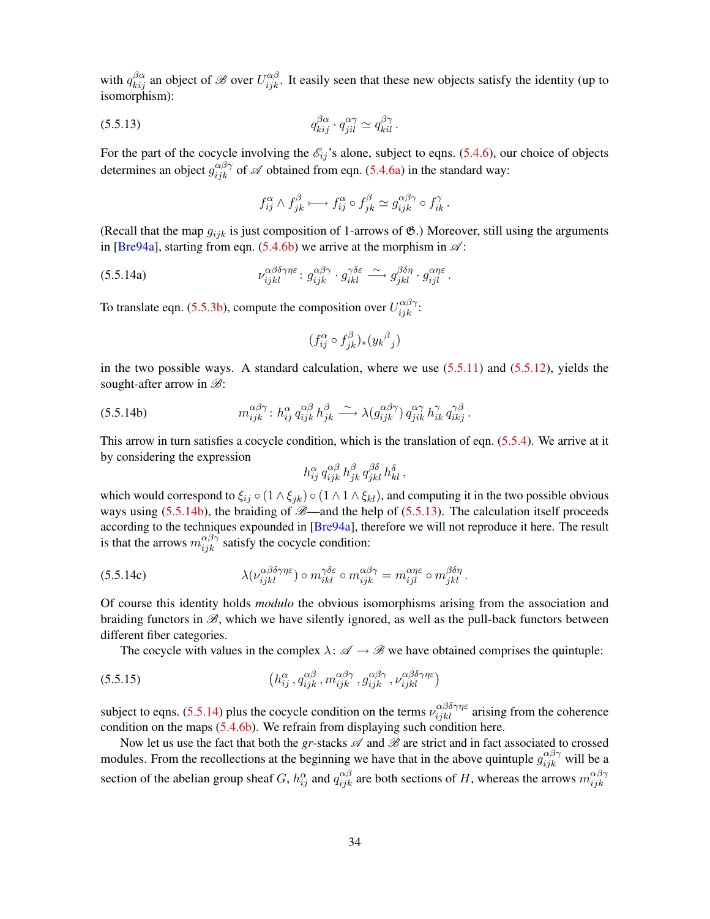with $q^{\beta\alpha}_{kij}$ an object of $\mathscr{B}$ over $U^{\alpha\beta}_{ijk}$. It easily seen that these new objects satisfy the identity (up to isomorphism):

$$q^{\beta\alpha}_{kij} \cdot q^{\alpha\gamma}_{jil} \simeq q^{\beta\gamma}_{kil}\,. \tag{5.5.13}$$

For the part of the cocycle involving the $\mathscr{E}_{ij}$'s alone, subject to eqns. (5.4.6), our choice of objects determines an object $g^{\alpha\beta\gamma}_{ijk}$ of $\mathscr{A}$ obtained from eqn. (5.4.6a) in the standard way:

$$f^{\alpha}_{ij} \wedge f^{\beta}_{jk} \longmapsto f^{\alpha}_{ij} \circ f^{\beta}_{jk} \simeq g^{\alpha\beta\gamma}_{ijk} \circ f^{\gamma}_{ik}\,.$$

(Recall that the map $g_{ijk}$ is just composition of 1-arrows of $\mathfrak{G}$.) Moreover, still using the arguments in [Bre94a], starting from eqn. (5.4.6b) we arrive at the morphism in $\mathscr{A}$:

$$\nu^{\alpha\beta\delta\gamma\eta\varepsilon}_{ijkl} \colon g^{\alpha\beta\gamma}_{ijk} \cdot g^{\gamma\delta\varepsilon}_{ikl} \xrightarrow{\ \sim\ } g^{\beta\delta\eta}_{jkl} \cdot g^{\alpha\eta\varepsilon}_{ijl}\,. \tag{5.5.14a}$$

To translate eqn. (5.5.3b), compute the composition over $U^{\alpha\beta\gamma}_{ijk}$:

$$(f^{\alpha}_{ij} \circ f^{\beta}_{jk})_{*}({y_k}^{\beta}{}_{j})$$

in the two possible ways. A standard calculation, where we use (5.5.11) and (5.5.12), yields the sought-after arrow in $\mathscr{B}$:

$$m^{\alpha\beta\gamma}_{ijk} \colon h^{\alpha}_{ij}\, q^{\alpha\beta}_{ijk}\, h^{\beta}_{jk} \xrightarrow{\ \sim\ } \lambda(g^{\alpha\beta\gamma}_{ijk})\, q^{\alpha\gamma}_{jik}\, h^{\gamma}_{ik}\, q^{\gamma\beta}_{ikj}\,. \tag{5.5.14b}$$

This arrow in turn satisfies a cocycle condition, which is the translation of eqn. (5.5.4). We arrive at it by considering the expression

$$h^{\alpha}_{ij}\, q^{\alpha\beta}_{ijk}\, h^{\beta}_{jk}\, q^{\beta\delta}_{jkl}\, h^{\delta}_{kl}\,,$$

which would correspond to $\xi_{ij} \circ (1 \wedge \xi_{jk}) \circ (1 \wedge 1 \wedge \xi_{kl})$, and computing it in the two possible obvious ways using (5.5.14b), the braiding of $\mathscr{B}$—and the help of (5.5.13). The calculation itself proceeds according to the techniques expounded in [Bre94a], therefore we will not reproduce it here. The result is that the arrows $m^{\alpha\beta\gamma}_{ijk}$ satisfy the cocycle condition:

$$\lambda(\nu^{\alpha\beta\delta\gamma\eta\varepsilon}_{ijkl}) \circ m^{\gamma\delta\varepsilon}_{ikl} \circ m^{\alpha\beta\gamma}_{ijk} = m^{\alpha\eta\varepsilon}_{ijl} \circ m^{\beta\delta\eta}_{jkl}\,. \tag{5.5.14c}$$

Of course this identity holds *modulo* the obvious isomorphisms arising from the association and braiding functors in $\mathscr{B}$, which we have silently ignored, as well as the pull-back functors between different fiber categories.

The cocycle with values in the complex $\lambda\colon \mathscr{A} \to \mathscr{B}$ we have obtained comprises the quintuple:

$$\bigl(h^{\alpha}_{ij}\,, q^{\alpha\beta}_{ijk}\,, m^{\alpha\beta\gamma}_{ijk}\,, g^{\alpha\beta\gamma}_{ijk}\,, \nu^{\alpha\beta\delta\gamma\eta\varepsilon}_{ijkl}\bigr) \tag{5.5.15}$$

subject to eqns. (5.5.14) plus the cocycle condition on the terms $\nu^{\alpha\beta\delta\gamma\eta\varepsilon}_{ijkl}$ arising from the coherence condition on the maps (5.4.6b). We refrain from displaying such condition here.

Now let us use the fact that both the *gr*-stacks $\mathscr{A}$ and $\mathscr{B}$ are strict and in fact associated to crossed modules. From the recollections at the beginning we have that in the above quintuple $g^{\alpha\beta\gamma}_{ijk}$ will be a section of the abelian group sheaf $G$, $h^{\alpha}_{ij}$ and $q^{\alpha\beta}_{ijk}$ are both sections of $H$, whereas the arrows $m^{\alpha\beta\gamma}_{ijk}$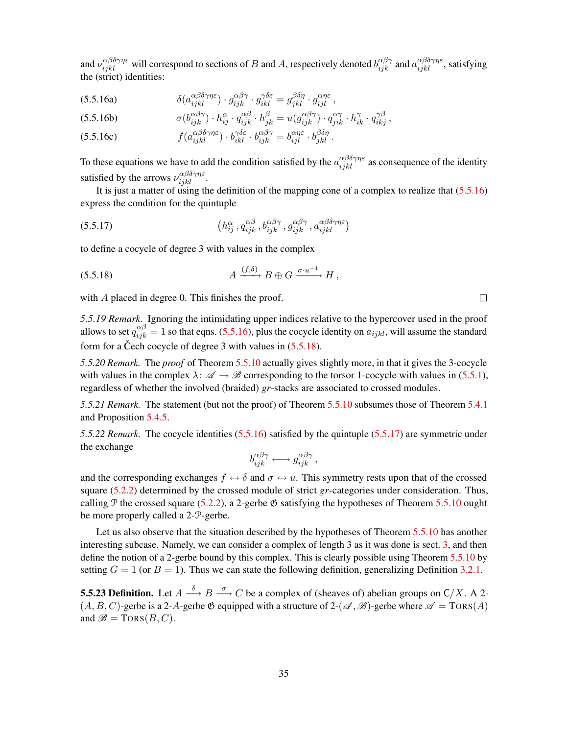and $\nu_{ijkl}^{\alpha\beta\delta\gamma\eta\varepsilon}$ will correspond to sections of $B$ and $A$, respectively denoted $b_{ijk}^{\alpha\beta\gamma}$ and $a_{ijkl}^{\alpha\beta\delta\gamma\eta\varepsilon}$, satisfying the (strict) identities:

$$\delta(a_{ijkl}^{\alpha\beta\delta\gamma\eta\varepsilon}) \cdot g_{ijk}^{\alpha\beta\gamma} \cdot g_{ikl}^{\gamma\delta\varepsilon} = g_{jkl}^{\beta\delta\eta} \cdot g_{ijl}^{\alpha\eta\varepsilon}\,, \tag{5.5.16a}$$

$$\sigma(b_{ijk}^{\alpha\beta\gamma}) \cdot h_{ij}^{\alpha} \cdot q_{ijk}^{\alpha\beta} \cdot h_{jk}^{\beta} = u(g_{ijk}^{\alpha\beta\gamma}) \cdot q_{jik}^{\alpha\gamma} \cdot h_{ik}^{\gamma} \cdot q_{ikj}^{\gamma\beta}\,, \tag{5.5.16b}$$

$$f(a_{ijkl}^{\alpha\beta\delta\gamma\eta\varepsilon}) \cdot b_{ikl}^{\gamma\delta\varepsilon} \cdot b_{ijk}^{\alpha\beta\gamma} = b_{ijl}^{\alpha\eta\varepsilon} \cdot b_{jkl}^{\beta\delta\eta}\,. \tag{5.5.16c}$$

To these equations we have to add the condition satisfied by the $a_{ijkl}^{\alpha\beta\delta\gamma\eta\varepsilon}$ as consequence of the identity satisfied by the arrows $\nu_{ijkl}^{\alpha\beta\delta\gamma\eta\varepsilon}$.

It is just a matter of using the definition of the mapping cone of a complex to realize that (5.5.16) express the condition for the quintuple

$$\left(h_{ij}^{\alpha}\,, q_{ijk}^{\alpha\beta}\,, b_{ijk}^{\alpha\beta\gamma}\,, g_{ijk}^{\alpha\beta\gamma}\,, a_{ijkl}^{\alpha\beta\delta\gamma\eta\varepsilon}\right) \tag{5.5.17}$$

to define a cocycle of degree 3 with values in the complex

$$A \xrightarrow{(f,\delta)} B \oplus G \xrightarrow{\sigma\cdot u^{-1}} H\,, \tag{5.5.18}$$

with $A$ placed in degree 0. This finishes the proof. □

*5.5.19 Remark.* Ignoring the intimidating upper indices relative to the hypercover used in the proof allows to set $q_{ijk}^{\alpha\beta} = 1$ so that eqns. (5.5.16), plus the cocycle identity on $a_{ijkl}$, will assume the standard form for a Čech cocycle of degree 3 with values in (5.5.18).

*5.5.20 Remark.* The *proof* of Theorem 5.5.10 actually gives slightly more, in that it gives the 3-cocycle with values in the complex $\lambda\colon \mathscr{A} \to \mathscr{B}$ corresponding to the torsor 1-cocycle with values in (5.5.1), regardless of whether the involved (braided) *gr*-stacks are associated to crossed modules.

*5.5.21 Remark.* The statement (but not the proof) of Theorem 5.5.10 subsumes those of Theorem 5.4.1 and Proposition 5.4.5.

*5.5.22 Remark.* The cocycle identities (5.5.16) satisfied by the quintuple (5.5.17) are symmetric under the exchange

$$b_{ijk}^{\alpha\beta\gamma} \longleftrightarrow g_{ijk}^{\alpha\beta\gamma}\,,$$

and the corresponding exchanges $f \leftrightarrow \delta$ and $\sigma \leftrightarrow u$. This symmetry rests upon that of the crossed square (5.2.2) determined by the crossed module of strict *gr*-categories under consideration. Thus, calling $\mathcal{P}$ the crossed square (5.2.2), a 2-gerbe $\mathfrak{G}$ satisfying the hypotheses of Theorem 5.5.10 ought be more properly called a 2-$\mathcal{P}$-gerbe.

Let us also observe that the situation described by the hypotheses of Theorem 5.5.10 has another interesting subcase. Namely, we can consider a complex of length 3 as it was done is sect. 3, and then define the notion of a 2-gerbe bound by this complex. This is clearly possible using Theorem 5.5.10 by setting $G = 1$ (or $B = 1$). Thus we can state the following definition, generalizing Definition 3.2.1.

**5.5.23 Definition.** Let $A \xrightarrow{\delta} B \xrightarrow{\sigma} C$ be a complex of (sheaves of) abelian groups on $\mathsf{C}/X$. A 2-$(A,B,C)$-gerbe is a 2-$A$-gerbe $\mathfrak{G}$ equipped with a structure of 2-$(\mathscr{A},\mathscr{B})$-gerbe where $\mathscr{A} = \mathrm{T{\small ORS}}(A)$ and $\mathscr{B} = \mathrm{T{\small ORS}}(B,C)$.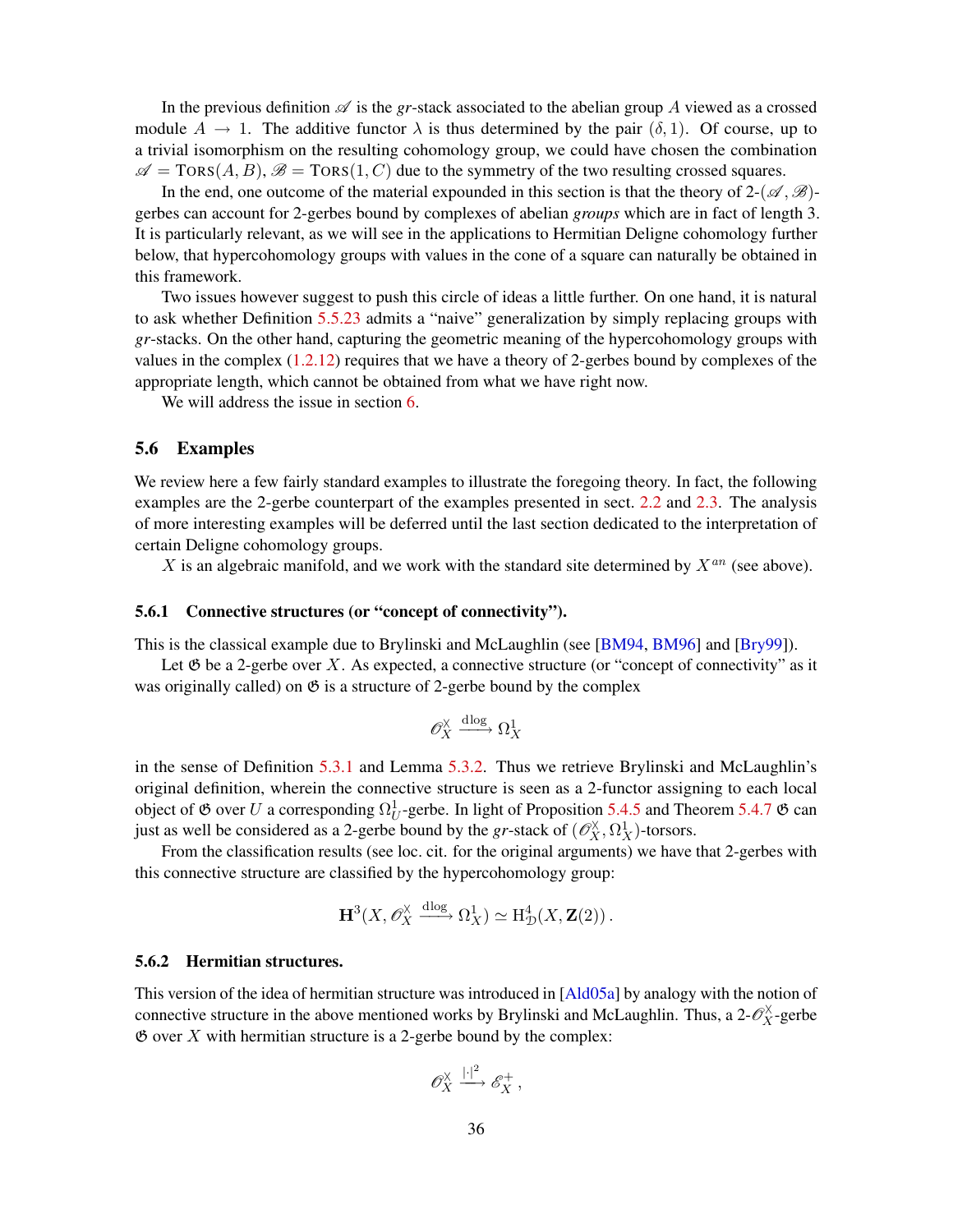In the previous definition $\mathscr{A}$ is the *gr*-stack associated to the abelian group $A$ viewed as a crossed module $A \to 1$. The additive functor $\lambda$ is thus determined by the pair $(\delta, 1)$. Of course, up to a trivial isomorphism on the resulting cohomology group, we could have chosen the combination $\mathscr{A} = \mathrm{TORS}(A, B)$, $\mathscr{B} = \mathrm{TORS}(1, C)$ due to the symmetry of the two resulting crossed squares.

In the end, one outcome of the material expounded in this section is that the theory of 2-$(\mathscr{A}, \mathscr{B})$-gerbes can account for 2-gerbes bound by complexes of abelian *groups* which are in fact of length 3. It is particularly relevant, as we will see in the applications to Hermitian Deligne cohomology further below, that hypercohomology groups with values in the cone of a square can naturally be obtained in this framework.

Two issues however suggest to push this circle of ideas a little further. On one hand, it is natural to ask whether Definition 5.5.23 admits a "naive" generalization by simply replacing groups with *gr*-stacks. On the other hand, capturing the geometric meaning of the hypercohomology groups with values in the complex (1.2.12) requires that we have a theory of 2-gerbes bound by complexes of the appropriate length, which cannot be obtained from what we have right now.

We will address the issue in section 6.

## 5.6 Examples

We review here a few fairly standard examples to illustrate the foregoing theory. In fact, the following examples are the 2-gerbe counterpart of the examples presented in sect. 2.2 and 2.3. The analysis of more interesting examples will be deferred until the last section dedicated to the interpretation of certain Deligne cohomology groups.

$X$ is an algebraic manifold, and we work with the standard site determined by $X^{an}$ (see above).

### 5.6.1 Connective structures (or "concept of connectivity").

This is the classical example due to Brylinski and McLaughlin (see [BM94, BM96] and [Bry99]).

Let $\mathfrak{G}$ be a 2-gerbe over $X$. As expected, a connective structure (or "concept of connectivity" as it was originally called) on $\mathfrak{G}$ is a structure of 2-gerbe bound by the complex

$$\mathscr{O}_X^\times \xrightarrow{\mathrm{dlog}} \Omega^1_X$$

in the sense of Definition 5.3.1 and Lemma 5.3.2. Thus we retrieve Brylinski and McLaughlin's original definition, wherein the connective structure is seen as a 2-functor assigning to each local object of $\mathfrak{G}$ over $U$ a corresponding $\Omega^1_U$-gerbe. In light of Proposition 5.4.5 and Theorem 5.4.7 $\mathfrak{G}$ can just as well be considered as a 2-gerbe bound by the *gr*-stack of $(\mathscr{O}_X^\times, \Omega^1_X)$-torsors.

From the classification results (see loc. cit. for the original arguments) we have that 2-gerbes with this connective structure are classified by the hypercohomology group:

$$\mathbf{H}^3(X, \mathscr{O}_X^\times \xrightarrow{\mathrm{dlog}} \Omega^1_X) \simeq \mathrm{H}^4_{\mathcal{D}}(X, \mathbf{Z}(2))\,.$$

### 5.6.2 Hermitian structures.

This version of the idea of hermitian structure was introduced in [Ald05a] by analogy with the notion of connective structure in the above mentioned works by Brylinski and McLaughlin. Thus, a 2-$\mathscr{O}_X^\times$-gerbe $\mathfrak{G}$ over $X$ with hermitian structure is a 2-gerbe bound by the complex:

$$\mathscr{O}_X^\times \xrightarrow{|\cdot|^2} \mathscr{E}^+_X\,,$$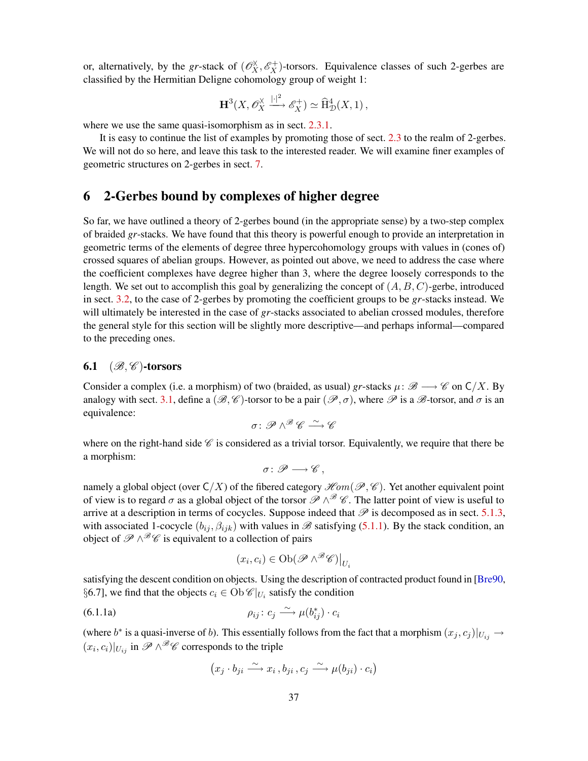or, alternatively, by the *gr*-stack of $(\mathscr{O}_X^\times, \mathscr{E}_X^+)$-torsors. Equivalence classes of such 2-gerbes are classified by the Hermitian Deligne cohomology group of weight 1:

$$\mathbf{H}^3(X, \mathscr{O}_X^\times \xrightarrow{|\cdot|^2} \mathscr{E}_X^+) \simeq \widehat{\mathrm{H}}^4_{\mathcal{D}}(X,1)\,,$$

where we use the same quasi-isomorphism as in sect. 2.3.1.

It is easy to continue the list of examples by promoting those of sect. 2.3 to the realm of 2-gerbes. We will not do so here, and leave this task to the interested reader. We will examine finer examples of geometric structures on 2-gerbes in sect. 7.

# 6 2-Gerbes bound by complexes of higher degree

So far, we have outlined a theory of 2-gerbes bound (in the appropriate sense) by a two-step complex of braided *gr*-stacks. We have found that this theory is powerful enough to provide an interpretation in geometric terms of the elements of degree three hypercohomology groups with values in (cones of) crossed squares of abelian groups. However, as pointed out above, we need to address the case where the coefficient complexes have degree higher than 3, where the degree loosely corresponds to the length. We set out to accomplish this goal by generalizing the concept of $(A,B,C)$-gerbe, introduced in sect. 3.2, to the case of 2-gerbes by promoting the coefficient groups to be *gr*-stacks instead. We will ultimately be interested in the case of *gr*-stacks associated to abelian crossed modules, therefore the general style for this section will be slightly more descriptive—and perhaps informal—compared to the preceding ones.

## 6.1 $(\mathscr{B},\mathscr{C})$-torsors

Consider a complex (i.e. a morphism) of two (braided, as usual) *gr*-stacks $\mu\colon \mathscr{B} \longrightarrow \mathscr{C}$ on $\mathsf{C}/X$. By analogy with sect. 3.1, define a $(\mathscr{B},\mathscr{C})$-torsor to be a pair $(\mathscr{P},\sigma)$, where $\mathscr{P}$ is a $\mathscr{B}$-torsor, and $\sigma$ is an equivalence:

$$\sigma\colon \mathscr{P}\wedge^{\mathscr{B}}\mathscr{C} \xrightarrow{\sim} \mathscr{C}$$

where on the right-hand side $\mathscr{C}$ is considered as a trivial torsor. Equivalently, we require that there be a morphism:

$$\sigma\colon \mathscr{P} \longrightarrow \mathscr{C}\,,$$

namely a global object (over $\mathsf{C}/X$) of the fibered category $\mathscr{H}om(\mathscr{P},\mathscr{C})$. Yet another equivalent point of view is to regard $\sigma$ as a global object of the torsor $\mathscr{P}\wedge^{\mathscr{B}}\mathscr{C}$. The latter point of view is useful to arrive at a description in terms of cocycles. Suppose indeed that $\mathscr{P}$ is decomposed as in sect. 5.1.3, with associated 1-cocycle $(b_{ij},\beta_{ijk})$ with values in $\mathscr{B}$ satisfying (5.1.1). By the stack condition, an object of $\mathscr{P}\wedge^{\mathscr{B}}\mathscr{C}$ is equivalent to a collection of pairs

$$(x_i, c_i) \in \mathrm{Ob}(\mathscr{P}\wedge^{\mathscr{B}}\mathscr{C})\big|_{U_i}$$

satisfying the descent condition on objects. Using the description of contracted product found in [Bre90, §6.7], we find that the objects $c_i \in \mathrm{Ob}\,\mathscr{C}|_{U_i}$ satisfy the condition

$$\rho_{ij}\colon c_j \xrightarrow{\sim} \mu(b^*_{ij})\cdot c_i \tag{6.1.1a}$$

(where $b^*$ is a quasi-inverse of $b$). This essentially follows from the fact that a morphism $(x_j,c_j)|_{U_{ij}} \to (x_i,c_i)|_{U_{ij}}$ in $\mathscr{P}\wedge^{\mathscr{B}}\mathscr{C}$ corresponds to the triple

$$\big(x_j\cdot b_{ji} \xrightarrow{\sim} x_i\,, b_{ji}\,, c_j \xrightarrow{\sim} \mu(b_{ji})\cdot c_i\big)$$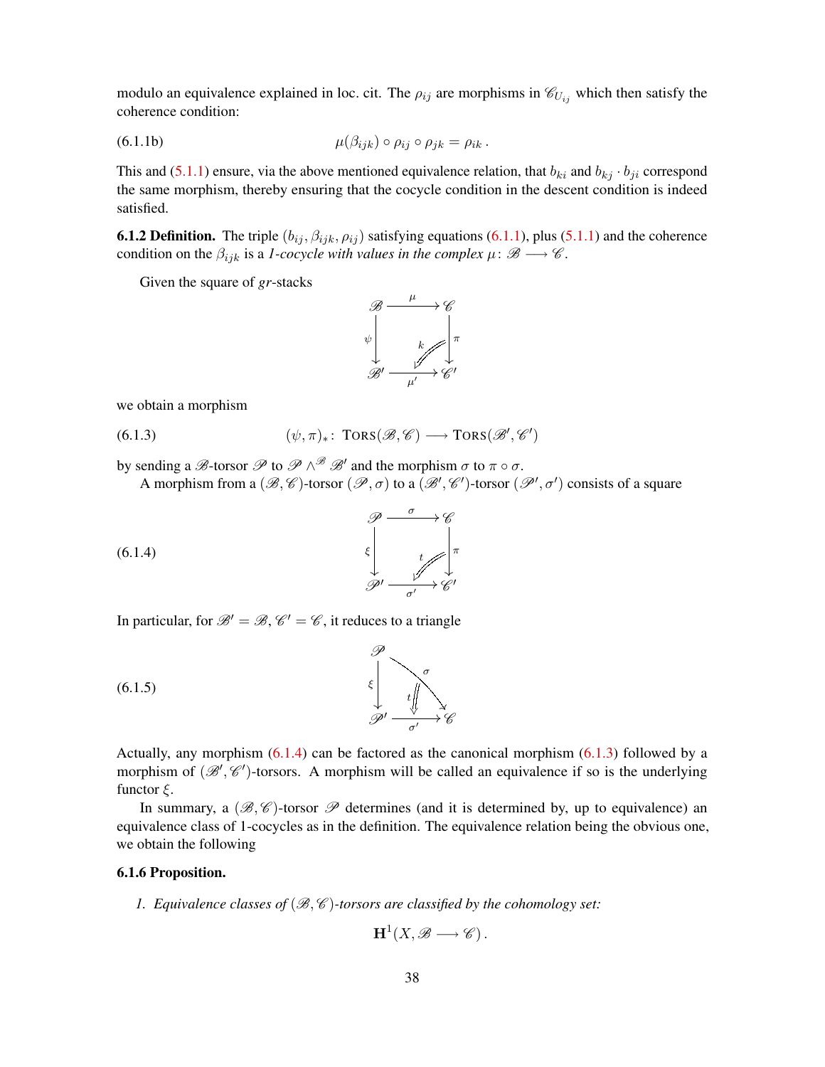modulo an equivalence explained in loc. cit. The $\rho_{ij}$ are morphisms in $\mathscr{C}_{U_{ij}}$ which then satisfy the coherence condition:

$$\mu(\beta_{ijk}) \circ \rho_{ij} \circ \rho_{jk} = \rho_{ik}\,. \tag{6.1.1b}$$

This and (5.1.1) ensure, via the above mentioned equivalence relation, that $b_{ki}$ and $b_{kj} \cdot b_{ji}$ correspond the same morphism, thereby ensuring that the cocycle condition in the descent condition is indeed satisfied.

**6.1.2 Definition.** The triple $(b_{ij}, \beta_{ijk}, \rho_{ij})$ satisfying equations (6.1.1), plus (5.1.1) and the coherence condition on the $\beta_{ijk}$ is a *1-cocycle with values in the complex* $\mu\colon \mathscr{B} \longrightarrow \mathscr{C}$.

Given the square of *gr*-stacks

$$\begin{array}{ccc} \mathscr{B} & \xrightarrow{\mu} & \mathscr{C} \\ {\scriptstyle\psi}\downarrow & \overset{k}{\swarrow} & \downarrow{\scriptstyle\pi} \\ \mathscr{B}' & \xrightarrow[\mu']{} & \mathscr{C}' \end{array}$$

we obtain a morphism

$$(\psi, \pi)_*\colon \operatorname{TORS}(\mathscr{B}, \mathscr{C}) \longrightarrow \operatorname{TORS}(\mathscr{B}', \mathscr{C}') \tag{6.1.3}$$

by sending a $\mathscr{B}$-torsor $\mathscr{P}$ to $\mathscr{P} \wedge^{\mathscr{B}} \mathscr{B}'$ and the morphism $\sigma$ to $\pi \circ \sigma$.

A morphism from a $(\mathscr{B}, \mathscr{C})$-torsor $(\mathscr{P}, \sigma)$ to a $(\mathscr{B}', \mathscr{C}')$-torsor $(\mathscr{P}', \sigma')$ consists of a square

$$\begin{array}{ccc} \mathscr{P} & \xrightarrow{\sigma} & \mathscr{C} \\ {\scriptstyle\xi}\downarrow & \overset{t}{\swarrow} & \downarrow{\scriptstyle\pi} \\ \mathscr{P}' & \xrightarrow[\sigma']{} & \mathscr{C}' \end{array} \tag{6.1.4}$$

In particular, for $\mathscr{B}' = \mathscr{B}$, $\mathscr{C}' = \mathscr{C}$, it reduces to a triangle

$$\begin{array}{ccc} \mathscr{P} & & \\ {\scriptstyle\xi}\downarrow & \overset{t}{\Downarrow} & \searrow{\scriptstyle\sigma} \\ \mathscr{P}' & \xrightarrow[\sigma']{} & \mathscr{C} \end{array} \tag{6.1.5}$$

Actually, any morphism (6.1.4) can be factored as the canonical morphism (6.1.3) followed by a morphism of $(\mathscr{B}', \mathscr{C}')$-torsors. A morphism will be called an equivalence if so is the underlying functor $\xi$.

In summary, a $(\mathscr{B}, \mathscr{C})$-torsor $\mathscr{P}$ determines (and it is determined by, up to equivalence) an equivalence class of 1-cocycles as in the definition. The equivalence relation being the obvious one, we obtain the following

**6.1.6 Proposition.**

1. *Equivalence classes of $(\mathscr{B}, \mathscr{C})$-torsors are classified by the cohomology set:*

$$\mathbf{H}^1(X, \mathscr{B} \longrightarrow \mathscr{C})\,.$$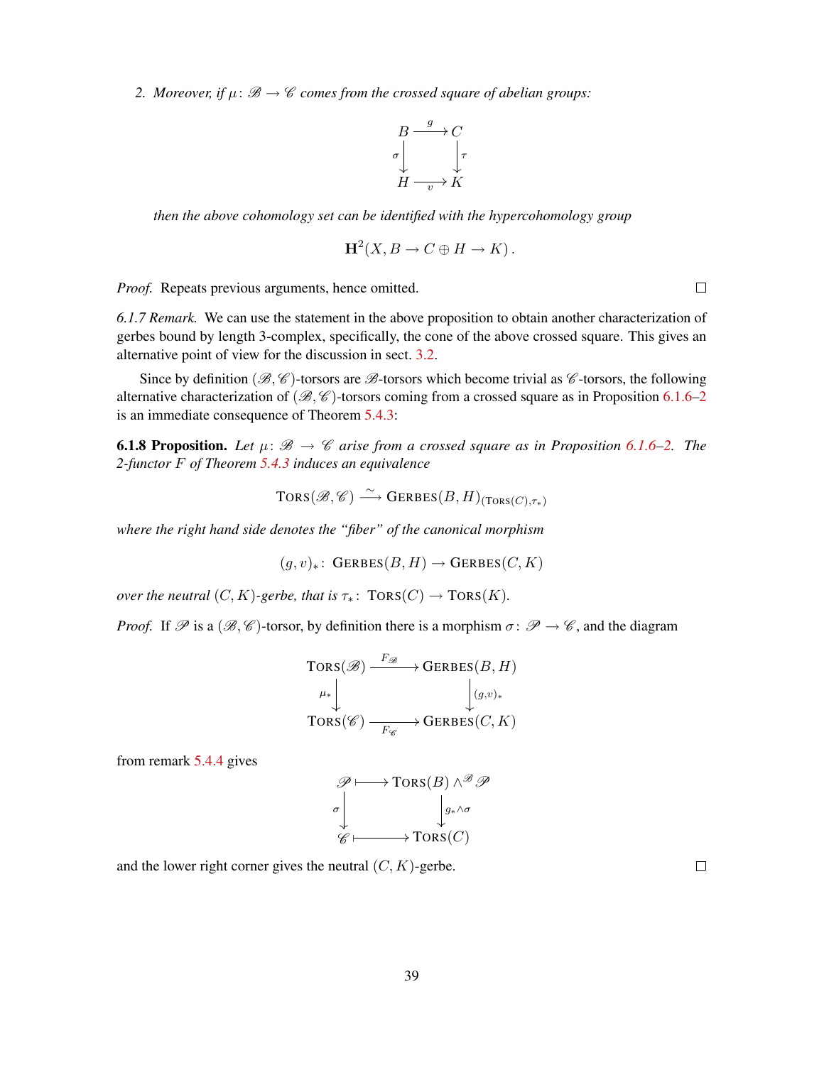2. *Moreover, if $\mu\colon \mathscr{B} \to \mathscr{C}$ comes from the crossed square of abelian groups:*

$$\begin{array}{ccc} B & \xrightarrow{g} & C \\ {\scriptstyle\sigma}\big\downarrow & & \big\downarrow{\scriptstyle\tau} \\ H & \xrightarrow[v]{} & K \end{array}$$

*then the above cohomology set can be identified with the hypercohomology group*

$$\mathbf{H}^2(X, B \to C \oplus H \to K)\,.$$

*Proof.* Repeats previous arguments, hence omitted. $\square$

*6.1.7 Remark.* We can use the statement in the above proposition to obtain another characterization of gerbes bound by length 3-complex, specifically, the cone of the above crossed square. This gives an alternative point of view for the discussion in sect. 3.2.

Since by definition $(\mathscr{B},\mathscr{C})$-torsors are $\mathscr{B}$-torsors which become trivial as $\mathscr{C}$-torsors, the following alternative characterization of $(\mathscr{B},\mathscr{C})$-torsors coming from a crossed square as in Proposition 6.1.6–2 is an immediate consequence of Theorem 5.4.3:

**6.1.8 Proposition.** *Let $\mu\colon \mathscr{B} \to \mathscr{C}$ arise from a crossed square as in Proposition 6.1.6–2. The 2-functor $F$ of Theorem 5.4.3 induces an equivalence*

$$\textsc{Tors}(\mathscr{B},\mathscr{C}) \xrightarrow{\sim} \textsc{Gerbes}(B,H)_{(\textsc{Tors}(C),\tau_*)}$$

*where the right hand side denotes the "fiber" of the canonical morphism*

$$(g,v)_*\colon \textsc{Gerbes}(B,H) \to \textsc{Gerbes}(C,K)$$

*over the neutral $(C,K)$-gerbe, that is $\tau_*\colon \textsc{Tors}(C) \to \textsc{Tors}(K)$.*

*Proof.* If $\mathscr{P}$ is a $(\mathscr{B},\mathscr{C})$-torsor, by definition there is a morphism $\sigma\colon \mathscr{P} \to \mathscr{C}$, and the diagram

$$\begin{array}{ccc} \textsc{Tors}(\mathscr{B}) & \xrightarrow{F_{\mathscr{B}}} & \textsc{Gerbes}(B,H) \\ {\scriptstyle\mu_*}\big\downarrow & & \big\downarrow{\scriptstyle(g,v)_*} \\ \textsc{Tors}(\mathscr{C}) & \xrightarrow[F_{\mathscr{C}}]{} & \textsc{Gerbes}(C,K) \end{array}$$

from remark 5.4.4 gives

$$\begin{array}{ccc} \mathscr{P} & \longmapsto & \textsc{Tors}(B) \wedge^{\mathscr{B}} \mathscr{P} \\ {\scriptstyle\sigma}\big\downarrow & & \big\downarrow{\scriptstyle g_*\wedge\sigma} \\ \mathscr{C} & \longmapsto & \textsc{Tors}(C) \end{array}$$

and the lower right corner gives the neutral $(C,K)$-gerbe. $\square$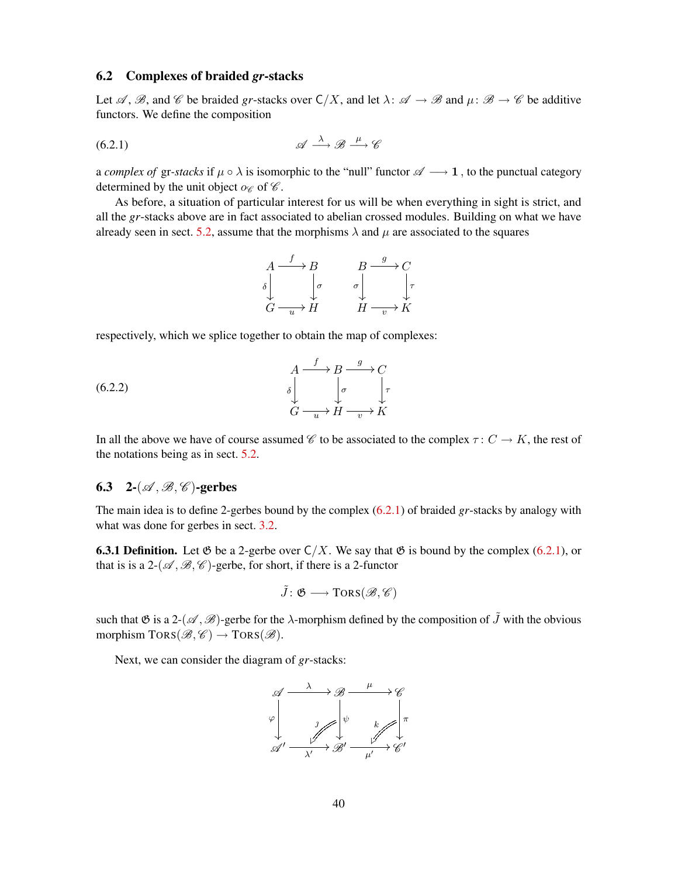### 6.2 Complexes of braided *gr*-stacks

Let $\mathscr{A}$, $\mathscr{B}$, and $\mathscr{C}$ be braided *gr*-stacks over $\mathsf{C}/X$, and let $\lambda\colon \mathscr{A} \to \mathscr{B}$ and $\mu\colon \mathscr{B} \to \mathscr{C}$ be additive functors. We define the composition

$$\mathscr{A} \xrightarrow{\lambda} \mathscr{B} \xrightarrow{\mu} \mathscr{C} \tag{6.2.1}$$

a *complex of* gr-*stacks* if $\mu \circ \lambda$ is isomorphic to the "null" functor $\mathscr{A} \longrightarrow \mathbf{1}$ , to the punctual category determined by the unit object $o_{\mathscr{C}}$ of $\mathscr{C}$.

As before, a situation of particular interest for us will be when everything in sight is strict, and all the *gr*-stacks above are in fact associated to abelian crossed modules. Building on what we have already seen in sect. 5.2, assume that the morphisms $\lambda$ and $\mu$ are associated to the squares

$$\begin{array}{ccc} A & \xrightarrow{f} & B \\ {\scriptstyle\delta}\downarrow & & \downarrow{\scriptstyle\sigma} \\ G & \xrightarrow[u]{} & H \end{array} \qquad \begin{array}{ccc} B & \xrightarrow{g} & C \\ {\scriptstyle\sigma}\downarrow & & \downarrow{\scriptstyle\tau} \\ H & \xrightarrow[v]{} & K \end{array}$$

respectively, which we splice together to obtain the map of complexes:

$$\begin{array}{ccccc} A & \xrightarrow{f} & B & \xrightarrow{g} & C \\ {\scriptstyle\delta}\downarrow & & \downarrow{\scriptstyle\sigma} & & \downarrow{\scriptstyle\tau} \\ G & \xrightarrow[u]{} & H & \xrightarrow[v]{} & K \end{array} \tag{6.2.2}$$

In all the above we have of course assumed $\mathscr{C}$ to be associated to the complex $\tau\colon C \to K$, the rest of the notations being as in sect. 5.2.

### 6.3 2-$(\mathscr{A},\mathscr{B},\mathscr{C})$-gerbes

The main idea is to define 2-gerbes bound by the complex (6.2.1) of braided *gr*-stacks by analogy with what was done for gerbes in sect. 3.2.

**6.3.1 Definition.** Let $\mathfrak{G}$ be a 2-gerbe over $\mathsf{C}/X$. We say that $\mathfrak{G}$ is bound by the complex (6.2.1), or that is is a 2-$(\mathscr{A},\mathscr{B},\mathscr{C})$-gerbe, for short, if there is a 2-functor

$$\tilde{J}\colon \mathfrak{G} \longrightarrow \mathrm{T{\small ORS}}(\mathscr{B},\mathscr{C})$$

such that $\mathfrak{G}$ is a 2-$(\mathscr{A},\mathscr{B})$-gerbe for the $\lambda$-morphism defined by the composition of $\tilde{J}$ with the obvious morphism $\mathrm{T{\small ORS}}(\mathscr{B},\mathscr{C}) \to \mathrm{T{\small ORS}}(\mathscr{B})$.

Next, we can consider the diagram of *gr*-stacks:

$$\begin{array}{ccccc} \mathscr{A} & \xrightarrow{\lambda} & \mathscr{B} & \xrightarrow{\mu} & \mathscr{C} \\ {\scriptstyle\varphi}\downarrow & \overset{\jmath}{\swarrow} & \downarrow{\scriptstyle\psi} & \overset{k}{\swarrow} & \downarrow{\scriptstyle\pi} \\ \mathscr{A}' & \xrightarrow[\lambda']{} & \mathscr{B}' & \xrightarrow[\mu']{} & \mathscr{C}' \end{array}$$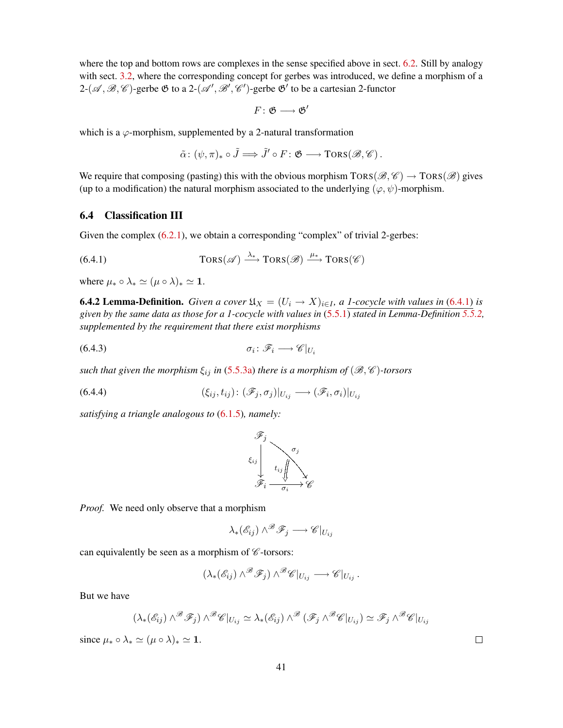where the top and bottom rows are complexes in the sense specified above in sect. 6.2. Still by analogy with sect. 3.2, where the corresponding concept for gerbes was introduced, we define a morphism of a 2-$(\mathscr{A}, \mathscr{B}, \mathscr{C})$-gerbe $\mathfrak{G}$ to a 2-$(\mathscr{A}', \mathscr{B}', \mathscr{C}')$-gerbe $\mathfrak{G}'$ to be a cartesian 2-functor

$$F\colon \mathfrak{G} \longrightarrow \mathfrak{G}'$$

which is a $\varphi$-morphism, supplemented by a 2-natural transformation

$$\tilde{\alpha}\colon (\psi, \pi)_* \circ \tilde{J} \Longrightarrow \tilde{J}' \circ F\colon \mathfrak{G} \longrightarrow \mathrm{TORS}(\mathscr{B}, \mathscr{C})\,.$$

We require that composing (pasting) this with the obvious morphism $\mathrm{TORS}(\mathscr{B}, \mathscr{C}) \to \mathrm{TORS}(\mathscr{B})$ gives (up to a modification) the natural morphism associated to the underlying $(\varphi, \psi)$-morphism.

## 6.4 Classification III

Given the complex (6.2.1), we obtain a corresponding "complex" of trivial 2-gerbes:

$$\mathrm{TORS}(\mathscr{A}) \xrightarrow{\lambda_*} \mathrm{TORS}(\mathscr{B}) \xrightarrow{\mu_*} \mathrm{TORS}(\mathscr{C}) \tag{6.4.1}$$

where $\mu_* \circ \lambda_* \simeq (\mu \circ \lambda)_* \simeq \mathbf{1}$.

**6.4.2 Lemma-Definition.** *Given a cover $\mathfrak{U}_X = (U_i \to X)_{i\in I}$, a 1-cocycle with values in (6.4.1) is given by the same data as those for a 1-cocycle with values in (5.5.1) stated in Lemma-Definition 5.5.2, supplemented by the requirement that there exist morphisms*

$$\sigma_i\colon \mathscr{F}_i \longrightarrow \mathscr{C}|_{U_i} \tag{6.4.3}$$

*such that given the morphism $\xi_{ij}$ in (5.5.3a) there is a morphism of $(\mathscr{B}, \mathscr{C})$-torsors*

$$(\xi_{ij}, t_{ij})\colon (\mathscr{F}_j, \sigma_j)|_{U_{ij}} \longrightarrow (\mathscr{F}_i, \sigma_i)|_{U_{ij}} \tag{6.4.4}$$

*satisfying a triangle analogous to (6.1.5), namely:*

$$\begin{array}{ccc} \mathscr{F}_j & & \\ {\scriptstyle \xi_{ij}}\downarrow & \overset{t_{ij}}{\Downarrow} \searrow^{\sigma_j} & \\ \mathscr{F}_i & \xrightarrow[\sigma_i]{} & \mathscr{C} \end{array}$$

*Proof.* We need only observe that a morphism

$$\lambda_*(\mathscr{E}_{ij}) \wedge^{\mathscr{B}} \mathscr{F}_j \longrightarrow \mathscr{C}|_{U_{ij}}$$

can equivalently be seen as a morphism of $\mathscr{C}$-torsors:

$$(\lambda_*(\mathscr{E}_{ij}) \wedge^{\mathscr{B}} \mathscr{F}_j) \wedge^{\mathscr{B}} \mathscr{C}|_{U_{ij}} \longrightarrow \mathscr{C}|_{U_{ij}}\,.$$

But we have

$$(\lambda_*(\mathscr{E}_{ij}) \wedge^{\mathscr{B}} \mathscr{F}_j) \wedge^{\mathscr{B}} \mathscr{C}|_{U_{ij}} \simeq \lambda_*(\mathscr{E}_{ij}) \wedge^{\mathscr{B}} (\mathscr{F}_j \wedge^{\mathscr{B}} \mathscr{C}|_{U_{ij}}) \simeq \mathscr{F}_j \wedge^{\mathscr{B}} \mathscr{C}|_{U_{ij}}$$

since $\mu_* \circ \lambda_* \simeq (\mu \circ \lambda)_* \simeq \mathbf{1}$. □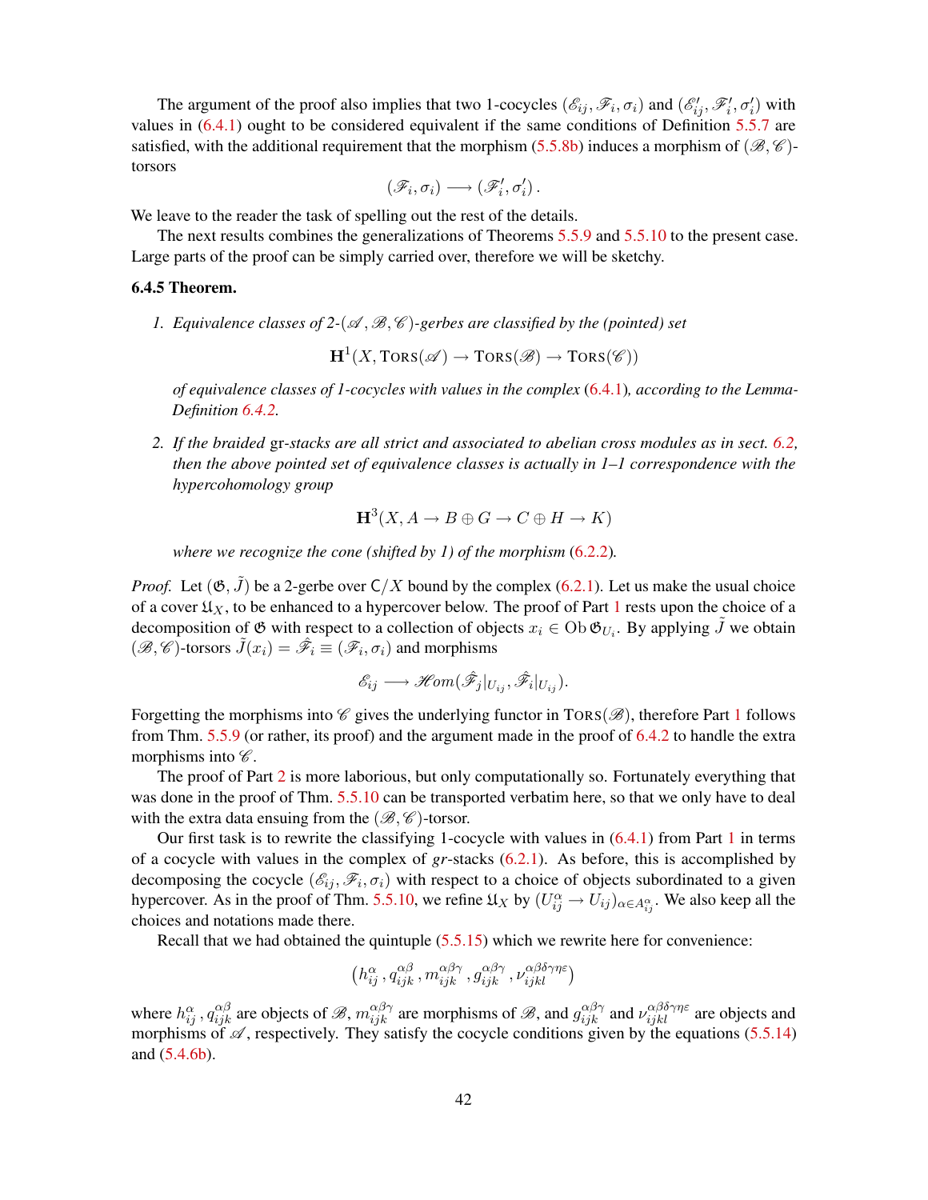The argument of the proof also implies that two 1-cocycles $(\mathscr{E}_{ij}, \mathscr{F}_i, \sigma_i)$ and $(\mathscr{E}'_{ij}, \mathscr{F}'_i, \sigma'_i)$ with values in (6.4.1) ought to be considered equivalent if the same conditions of Definition 5.5.7 are satisfied, with the additional requirement that the morphism (5.5.8b) induces a morphism of $(\mathscr{B}, \mathscr{C})$-torsors

$$(\mathscr{F}_i, \sigma_i) \longrightarrow (\mathscr{F}'_i, \sigma'_i)\,.$$

We leave to the reader the task of spelling out the rest of the details.

The next results combines the generalizations of Theorems 5.5.9 and 5.5.10 to the present case. Large parts of the proof can be simply carried over, therefore we will be sketchy.

**6.4.5 Theorem.**

1. *Equivalence classes of 2-$(\mathscr{A}, \mathscr{B}, \mathscr{C})$-gerbes are classified by the (pointed) set*

   $$\mathbf{H}^1(X, \mathrm{T{\scriptsize ORS}}(\mathscr{A}) \to \mathrm{T{\scriptsize ORS}}(\mathscr{B}) \to \mathrm{T{\scriptsize ORS}}(\mathscr{C}))$$

   *of equivalence classes of 1-cocycles with values in the complex* (6.4.1)*, according to the Lemma-Definition 6.4.2.*

2. *If the braided* gr*-stacks are all strict and associated to abelian cross modules as in sect. 6.2, then the above pointed set of equivalence classes is actually in 1–1 correspondence with the hypercohomology group*

   $$\mathbf{H}^3(X, A \to B \oplus G \to C \oplus H \to K)$$

   *where we recognize the cone (shifted by 1) of the morphism* (6.2.2)*.*

*Proof.* Let $(\mathfrak{G}, \tilde{J})$ be a 2-gerbe over $\mathsf{C}/X$ bound by the complex (6.2.1). Let us make the usual choice of a cover $\mathfrak{U}_X$, to be enhanced to a hypercover below. The proof of Part 1 rests upon the choice of a decomposition of $\mathfrak{G}$ with respect to a collection of objects $x_i \in \operatorname{Ob} \mathfrak{G}_{U_i}$. By applying $\tilde{J}$ we obtain $(\mathscr{B}, \mathscr{C})$-torsors $\tilde{J}(x_i) = \hat{\mathscr{F}}_i \equiv (\mathscr{F}_i, \sigma_i)$ and morphisms

$$\mathscr{E}_{ij} \longrightarrow \mathscr{H}om(\hat{\mathscr{F}}_j|_{U_{ij}}, \hat{\mathscr{F}}_i|_{U_{ij}}).$$

Forgetting the morphisms into $\mathscr{C}$ gives the underlying functor in $\mathrm{T{\scriptsize ORS}}(\mathscr{B})$, therefore Part 1 follows from Thm. 5.5.9 (or rather, its proof) and the argument made in the proof of 6.4.2 to handle the extra morphisms into $\mathscr{C}$.

The proof of Part 2 is more laborious, but only computationally so. Fortunately everything that was done in the proof of Thm. 5.5.10 can be transported verbatim here, so that we only have to deal with the extra data ensuing from the $(\mathscr{B}, \mathscr{C})$-torsor.

Our first task is to rewrite the classifying 1-cocycle with values in (6.4.1) from Part 1 in terms of a cocycle with values in the complex of *gr*-stacks (6.2.1). As before, this is accomplished by decomposing the cocycle $(\mathscr{E}_{ij}, \mathscr{F}_i, \sigma_i)$ with respect to a choice of objects subordinated to a given hypercover. As in the proof of Thm. 5.5.10, we refine $\mathfrak{U}_X$ by $(U^\alpha_{ij} \to U_{ij})_{\alpha \in A^\alpha_{ij}}$. We also keep all the choices and notations made there.

Recall that we had obtained the quintuple (5.5.15) which we rewrite here for convenience:

$$\left(h^\alpha_{ij}\,, q^{\alpha\beta}_{ijk}\,, m^{\alpha\beta\gamma}_{ijk}\;, g^{\alpha\beta\gamma}_{ijk}\;, \nu^{\alpha\beta\delta\gamma\eta\varepsilon}_{ijkl}\right)$$

where $h^\alpha_{ij}\,, q^{\alpha\beta}_{ijk}$ are objects of $\mathscr{B}$, $m^{\alpha\beta\gamma}_{ijk}$ are morphisms of $\mathscr{B}$, and $g^{\alpha\beta\gamma}_{ijk}$ and $\nu^{\alpha\beta\delta\gamma\eta\varepsilon}_{ijkl}$ are objects and morphisms of $\mathscr{A}$, respectively. They satisfy the cocycle conditions given by the equations (5.5.14) and (5.4.6b).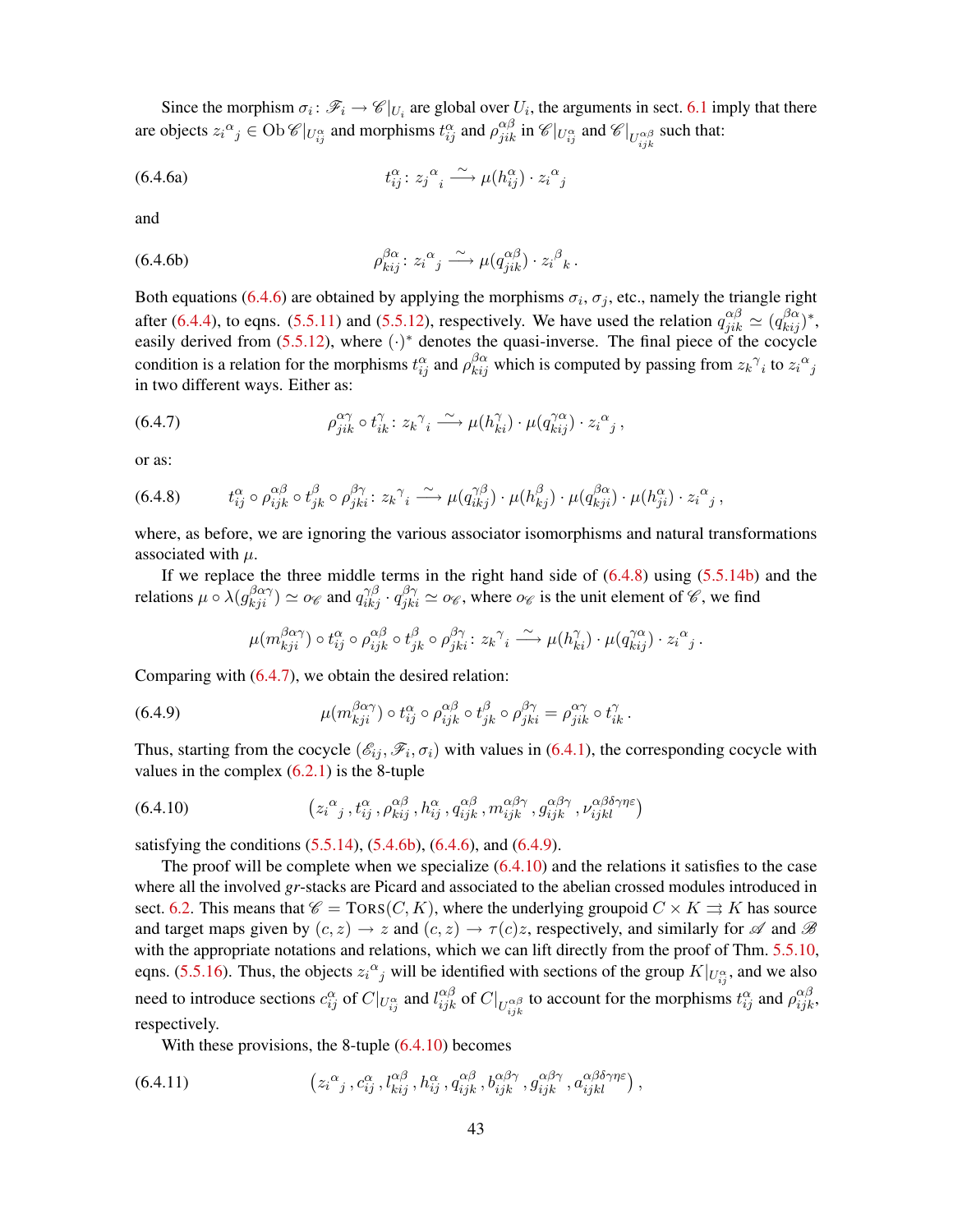Since the morphism $\sigma_i \colon \mathscr{F}_i \to \mathscr{C}|_{U_i}$ are global over $U_i$, the arguments in sect. 6.1 imply that there are objects ${z_i}^{\alpha}{}_{j} \in \operatorname{Ob} \mathscr{C}|_{U_{ij}^{\alpha}}$ and morphisms $t_{ij}^{\alpha}$ and $\rho_{jik}^{\alpha\beta}$ in $\mathscr{C}|_{U_{ij}^{\alpha}}$ and $\mathscr{C}|_{U_{ijk}^{\alpha\beta}}$ such that:

$$t_{ij}^{\alpha} \colon {z_j}^{\alpha}{}_{i} \xrightarrow{\;\sim\;} \mu(h_{ij}^{\alpha}) \cdot {z_i}^{\alpha}{}_{j} \tag{6.4.6a}$$

and

$$\rho_{kij}^{\beta\alpha} \colon {z_i}^{\alpha}{}_{j} \xrightarrow{\;\sim\;} \mu(q_{jik}^{\alpha\beta}) \cdot {z_i}^{\beta}{}_{k} \,. \tag{6.4.6b}$$

Both equations (6.4.6) are obtained by applying the morphisms $\sigma_i$, $\sigma_j$, etc., namely the triangle right after (6.4.4), to eqns. (5.5.11) and (5.5.12), respectively. We have used the relation $q_{jik}^{\alpha\beta} \simeq (q_{kij}^{\beta\alpha})^{*}$, easily derived from (5.5.12), where $(\cdot)^{*}$ denotes the quasi-inverse. The final piece of the cocycle condition is a relation for the morphisms $t_{ij}^{\alpha}$ and $\rho_{kij}^{\beta\alpha}$ which is computed by passing from ${z_k}^{\gamma}{}_{i}$ to ${z_i}^{\alpha}{}_{j}$ in two different ways. Either as:

$$\rho_{jik}^{\alpha\gamma} \circ t_{ik}^{\gamma} \colon {z_k}^{\gamma}{}_{i} \xrightarrow{\;\sim\;} \mu(h_{ki}^{\gamma}) \cdot \mu(q_{kij}^{\gamma\alpha}) \cdot {z_i}^{\alpha}{}_{j} \,, \tag{6.4.7}$$

or as:

$$t_{ij}^{\alpha} \circ \rho_{ijk}^{\alpha\beta} \circ t_{jk}^{\beta} \circ \rho_{jki}^{\beta\gamma} \colon {z_k}^{\gamma}{}_{i} \xrightarrow{\;\sim\;} \mu(q_{ikj}^{\gamma\beta}) \cdot \mu(h_{kj}^{\beta}) \cdot \mu(q_{kji}^{\beta\alpha}) \cdot \mu(h_{ji}^{\alpha}) \cdot {z_i}^{\alpha}{}_{j} \,, \tag{6.4.8}$$

where, as before, we are ignoring the various associator isomorphisms and natural transformations associated with $\mu$.

If we replace the three middle terms in the right hand side of (6.4.8) using (5.5.14b) and the relations $\mu \circ \lambda(g_{kji}^{\beta\alpha\gamma}) \simeq o_{\mathscr{C}}$ and $q_{ikj}^{\gamma\beta} \cdot q_{jki}^{\beta\gamma} \simeq o_{\mathscr{C}}$, where $o_{\mathscr{C}}$ is the unit element of $\mathscr{C}$, we find

$$\mu(m_{kji}^{\beta\alpha\gamma}) \circ t_{ij}^{\alpha} \circ \rho_{ijk}^{\alpha\beta} \circ t_{jk}^{\beta} \circ \rho_{jki}^{\beta\gamma} \colon {z_k}^{\gamma}{}_{i} \xrightarrow{\;\sim\;} \mu(h_{ki}^{\gamma}) \cdot \mu(q_{kij}^{\gamma\alpha}) \cdot {z_i}^{\alpha}{}_{j} \,.$$

Comparing with (6.4.7), we obtain the desired relation:

$$\mu(m_{kji}^{\beta\alpha\gamma}) \circ t_{ij}^{\alpha} \circ \rho_{ijk}^{\alpha\beta} \circ t_{jk}^{\beta} \circ \rho_{jki}^{\beta\gamma} = \rho_{jik}^{\alpha\gamma} \circ t_{ik}^{\gamma} \,. \tag{6.4.9}$$

Thus, starting from the cocycle $(\mathscr{E}_{ij}, \mathscr{F}_i, \sigma_i)$ with values in (6.4.1), the corresponding cocycle with values in the complex (6.2.1) is the 8-tuple

$$\bigl( {z_i}^{\alpha}{}_{j} \,, t_{ij}^{\alpha} \,, \rho_{kij}^{\alpha\beta} \,, h_{ij}^{\alpha} \,, q_{ijk}^{\alpha\beta} \,, m_{ijk}^{\alpha\beta\gamma} \,, g_{ijk}^{\alpha\beta\gamma} \,, \nu_{ijkl}^{\alpha\beta\delta\gamma\eta\varepsilon} \bigr) \tag{6.4.10}$$

satisfying the conditions (5.5.14), (5.4.6b), (6.4.6), and (6.4.9).

The proof will be complete when we specialize (6.4.10) and the relations it satisfies to the case where all the involved *gr*-stacks are Picard and associated to the abelian crossed modules introduced in sect. 6.2. This means that $\mathscr{C} = \textsc{Tors}(C, K)$, where the underlying groupoid $C \times K \rightrightarrows K$ has source and target maps given by $(c, z) \to z$ and $(c, z) \to \tau(c) z$, respectively, and similarly for $\mathscr{A}$ and $\mathscr{B}$ with the appropriate notations and relations, which we can lift directly from the proof of Thm. 5.5.10, eqns. (5.5.16). Thus, the objects ${z_i}^{\alpha}{}_{j}$ will be identified with sections of the group $K|_{U_{ij}^{\alpha}}$, and we also need to introduce sections $c_{ij}^{\alpha}$ of $C|_{U_{ij}^{\alpha}}$ and $l_{ijk}^{\alpha\beta}$ of $C|_{U_{ijk}^{\alpha\beta}}$ to account for the morphisms $t_{ij}^{\alpha}$ and $\rho_{ijk}^{\alpha\beta}$, respectively.

With these provisions, the 8-tuple (6.4.10) becomes

$$\bigl( {z_i}^{\alpha}{}_{j} \,, c_{ij}^{\alpha} \,, l_{kij}^{\alpha\beta} \,, h_{ij}^{\alpha} \,, q_{ijk}^{\alpha\beta} \,, b_{ijk}^{\alpha\beta\gamma} \,, g_{ijk}^{\alpha\beta\gamma} \,, a_{ijkl}^{\alpha\beta\delta\gamma\eta\varepsilon} \bigr) \,, \tag{6.4.11}$$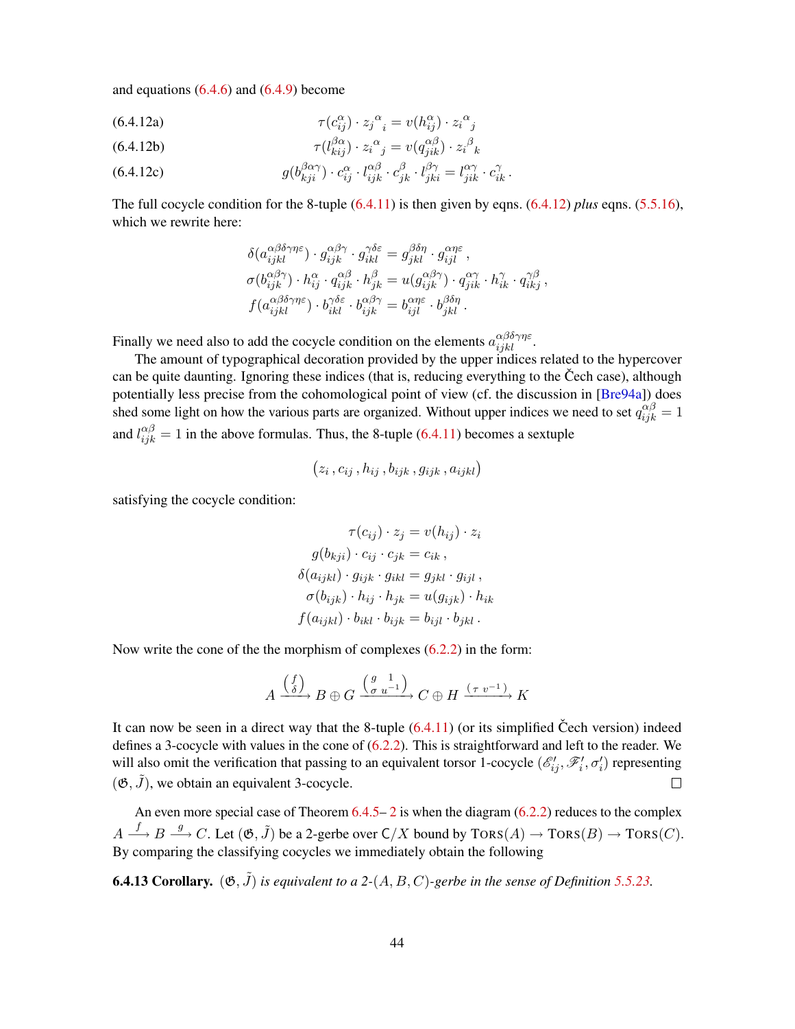and equations (6.4.6) and (6.4.9) become

$$\tau(c^{\alpha}_{ij}) \cdot {z_j}^{\alpha}{}_{i} = v(h^{\alpha}_{ij}) \cdot {z_i}^{\alpha}{}_{j} \tag{6.4.12a}$$

$$\tau(l^{\beta\alpha}_{kij}) \cdot {z_i}^{\alpha}{}_{j} = v(q^{\alpha\beta}_{jik}) \cdot {z_i}^{\beta}{}_{k} \tag{6.4.12b}$$

$$g(b^{\beta\alpha\gamma}_{kji}) \cdot c^{\alpha}_{ij} \cdot l^{\alpha\beta}_{ijk} \cdot c^{\beta}_{jk} \cdot l^{\beta\gamma}_{jki} = l^{\alpha\gamma}_{jik} \cdot c^{\gamma}_{ik}\,. \tag{6.4.12c}$$

The full cocycle condition for the 8-tuple (6.4.11) is then given by eqns. (6.4.12) *plus* eqns. (5.5.16), which we rewrite here:

$$\begin{aligned}
\delta(a^{\alpha\beta\delta\gamma\eta\varepsilon}_{ijkl}) \cdot g^{\alpha\beta\gamma}_{ijk} \cdot g^{\gamma\delta\varepsilon}_{ikl} &= g^{\beta\delta\eta}_{jkl} \cdot g^{\alpha\eta\varepsilon}_{ijl}\,, \\
\sigma(b^{\alpha\beta\gamma}_{ijk}) \cdot h^{\alpha}_{ij} \cdot q^{\alpha\beta}_{ijk} \cdot h^{\beta}_{jk} &= u(g^{\alpha\beta\gamma}_{ijk}) \cdot q^{\alpha\gamma}_{jik} \cdot h^{\gamma}_{ik} \cdot q^{\gamma\beta}_{ikj}\,, \\
f(a^{\alpha\beta\delta\gamma\eta\varepsilon}_{ijkl}) \cdot b^{\gamma\delta\varepsilon}_{ikl} \cdot b^{\alpha\beta\gamma}_{ijk} &= b^{\alpha\eta\varepsilon}_{ijl} \cdot b^{\beta\delta\eta}_{jkl}\,.
\end{aligned}$$

Finally we need also to add the cocycle condition on the elements $a^{\alpha\beta\delta\gamma\eta\varepsilon}_{ijkl}$.

The amount of typographical decoration provided by the upper indices related to the hypercover can be quite daunting. Ignoring these indices (that is, reducing everything to the Čech case), although potentially less precise from the cohomological point of view (cf. the discussion in [Bre94a]) does shed some light on how the various parts are organized. Without upper indices we need to set $q^{\alpha\beta}_{ijk} = 1$ and $l^{\alpha\beta}_{ijk} = 1$ in the above formulas. Thus, the 8-tuple (6.4.11) becomes a sextuple

$$\bigl(z_i\,, c_{ij}\,, h_{ij}\,, b_{ijk}\,, g_{ijk}\,, a_{ijkl}\bigr)$$

satisfying the cocycle condition:

$$\begin{aligned}
\tau(c_{ij}) \cdot z_j &= v(h_{ij}) \cdot z_i \\
g(b_{kji}) \cdot c_{ij} \cdot c_{jk} &= c_{ik}\,, \\
\delta(a_{ijkl}) \cdot g_{ijk} \cdot g_{ikl} &= g_{jkl} \cdot g_{ijl}\,, \\
\sigma(b_{ijk}) \cdot h_{ij} \cdot h_{jk} &= u(g_{ijk}) \cdot h_{ik} \\
f(a_{ijkl}) \cdot b_{ikl} \cdot b_{ijk} &= b_{ijl} \cdot b_{jkl}\,.
\end{aligned}$$

Now write the cone of the the morphism of complexes (6.2.2) in the form:

$$A \xrightarrow{\left(\begin{smallmatrix} f \\ \delta \end{smallmatrix}\right)} B \oplus G \xrightarrow{\left(\begin{smallmatrix} g & 1 \\ \sigma & u^{-1} \end{smallmatrix}\right)} C \oplus H \xrightarrow{\left(\tau \;\, v^{-1}\right)} K$$

It can now be seen in a direct way that the 8-tuple (6.4.11) (or its simplified Čech version) indeed defines a 3-cocycle with values in the cone of (6.2.2). This is straightforward and left to the reader. We will also omit the verification that passing to an equivalent torsor 1-cocycle $(\mathscr{E}'_{ij}, \mathscr{F}'_i, \sigma'_i)$ representing $(\mathfrak{G}, \tilde{J})$, we obtain an equivalent 3-cocycle. □

An even more special case of Theorem 6.4.5– 2 is when the diagram (6.2.2) reduces to the complex $A \xrightarrow{f} B \xrightarrow{g} C$. Let $(\mathfrak{G}, \tilde{J})$ be a 2-gerbe over $\mathsf{C}/X$ bound by $\mathrm{TORS}(A) \to \mathrm{TORS}(B) \to \mathrm{TORS}(C)$. By comparing the classifying cocycles we immediately obtain the following

**6.4.13 Corollary.** *$(\mathfrak{G}, \tilde{J})$ is equivalent to a 2-$(A, B, C)$-gerbe in the sense of Definition 5.5.23.*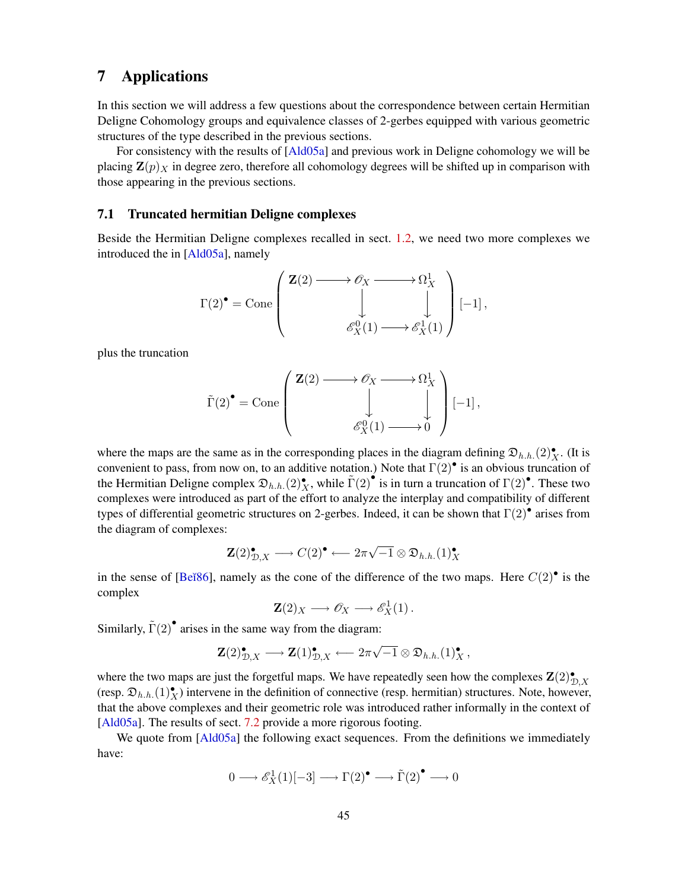# 7 Applications

In this section we will address a few questions about the correspondence between certain Hermitian Deligne Cohomology groups and equivalence classes of 2-gerbes equipped with various geometric structures of the type described in the previous sections.

For consistency with the results of [Ald05a] and previous work in Deligne cohomology we will be placing $\mathbf{Z}(p)_X$ in degree zero, therefore all cohomology degrees will be shifted up in comparison with those appearing in the previous sections.

## 7.1 Truncated hermitian Deligne complexes

Beside the Hermitian Deligne complexes recalled in sect. 1.2, we need two more complexes we introduced the in [Ald05a], namely

$$\Gamma(2)^\bullet = \operatorname{Cone}\left(\begin{array}{ccccc} \mathbf{Z}(2) & \longrightarrow & \mathscr{O}_X & \longrightarrow & \Omega^1_X \\ & & \big\downarrow & & \big\downarrow \\ & & \mathscr{E}^0_X(1) & \longrightarrow & \mathscr{E}^1_X(1) \end{array}\right)[-1]\,,$$

plus the truncation

$$\tilde{\Gamma}(2)^\bullet = \operatorname{Cone}\left(\begin{array}{ccccc} \mathbf{Z}(2) & \longrightarrow & \mathscr{O}_X & \longrightarrow & \Omega^1_X \\ & & \big\downarrow & & \big\downarrow \\ & & \mathscr{E}^0_X(1) & \longrightarrow & 0 \end{array}\right)[-1]\,,$$

where the maps are the same as in the corresponding places in the diagram defining $\mathfrak{D}_{h.h.}(2)^\bullet_X$. (It is convenient to pass, from now on, to an additive notation.) Note that $\Gamma(2)^\bullet$ is an obvious truncation of the Hermitian Deligne complex $\mathfrak{D}_{h.h.}(2)^\bullet_X$, while $\tilde{\Gamma}(2)^\bullet$ is in turn a truncation of $\Gamma(2)^\bullet$. These two complexes were introduced as part of the effort to analyze the interplay and compatibility of different types of differential geometric structures on 2-gerbes. Indeed, it can be shown that $\Gamma(2)^\bullet$ arises from the diagram of complexes:

$$\mathbf{Z}(2)^\bullet_{\mathcal{D},X} \longrightarrow C(2)^\bullet \longleftarrow 2\pi\sqrt{-1}\otimes \mathfrak{D}_{h.h.}(1)^\bullet_X$$

in the sense of [Beĭ86], namely as the cone of the difference of the two maps. Here $C(2)^\bullet$ is the complex

$$\mathbf{Z}(2)_X \longrightarrow \mathscr{O}_X \longrightarrow \mathscr{E}^1_X(1)\,.$$

Similarly, $\tilde{\Gamma}(2)^\bullet$ arises in the same way from the diagram:

$$\mathbf{Z}(2)^\bullet_{\mathcal{D},X} \longrightarrow \mathbf{Z}(1)^\bullet_{\mathcal{D},X} \longleftarrow 2\pi\sqrt{-1}\otimes \mathfrak{D}_{h.h.}(1)^\bullet_X\,,$$

where the two maps are just the forgetful maps. We have repeatedly seen how the complexes $\mathbf{Z}(2)^\bullet_{\mathcal{D},X}$ (resp. $\mathfrak{D}_{h.h.}(1)^\bullet_X$) intervene in the definition of connective (resp. hermitian) structures. Note, however, that the above complexes and their geometric role was introduced rather informally in the context of [Ald05a]. The results of sect. 7.2 provide a more rigorous footing.

We quote from [Ald05a] the following exact sequences. From the definitions we immediately have:

$$0 \longrightarrow \mathscr{E}^1_X(1)[-3] \longrightarrow \Gamma(2)^\bullet \longrightarrow \tilde{\Gamma}(2)^\bullet \longrightarrow 0$$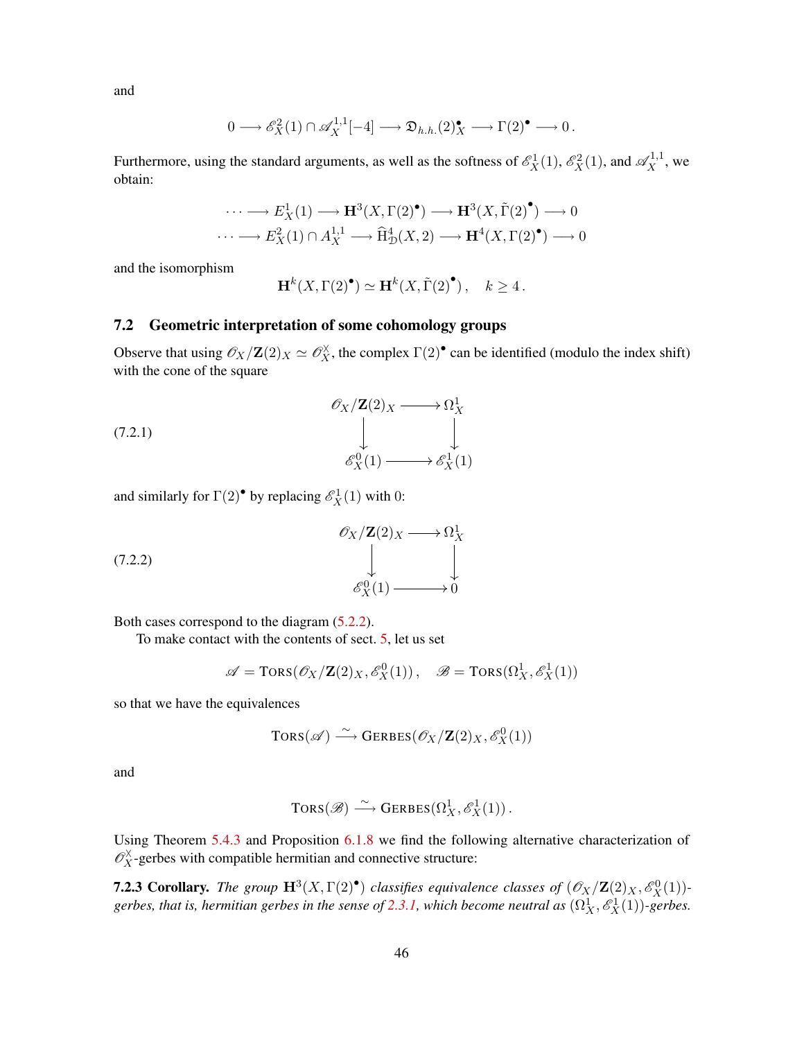and

$$0 \longrightarrow \mathscr{E}^2_X(1) \cap \mathscr{A}^{1,1}_X[-4] \longrightarrow \mathfrak{D}_{h.h.}(2)^\bullet_X \longrightarrow \Gamma(2)^\bullet \longrightarrow 0\,.$$

Furthermore, using the standard arguments, as well as the softness of $\mathscr{E}^1_X(1)$, $\mathscr{E}^2_X(1)$, and $\mathscr{A}^{1,1}_X$, we obtain:

$$\cdots \longrightarrow E^1_X(1) \longrightarrow \mathbf{H}^3(X, \Gamma(2)^\bullet) \longrightarrow \mathbf{H}^3(X, \tilde{\Gamma}(2)^\bullet) \longrightarrow 0$$
$$\cdots \longrightarrow E^2_X(1) \cap A^{1,1}_X \longrightarrow \widehat{\mathrm{H}}^4_{\mathcal{D}}(X, 2) \longrightarrow \mathbf{H}^4(X, \Gamma(2)^\bullet) \longrightarrow 0$$

and the isomorphism

$$\mathbf{H}^k(X, \Gamma(2)^\bullet) \simeq \mathbf{H}^k(X, \tilde{\Gamma}(2)^\bullet)\,, \quad k \geq 4\,.$$

## 7.2 Geometric interpretation of some cohomology groups

Observe that using $\mathscr{O}_X/\mathbf{Z}(2)_X \simeq \mathscr{O}_X^\times$, the complex $\Gamma(2)^\bullet$ can be identified (modulo the index shift) with the cone of the square

$$\begin{array}{ccc} \mathscr{O}_X/\mathbf{Z}(2)_X & \longrightarrow & \Omega^1_X \\ \downarrow & & \downarrow \\ \mathscr{E}^0_X(1) & \longrightarrow & \mathscr{E}^1_X(1) \end{array} \tag{7.2.1}$$

and similarly for $\Gamma(2)^\bullet$ by replacing $\mathscr{E}^1_X(1)$ with 0:

$$\begin{array}{ccc} \mathscr{O}_X/\mathbf{Z}(2)_X & \longrightarrow & \Omega^1_X \\ \downarrow & & \downarrow \\ \mathscr{E}^0_X(1) & \longrightarrow & 0 \end{array} \tag{7.2.2}$$

Both cases correspond to the diagram (5.2.2).

To make contact with the contents of sect. 5, let us set

$$\mathscr{A} = \textsc{Tors}(\mathscr{O}_X/\mathbf{Z}(2)_X, \mathscr{E}^0_X(1))\,, \quad \mathscr{B} = \textsc{Tors}(\Omega^1_X, \mathscr{E}^1_X(1))$$

so that we have the equivalences

$$\textsc{Tors}(\mathscr{A}) \xrightarrow{\sim} \textsc{Gerbes}(\mathscr{O}_X/\mathbf{Z}(2)_X, \mathscr{E}^0_X(1))$$

and

$$\textsc{Tors}(\mathscr{B}) \xrightarrow{\sim} \textsc{Gerbes}(\Omega^1_X, \mathscr{E}^1_X(1))\,.$$

Using Theorem 5.4.3 and Proposition 6.1.8 we find the following alternative characterization of $\mathscr{O}_X^\times$-gerbes with compatible hermitian and connective structure:

**7.2.3 Corollary.** *The group $\mathbf{H}^3(X, \Gamma(2)^\bullet)$ classifies equivalence classes of $(\mathscr{O}_X/\mathbf{Z}(2)_X, \mathscr{E}^0_X(1))$-gerbes, that is, hermitian gerbes in the sense of 2.3.1, which become neutral as $(\Omega^1_X, \mathscr{E}^1_X(1))$-gerbes.*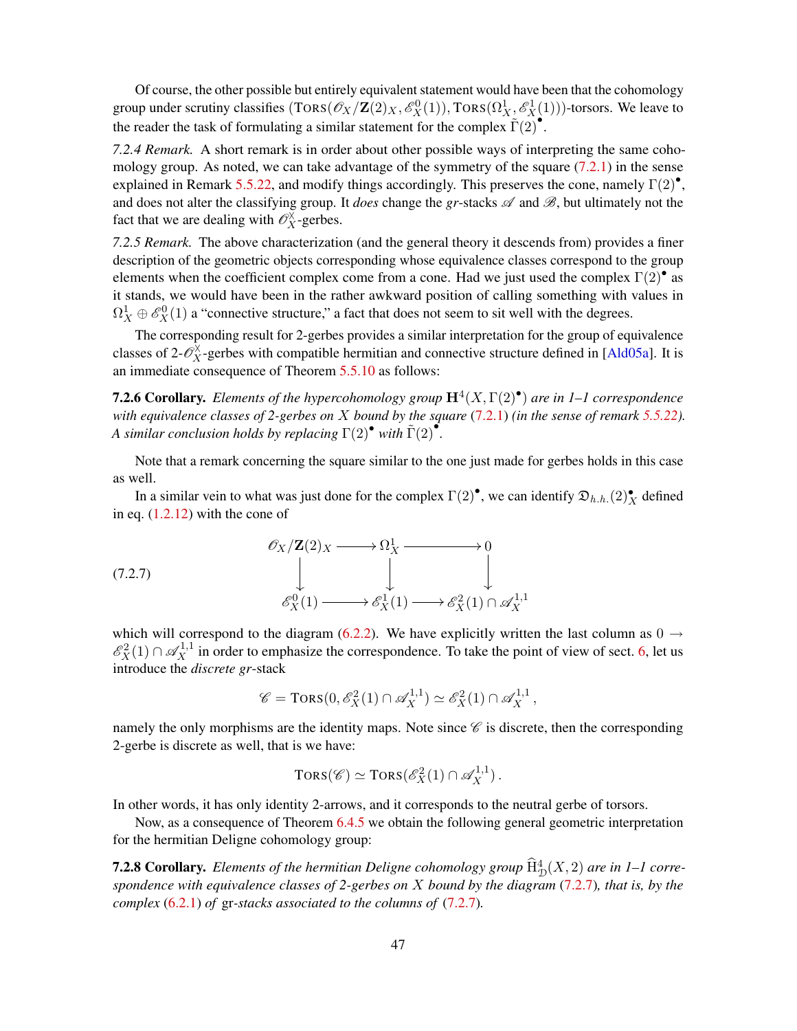Of course, the other possible but entirely equivalent statement would have been that the cohomology group under scrutiny classifies $(\textsc{Tors}(\mathscr{O}_X/\mathbf{Z}(2)_X, \mathscr{E}^0_X(1)), \textsc{Tors}(\Omega^1_X, \mathscr{E}^1_X(1)))$-torsors. We leave to the reader the task of formulating a similar statement for the complex $\tilde{\Gamma}(2)^\bullet$.

*7.2.4 Remark.* A short remark is in order about other possible ways of interpreting the same cohomology group. As noted, we can take advantage of the symmetry of the square (7.2.1) in the sense explained in Remark 5.5.22, and modify things accordingly. This preserves the cone, namely $\Gamma(2)^\bullet$, and does not alter the classifying group. It *does* change the *gr*-stacks $\mathscr{A}$ and $\mathscr{B}$, but ultimately not the fact that we are dealing with $\mathscr{O}^\times_X$-gerbes.

*7.2.5 Remark.* The above characterization (and the general theory it descends from) provides a finer description of the geometric objects corresponding whose equivalence classes correspond to the group elements when the coefficient complex come from a cone. Had we just used the complex $\Gamma(2)^\bullet$ as it stands, we would have been in the rather awkward position of calling something with values in $\Omega^1_X \oplus \mathscr{E}^0_X(1)$ a "connective structure," a fact that does not seem to sit well with the degrees.

The corresponding result for 2-gerbes provides a similar interpretation for the group of equivalence classes of 2-$\mathscr{O}^\times_X$-gerbes with compatible hermitian and connective structure defined in [Ald05a]. It is an immediate consequence of Theorem 5.5.10 as follows:

**7.2.6 Corollary.** *Elements of the hypercohomology group $\mathbf{H}^4(X, \Gamma(2)^\bullet)$ are in 1–1 correspondence with equivalence classes of 2-gerbes on $X$ bound by the square (7.2.1) (in the sense of remark 5.5.22). A similar conclusion holds by replacing $\Gamma(2)^\bullet$ with $\tilde{\Gamma}(2)^\bullet$.*

Note that a remark concerning the square similar to the one just made for gerbes holds in this case as well.

In a similar vein to what was just done for the complex $\Gamma(2)^\bullet$, we can identify $\mathfrak{D}_{h.h.}(2)^\bullet_X$ defined in eq. (1.2.12) with the cone of

$$
\begin{array}{ccccc}
\mathscr{O}_X/\mathbf{Z}(2)_X & \longrightarrow & \Omega^1_X & \longrightarrow & 0 \\
\big\downarrow & & \big\downarrow & & \big\downarrow \\
\mathscr{E}^0_X(1) & \longrightarrow & \mathscr{E}^1_X(1) & \longrightarrow & \mathscr{E}^2_X(1) \cap \mathscr{A}^{1,1}_X
\end{array}
\tag{7.2.7}
$$

which will correspond to the diagram (6.2.2). We have explicitly written the last column as $0 \to \mathscr{E}^2_X(1) \cap \mathscr{A}^{1,1}_X$ in order to emphasize the correspondence. To take the point of view of sect. 6, let us introduce the *discrete gr*-stack

$$
\mathscr{C} = \textsc{Tors}(0, \mathscr{E}^2_X(1) \cap \mathscr{A}^{1,1}_X) \simeq \mathscr{E}^2_X(1) \cap \mathscr{A}^{1,1}_X \,,
$$

namely the only morphisms are the identity maps. Note since $\mathscr{C}$ is discrete, then the corresponding 2-gerbe is discrete as well, that is we have:

$$
\textsc{Tors}(\mathscr{C}) \simeq \textsc{Tors}(\mathscr{E}^2_X(1) \cap \mathscr{A}^{1,1}_X) \,.
$$

In other words, it has only identity 2-arrows, and it corresponds to the neutral gerbe of torsors.

Now, as a consequence of Theorem 6.4.5 we obtain the following general geometric interpretation for the hermitian Deligne cohomology group:

**7.2.8 Corollary.** *Elements of the hermitian Deligne cohomology group $\widehat{\mathrm{H}}^4_{\mathcal{D}}(X, 2)$ are in 1–1 correspondence with equivalence classes of 2-gerbes on $X$ bound by the diagram (7.2.7), that is, by the complex (6.2.1) of gr-stacks associated to the columns of (7.2.7).*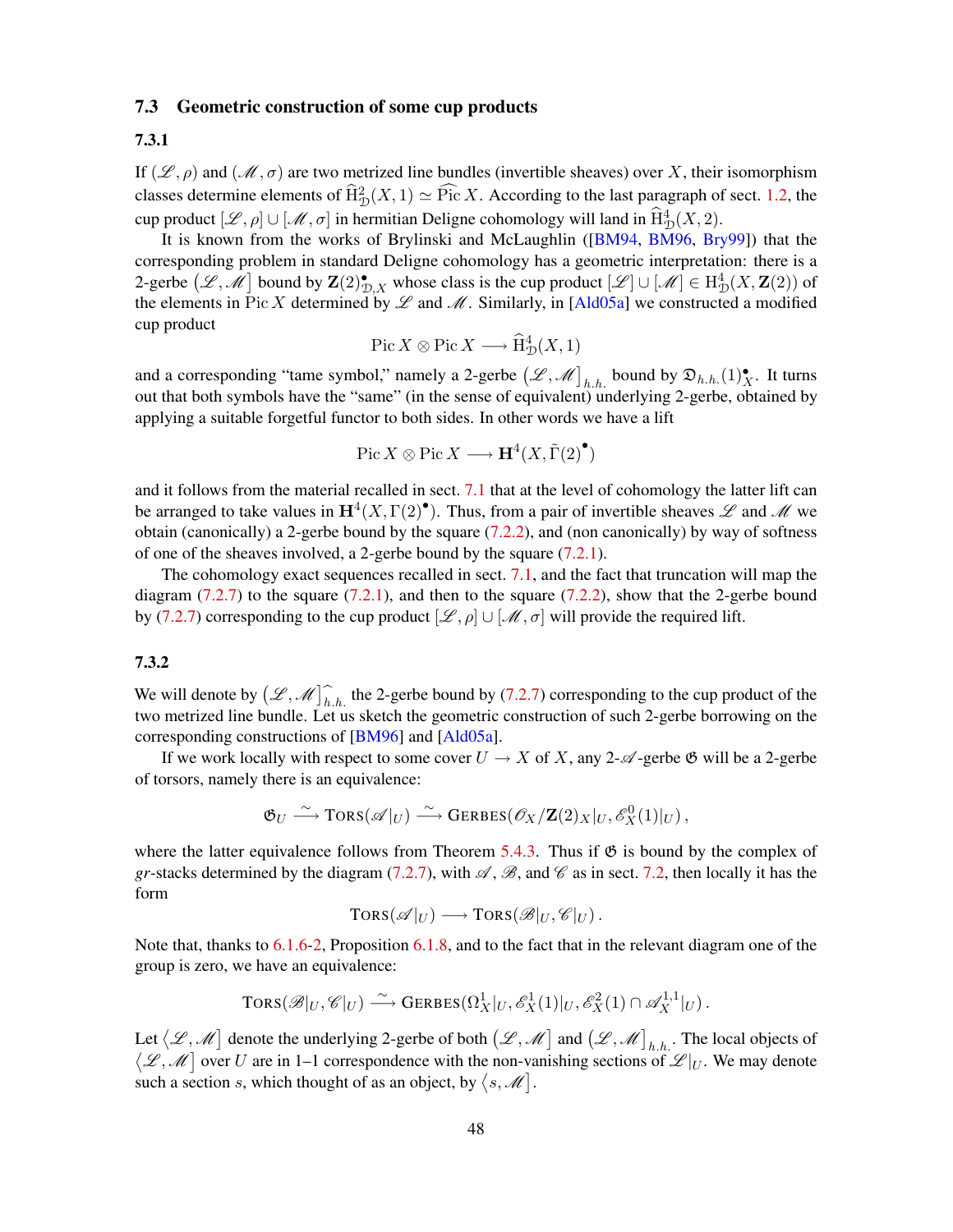## 7.3 Geometric construction of some cup products

### 7.3.1

If $(\mathscr{L}, \rho)$ and $(\mathscr{M}, \sigma)$ are two metrized line bundles (invertible sheaves) over $X$, their isomorphism classes determine elements of $\widehat{\mathrm{H}}^2_{\mathfrak{D}}(X,1) \simeq \widehat{\mathrm{Pic}}\, X$. According to the last paragraph of sect. 1.2, the cup product $[\mathscr{L}, \rho] \cup [\mathscr{M}, \sigma]$ in hermitian Deligne cohomology will land in $\widehat{\mathrm{H}}^4_{\mathfrak{D}}(X, 2)$.

It is known from the works of Brylinski and McLaughlin ([BM94, BM96, Bry99]) that the corresponding problem in standard Deligne cohomology has a geometric interpretation: there is a 2-gerbe $(\mathscr{L}, \mathscr{M}]$ bound by $\mathbf{Z}(2)^{\bullet}_{\mathfrak{D},X}$ whose class is the cup product $[\mathscr{L}] \cup [\mathscr{M}] \in \mathrm{H}^4_{\mathfrak{D}}(X, \mathbf{Z}(2))$ of the elements in $\mathrm{Pic}\, X$ determined by $\mathscr{L}$ and $\mathscr{M}$. Similarly, in [Ald05a] we constructed a modified cup product

$$\mathrm{Pic}\, X \otimes \mathrm{Pic}\, X \longrightarrow \widehat{\mathrm{H}}^4_{\mathfrak{D}}(X, 1)$$

and a corresponding "tame symbol," namely a 2-gerbe $(\mathscr{L}, \mathscr{M}]_{h.h.}$ bound by $\mathfrak{D}_{h.h.}(1)^{\bullet}_X$. It turns out that both symbols have the "same" (in the sense of equivalent) underlying 2-gerbe, obtained by applying a suitable forgetful functor to both sides. In other words we have a lift

$$\mathrm{Pic}\, X \otimes \mathrm{Pic}\, X \longrightarrow \mathbf{H}^4(X, \tilde{\Gamma}(2)^{\bullet})$$

and it follows from the material recalled in sect. 7.1 that at the level of cohomology the latter lift can be arranged to take values in $\mathbf{H}^4(X, \Gamma(2)^{\bullet})$. Thus, from a pair of invertible sheaves $\mathscr{L}$ and $\mathscr{M}$ we obtain (canonically) a 2-gerbe bound by the square (7.2.2), and (non canonically) by way of softness of one of the sheaves involved, a 2-gerbe bound by the square (7.2.1).

The cohomology exact sequences recalled in sect. 7.1, and the fact that truncation will map the diagram (7.2.7) to the square (7.2.1), and then to the square (7.2.2), show that the 2-gerbe bound by (7.2.7) corresponding to the cup product $[\mathscr{L}, \rho] \cup [\mathscr{M}, \sigma]$ will provide the required lift.

### 7.3.2

We will denote by $(\mathscr{L}, \mathscr{M}]^{\widehat{}}_{h.h.}$ the 2-gerbe bound by (7.2.7) corresponding to the cup product of the two metrized line bundle. Let us sketch the geometric construction of such 2-gerbe borrowing on the corresponding constructions of [BM96] and [Ald05a].

If we work locally with respect to some cover $U \to X$ of $X$, any 2-$\mathscr{A}$-gerbe $\mathfrak{G}$ will be a 2-gerbe of torsors, namely there is an equivalence:

$$\mathfrak{G}_U \xrightarrow{\ \sim\ } \mathrm{T{\small ORS}}(\mathscr{A}|_U) \xrightarrow{\ \sim\ } \mathrm{G{\small ERBES}}(\mathscr{O}_X/\mathbf{Z}(2)_X|_U, \mathscr{E}^0_X(1)|_U)\,,$$

where the latter equivalence follows from Theorem 5.4.3. Thus if $\mathfrak{G}$ is bound by the complex of *gr*-stacks determined by the diagram (7.2.7), with $\mathscr{A}$, $\mathscr{B}$, and $\mathscr{C}$ as in sect. 7.2, then locally it has the form

$$\mathrm{T{\small ORS}}(\mathscr{A}|_U) \longrightarrow \mathrm{T{\small ORS}}(\mathscr{B}|_U, \mathscr{C}|_U)\,.$$

Note that, thanks to 6.1.6-2, Proposition 6.1.8, and to the fact that in the relevant diagram one of the group is zero, we have an equivalence:

$$\mathrm{T{\small ORS}}(\mathscr{B}|_U, \mathscr{C}|_U) \xrightarrow{\ \sim\ } \mathrm{G{\small ERBES}}(\Omega^1_X|_U, \mathscr{E}^1_X(1)|_U, \mathscr{E}^2_X(1) \cap \mathscr{A}^{1,1}_X|_U)\,.$$

Let $\langle \mathscr{L}, \mathscr{M}]$ denote the underlying 2-gerbe of both $(\mathscr{L}, \mathscr{M}]$ and $(\mathscr{L}, \mathscr{M}]_{h.h.}$. The local objects of $\langle \mathscr{L}, \mathscr{M}]$ over $U$ are in 1–1 correspondence with the non-vanishing sections of $\mathscr{L}|_U$. We may denote such a section $s$, which thought of as an object, by $\langle s, \mathscr{M}]$.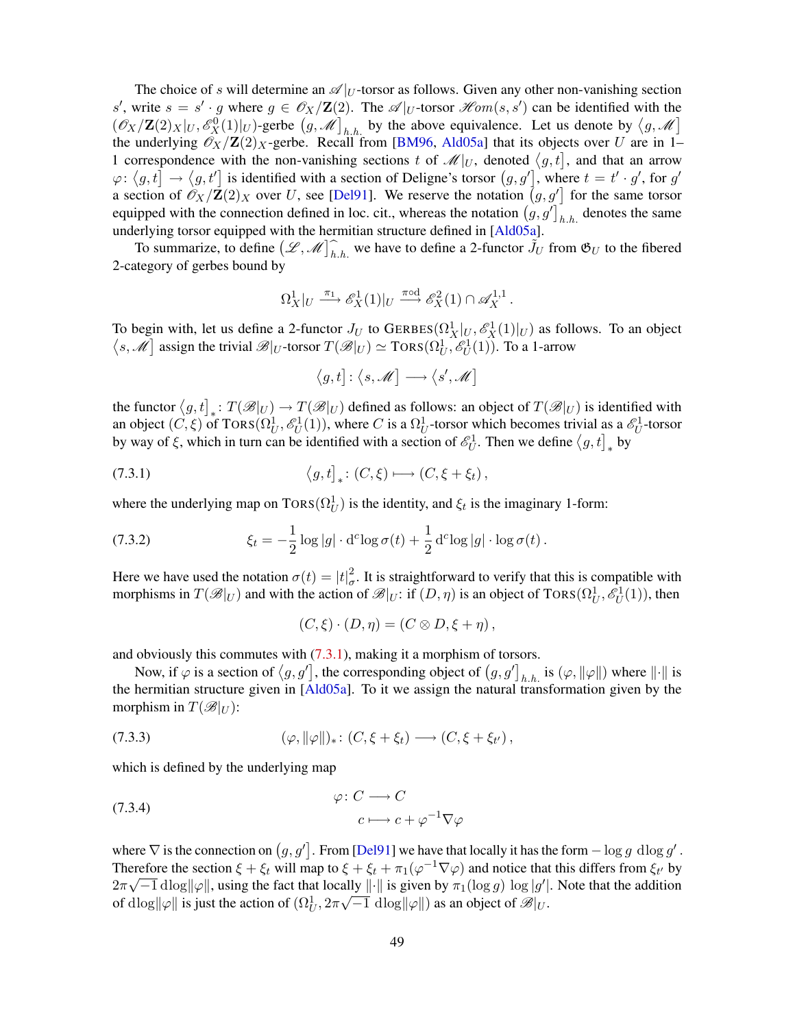The choice of $s$ will determine an $\mathscr{A}|_U$-torsor as follows. Given any other non-vanishing section $s'$, write $s = s' \cdot g$ where $g \in \mathscr{O}_X/\mathbf{Z}(2)$. The $\mathscr{A}|_U$-torsor $\mathscr{H}om(s, s')$ can be identified with the $(\mathscr{O}_X/\mathbf{Z}(2)_X|_U, \mathscr{E}^0_X(1)|_U)$-gerbe $\big(g, \mathscr{M}\big]_{h.h.}$ by the above equivalence. Let us denote by $\big\langle g, \mathscr{M}\big]$ the underlying $\mathscr{O}_X/\mathbf{Z}(2)_X$-gerbe. Recall from [BM96, Ald05a] that its objects over $U$ are in 1–1 correspondence with the non-vanishing sections $t$ of $\mathscr{M}|_U$, denoted $\big\langle g, t\big]$, and that an arrow $\varphi\colon \big\langle g, t\big] \to \big\langle g, t'\big]$ is identified with a section of Deligne's torsor $\big(g, g'\big]$, where $t = t' \cdot g'$, for $g'$ a section of $\mathscr{O}_X/\mathbf{Z}(2)_X$ over $U$, see [Del91]. We reserve the notation $\big(g, g'\big]$ for the same torsor equipped with the connection defined in loc. cit., whereas the notation $\big(g, g'\big]_{h.h.}$ denotes the same underlying torsor equipped with the hermitian structure defined in [Ald05a].

To summarize, to define $\big(\mathscr{L}, \mathscr{M}\big]^{\widehat{}}_{h.h.}$ we have to define a 2-functor $\tilde{J}_U$ from $\mathfrak{G}_U$ to the fibered 2-category of gerbes bound by

$$\Omega^1_X|_U \xrightarrow{\pi_1} \mathscr{E}^1_X(1)|_U \xrightarrow{\pi\circ\mathrm{d}} \mathscr{E}^2_X(1) \cap \mathscr{A}^{1,1}_X .$$

To begin with, let us define a 2-functor $J_U$ to $\mathrm{GERBES}(\Omega^1_X|_U, \mathscr{E}^1_X(1)|_U)$ as follows. To an object $\big\langle s, \mathscr{M}\big]$ assign the trivial $\mathscr{B}|_U$-torsor $T(\mathscr{B}|_U) \simeq \mathrm{TORS}(\Omega^1_U, \mathscr{E}^1_U(1))$. To a 1-arrow

$$\big\langle g, t\big] : \big\langle s, \mathscr{M}\big] \longrightarrow \big\langle s', \mathscr{M}\big]$$

the functor $\big\langle g, t\big]_*\colon T(\mathscr{B}|_U) \to T(\mathscr{B}|_U)$ defined as follows: an object of $T(\mathscr{B}|_U)$ is identified with an object $(C, \xi)$ of $\mathrm{TORS}(\Omega^1_U, \mathscr{E}^1_U(1))$, where $C$ is a $\Omega^1_U$-torsor which becomes trivial as a $\mathscr{E}^1_U$-torsor by way of $\xi$, which in turn can be identified with a section of $\mathscr{E}^1_U$. Then we define $\big\langle g, t\big]_*$ by

$$\big\langle g, t\big]_*\colon (C, \xi) \longmapsto (C, \xi + \xi_t)\,, \tag{7.3.1}$$

where the underlying map on $\mathrm{TORS}(\Omega^1_U)$ is the identity, and $\xi_t$ is the imaginary 1-form:

$$\xi_t = -\frac{1}{2}\log|g| \cdot \mathrm{d}^c\log\sigma(t) + \frac{1}{2}\,\mathrm{d}^c\log|g| \cdot \log\sigma(t)\,. \tag{7.3.2}$$

Here we have used the notation $\sigma(t) = |t|^2_\sigma$. It is straightforward to verify that this is compatible with morphisms in $T(\mathscr{B}|_U)$ and with the action of $\mathscr{B}|_U$: if $(D, \eta)$ is an object of $\mathrm{TORS}(\Omega^1_U, \mathscr{E}^1_U(1))$, then

$$(C, \xi) \cdot (D, \eta) = (C \otimes D, \xi + \eta)\,,$$

and obviously this commutes with (7.3.1), making it a morphism of torsors.

Now, if $\varphi$ is a section of $\big\langle g, g'\big]$, the corresponding object of $\big(g, g'\big]_{h.h.}$ is $(\varphi, \|\varphi\|)$ where $\|\cdot\|$ is the hermitian structure given in [Ald05a]. To it we assign the natural transformation given by the morphism in $T(\mathscr{B}|_U)$:

$$(\varphi, \|\varphi\|)_*\colon (C, \xi + \xi_t) \longrightarrow (C, \xi + \xi_{t'})\,, \tag{7.3.3}$$

which is defined by the underlying map

$$\begin{aligned} \varphi\colon C &\longrightarrow C \\ c &\longmapsto c + \varphi^{-1}\nabla\varphi \end{aligned} \tag{7.3.4}$$

where $\nabla$ is the connection on $\big(g, g'\big]$. From [Del91] we have that locally it has the form $-\log g\ \mathrm{d}\log g'$. Therefore the section $\xi + \xi_t$ will map to $\xi + \xi_t + \pi_1(\varphi^{-1}\nabla\varphi)$ and notice that this differs from $\xi_{t'}$ by $2\pi\sqrt{-1}\,\mathrm{d}\log\|\varphi\|$, using the fact that locally $\|\cdot\|$ is given by $\pi_1(\log g)\,\log|g'|$. Note that the addition of $\mathrm{d}\log\|\varphi\|$ is just the action of $(\Omega^1_U, 2\pi\sqrt{-1}\,\mathrm{d}\log\|\varphi\|)$ as an object of $\mathscr{B}|_U$.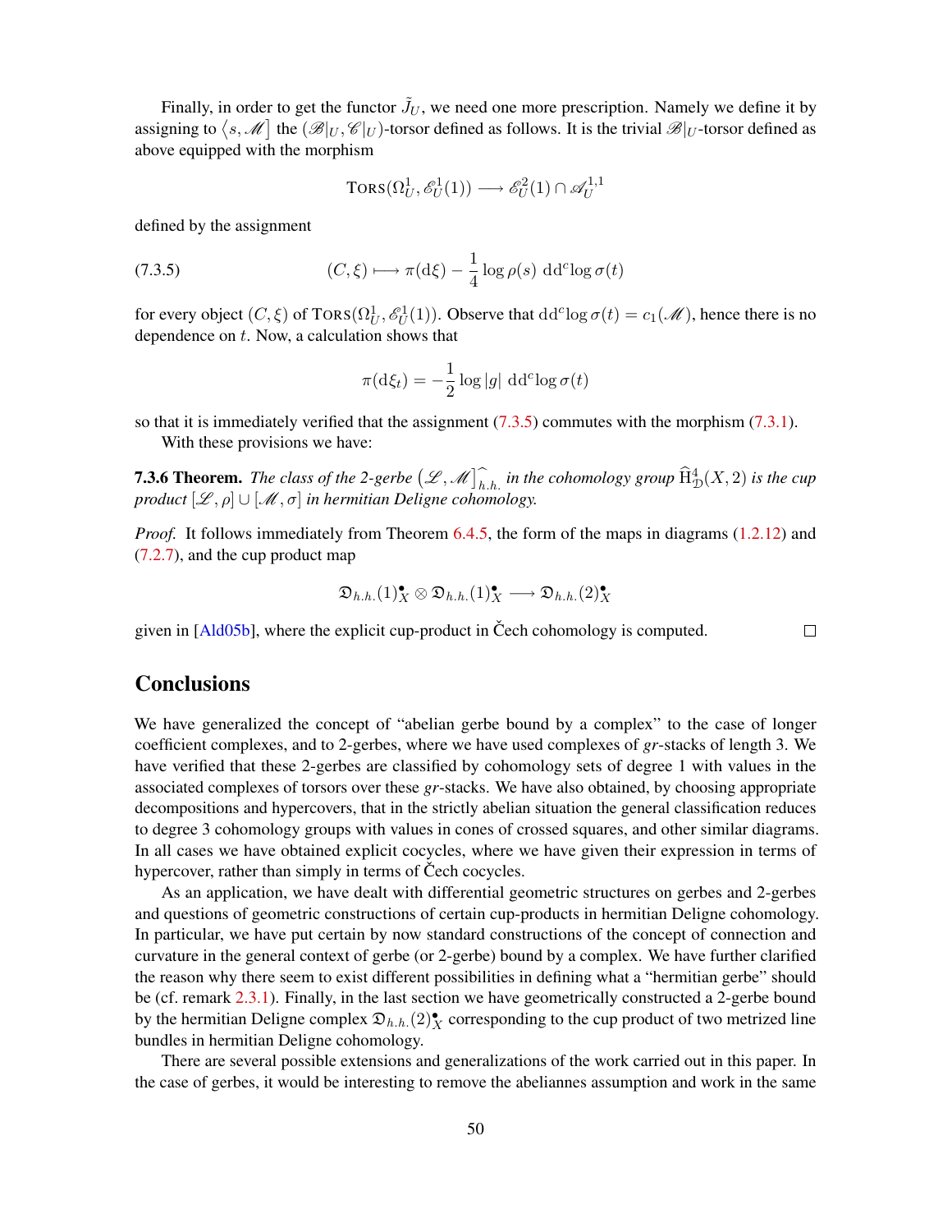Finally, in order to get the functor $\tilde{J}_U$, we need one more prescription. Namely we define it by assigning to $\langle s, \mathscr{M}]$ the $(\mathscr{B}|_U, \mathscr{C}|_U)$-torsor defined as follows. It is the trivial $\mathscr{B}|_U$-torsor defined as above equipped with the morphism

$$\mathrm{T}\text{ORS}(\Omega^1_U, \mathscr{E}^1_U(1)) \longrightarrow \mathscr{E}^2_U(1) \cap \mathscr{A}^{1,1}_U$$

defined by the assignment

$$(C, \xi) \longmapsto \pi(\mathrm{d}\xi) - \frac{1}{4} \log \rho(s)\ \mathrm{d}\mathrm{d}^c \log \sigma(t) \tag{7.3.5}$$

for every object $(C, \xi)$ of $\mathrm{T}\text{ORS}(\Omega^1_U, \mathscr{E}^1_U(1))$. Observe that $\mathrm{d}\mathrm{d}^c \log \sigma(t) = c_1(\mathscr{M})$, hence there is no dependence on $t$. Now, a calculation shows that

$$\pi(\mathrm{d}\xi_t) = -\frac{1}{2} \log |g|\ \mathrm{d}\mathrm{d}^c \log \sigma(t)$$

so that it is immediately verified that the assignment (7.3.5) commutes with the morphism (7.3.1).

With these provisions we have:

**7.3.6 Theorem.** *The class of the 2-gerbe $\big(\mathscr{L}, \mathscr{M}\big]^{\widehat{}}_{h.h.}$ in the cohomology group $\widehat{\mathrm{H}}^4_{\mathcal{D}}(X, 2)$ is the cup product $[\mathscr{L}, \rho] \cup [\mathscr{M}, \sigma]$ in hermitian Deligne cohomology.*

*Proof.* It follows immediately from Theorem 6.4.5, the form of the maps in diagrams (1.2.12) and (7.2.7), and the cup product map

$$\mathfrak{D}_{h.h.}(1)^\bullet_X \otimes \mathfrak{D}_{h.h.}(1)^\bullet_X \longrightarrow \mathfrak{D}_{h.h.}(2)^\bullet_X$$

given in [Ald05b], where the explicit cup-product in Čech cohomology is computed. □

## Conclusions

We have generalized the concept of "abelian gerbe bound by a complex" to the case of longer coefficient complexes, and to 2-gerbes, where we have used complexes of *gr*-stacks of length 3. We have verified that these 2-gerbes are classified by cohomology sets of degree 1 with values in the associated complexes of torsors over these *gr*-stacks. We have also obtained, by choosing appropriate decompositions and hypercovers, that in the strictly abelian situation the general classification reduces to degree 3 cohomology groups with values in cones of crossed squares, and other similar diagrams. In all cases we have obtained explicit cocycles, where we have given their expression in terms of hypercover, rather than simply in terms of Čech cocycles.

As an application, we have dealt with differential geometric structures on gerbes and 2-gerbes and questions of geometric constructions of certain cup-products in hermitian Deligne cohomology. In particular, we have put certain by now standard constructions of the concept of connection and curvature in the general context of gerbe (or 2-gerbe) bound by a complex. We have further clarified the reason why there seem to exist different possibilities in defining what a "hermitian gerbe" should be (cf. remark 2.3.1). Finally, in the last section we have geometrically constructed a 2-gerbe bound by the hermitian Deligne complex $\mathfrak{D}_{h.h.}(2)^\bullet_X$ corresponding to the cup product of two metrized line bundles in hermitian Deligne cohomology.

There are several possible extensions and generalizations of the work carried out in this paper. In the case of gerbes, it would be interesting to remove the abeliannes assumption and work in the same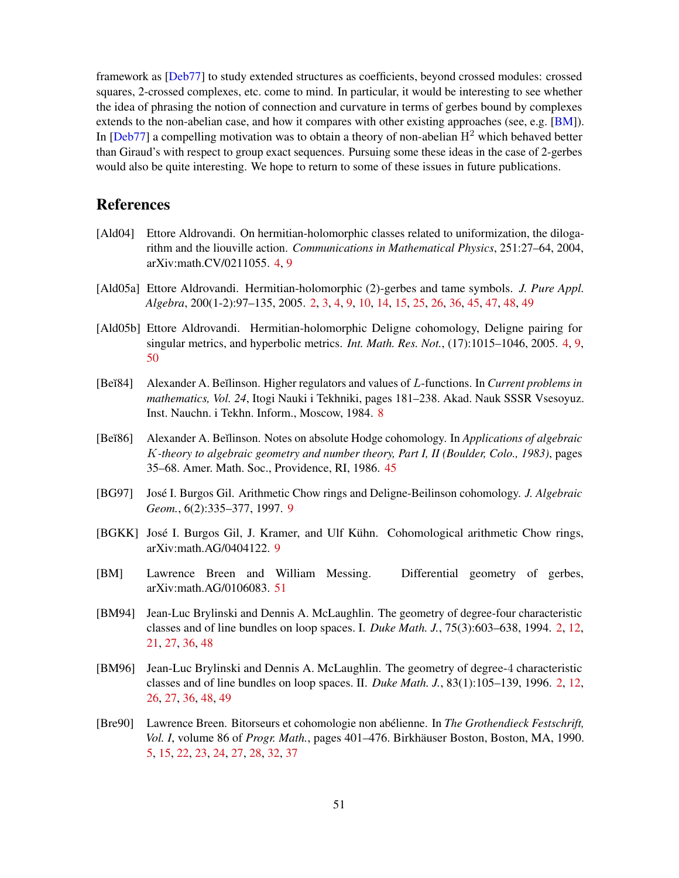framework as [Deb77] to study extended structures as coefficients, beyond crossed modules: crossed squares, 2-crossed complexes, etc. come to mind. In particular, it would be interesting to see whether the idea of phrasing the notion of connection and curvature in terms of gerbes bound by complexes extends to the non-abelian case, and how it compares with other existing approaches (see, e.g. [BM]). In [Deb77] a compelling motivation was to obtain a theory of non-abelian $\mathrm{H}^2$ which behaved better than Giraud's with respect to group exact sequences. Pursuing some these ideas in the case of 2-gerbes would also be quite interesting. We hope to return to some of these issues in future publications.

## References

[Ald04] Ettore Aldrovandi. On hermitian-holomorphic classes related to uniformization, the dilogarithm and the liouville action. *Communications in Mathematical Physics*, 251:27–64, 2004, arXiv:math.CV/0211055. 4, 9

[Ald05a] Ettore Aldrovandi. Hermitian-holomorphic (2)-gerbes and tame symbols. *J. Pure Appl. Algebra*, 200(1-2):97–135, 2005. 2, 3, 4, 9, 10, 14, 15, 25, 26, 36, 45, 47, 48, 49

[Ald05b] Ettore Aldrovandi. Hermitian-holomorphic Deligne cohomology, Deligne pairing for singular metrics, and hyperbolic metrics. *Int. Math. Res. Not.*, (17):1015–1046, 2005. 4, 9, 50

[Beĭ84] Alexander A. Beĭlinson. Higher regulators and values of $L$-functions. In *Current problems in mathematics, Vol. 24*, Itogi Nauki i Tekhniki, pages 181–238. Akad. Nauk SSSR Vsesoyuz. Inst. Nauchn. i Tekhn. Inform., Moscow, 1984. 8

[Beĭ86] Alexander A. Beĭlinson. Notes on absolute Hodge cohomology. In *Applications of algebraic $K$-theory to algebraic geometry and number theory, Part I, II (Boulder, Colo., 1983)*, pages 35–68. Amer. Math. Soc., Providence, RI, 1986. 45

[BG97] José I. Burgos Gil. Arithmetic Chow rings and Deligne-Beilinson cohomology. *J. Algebraic Geom.*, 6(2):335–377, 1997. 9

[BGKK] José I. Burgos Gil, J. Kramer, and Ulf Kühn. Cohomological arithmetic Chow rings, arXiv:math.AG/0404122. 9

[BM] Lawrence Breen and William Messing. Differential geometry of gerbes, arXiv:math.AG/0106083. 51

[BM94] Jean-Luc Brylinski and Dennis A. McLaughlin. The geometry of degree-four characteristic classes and of line bundles on loop spaces. I. *Duke Math. J.*, 75(3):603–638, 1994. 2, 12, 21, 27, 36, 48

[BM96] Jean-Luc Brylinski and Dennis A. McLaughlin. The geometry of degree-4 characteristic classes and of line bundles on loop spaces. II. *Duke Math. J.*, 83(1):105–139, 1996. 2, 12, 26, 27, 36, 48, 49

[Bre90] Lawrence Breen. Bitorseurs et cohomologie non abélienne. In *The Grothendieck Festschrift, Vol. I*, volume 86 of *Progr. Math.*, pages 401–476. Birkhäuser Boston, Boston, MA, 1990. 5, 15, 22, 23, 24, 27, 28, 32, 37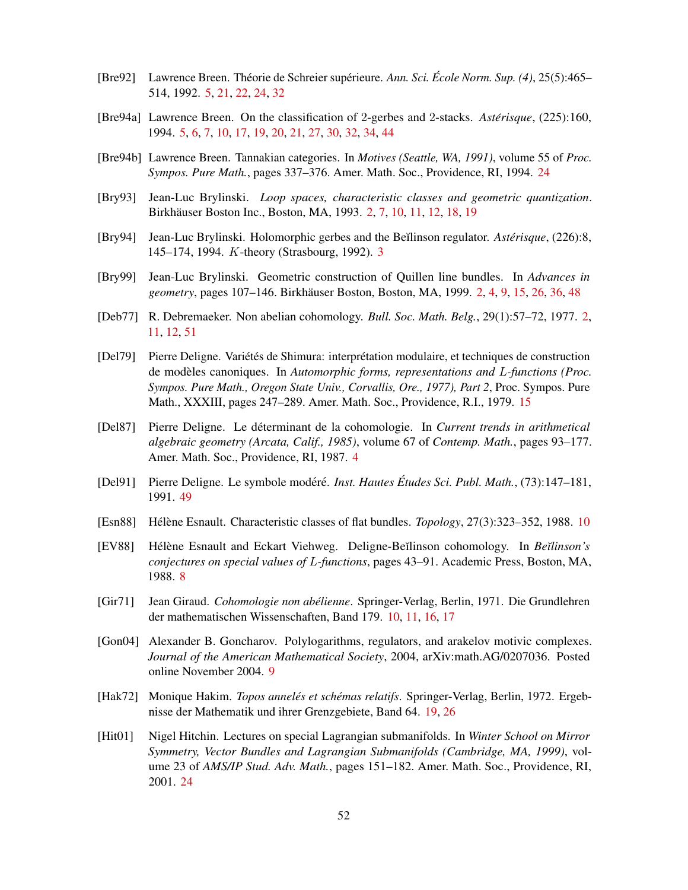[Bre92] Lawrence Breen. Théorie de Schreier supérieure. *Ann. Sci. École Norm. Sup. (4)*, 25(5):465–514, 1992. 5, 21, 22, 24, 32

[Bre94a] Lawrence Breen. On the classification of 2-gerbes and 2-stacks. *Astérisque*, (225):160, 1994. 5, 6, 7, 10, 17, 19, 20, 21, 27, 30, 32, 34, 44

[Bre94b] Lawrence Breen. Tannakian categories. In *Motives (Seattle, WA, 1991)*, volume 55 of *Proc. Sympos. Pure Math.*, pages 337–376. Amer. Math. Soc., Providence, RI, 1994. 24

[Bry93] Jean-Luc Brylinski. *Loop spaces, characteristic classes and geometric quantization*. Birkhäuser Boston Inc., Boston, MA, 1993. 2, 7, 10, 11, 12, 18, 19

[Bry94] Jean-Luc Brylinski. Holomorphic gerbes and the Beĭlinson regulator. *Astérisque*, (226):8, 145–174, 1994. $K$-theory (Strasbourg, 1992). 3

[Bry99] Jean-Luc Brylinski. Geometric construction of Quillen line bundles. In *Advances in geometry*, pages 107–146. Birkhäuser Boston, Boston, MA, 1999. 2, 4, 9, 15, 26, 36, 48

[Deb77] R. Debremaeker. Non abelian cohomology. *Bull. Soc. Math. Belg.*, 29(1):57–72, 1977. 2, 11, 12, 51

[Del79] Pierre Deligne. Variétés de Shimura: interprétation modulaire, et techniques de construction de modèles canoniques. In *Automorphic forms, representations and $L$-functions (Proc. Sympos. Pure Math., Oregon State Univ., Corvallis, Ore., 1977), Part 2*, Proc. Sympos. Pure Math., XXXIII, pages 247–289. Amer. Math. Soc., Providence, R.I., 1979. 15

[Del87] Pierre Deligne. Le déterminant de la cohomologie. In *Current trends in arithmetical algebraic geometry (Arcata, Calif., 1985)*, volume 67 of *Contemp. Math.*, pages 93–177. Amer. Math. Soc., Providence, RI, 1987. 4

[Del91] Pierre Deligne. Le symbole modéré. *Inst. Hautes Études Sci. Publ. Math.*, (73):147–181, 1991. 49

[Esn88] Hélène Esnault. Characteristic classes of flat bundles. *Topology*, 27(3):323–352, 1988. 10

[EV88] Hélène Esnault and Eckart Viehweg. Deligne-Beĭlinson cohomology. In *Beĭlinson's conjectures on special values of $L$-functions*, pages 43–91. Academic Press, Boston, MA, 1988. 8

[Gir71] Jean Giraud. *Cohomologie non abélienne*. Springer-Verlag, Berlin, 1971. Die Grundlehren der mathematischen Wissenschaften, Band 179. 10, 11, 16, 17

[Gon04] Alexander B. Goncharov. Polylogarithms, regulators, and arakelov motivic complexes. *Journal of the American Mathematical Society*, 2004, arXiv:math.AG/0207036. Posted online November 2004. 9

[Hak72] Monique Hakim. *Topos annelés et schémas relatifs*. Springer-Verlag, Berlin, 1972. Ergebnisse der Mathematik und ihrer Grenzgebiete, Band 64. 19, 26

[Hit01] Nigel Hitchin. Lectures on special Lagrangian submanifolds. In *Winter School on Mirror Symmetry, Vector Bundles and Lagrangian Submanifolds (Cambridge, MA, 1999)*, volume 23 of *AMS/IP Stud. Adv. Math.*, pages 151–182. Amer. Math. Soc., Providence, RI, 2001. 24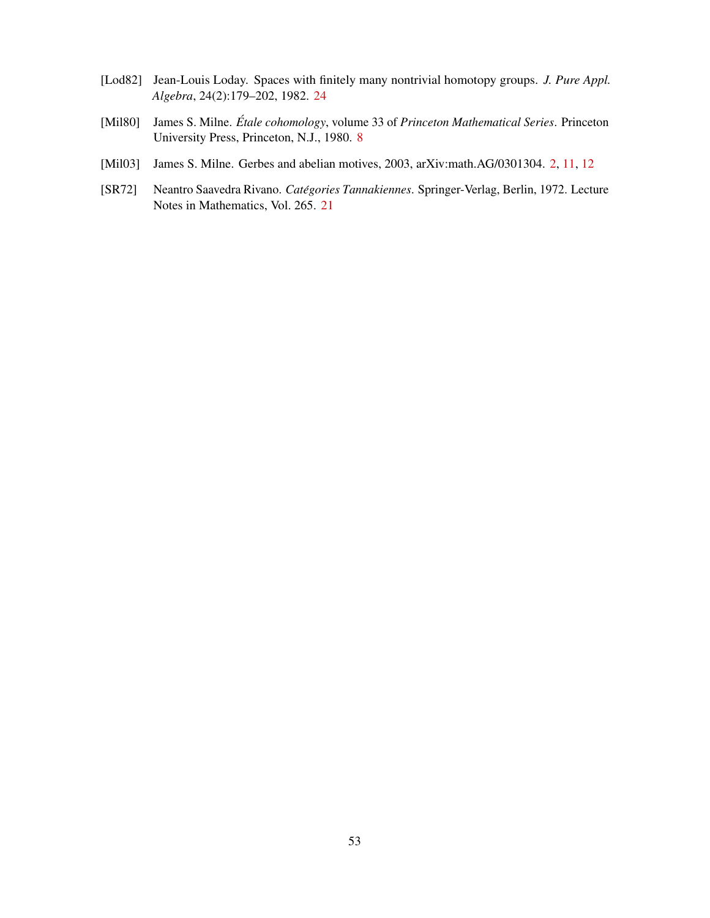[Lod82] Jean-Louis Loday. Spaces with finitely many nontrivial homotopy groups. *J. Pure Appl. Algebra*, 24(2):179–202, 1982. 24

[Mil80] James S. Milne. *Étale cohomology*, volume 33 of *Princeton Mathematical Series*. Princeton University Press, Princeton, N.J., 1980. 8

[Mil03] James S. Milne. Gerbes and abelian motives, 2003, arXiv:math.AG/0301304. 2, 11, 12

[SR72] Neantro Saavedra Rivano. *Catégories Tannakiennes*. Springer-Verlag, Berlin, 1972. Lecture Notes in Mathematics, Vol. 265. 21